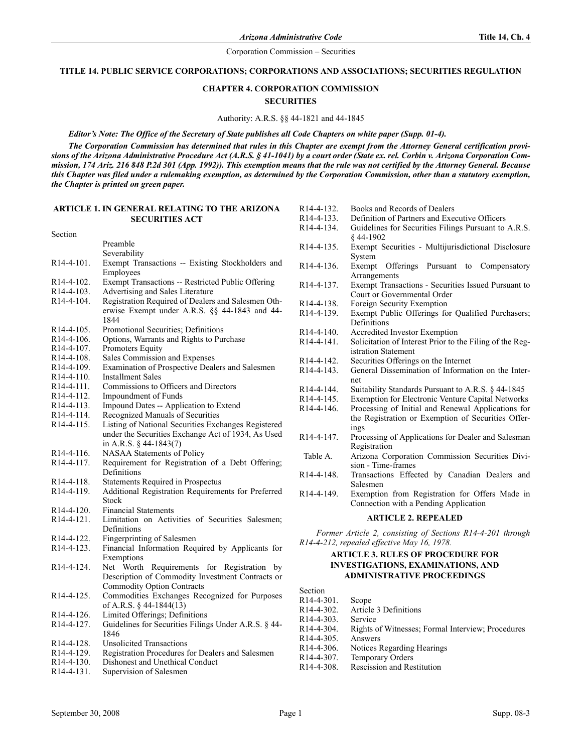# TITLE 14. PUBLIC SERVICE CORPORATIONS; CORPORATIONS AND ASSOCIATIONS; SECURITIES REGULATION

## CHAPTER 4. CORPORATION COMMISSION SECURITIES

Authority: A.R.S. §§ 44-1821 and 44-1845

***Editor's Note: The Office of the Secretary of State publishes all Code Chapters on white paper (Supp. 01-4).***

***The Corporation Commission has determined that rules in this Chapter are exempt from the Attorney General certification provisions of the Arizona Administrative Procedure Act (A.R.S. § 41-1041) by a court order (State ex. rel. Corbin v. Arizona Corporation Commission, 174 Ariz. 216 848 P.2d 301 (App. 1992)). This exemption means that the rule was not certified by the Attorney General. Because this Chapter was filed under a rulemaking exemption, as determined by the Corporation Commission, other than a statutory exemption, the Chapter is printed on green paper.***

### ARTICLE 1. IN GENERAL RELATING TO THE ARIZONA SECURITIES ACT

Section

| | |
|---|---|
| | Preamble |
| | Severability |
| R14-4-101. | Exempt Transactions -- Existing Stockholders and Employees |
| R14-4-102. | Exempt Transactions -- Restricted Public Offering |
| R14-4-103. | Advertising and Sales Literature |
| R14-4-104. | Registration Required of Dealers and Salesmen Otherwise Exempt under A.R.S. §§ 44-1843 and 44-1844 |
| R14-4-105. | Promotional Securities; Definitions |
| R14-4-106. | Options, Warrants and Rights to Purchase |
| R14-4-107. | Promoters Equity |
| R14-4-108. | Sales Commission and Expenses |
| R14-4-109. | Examination of Prospective Dealers and Salesmen |
| R14-4-110. | Installment Sales |
| R14-4-111. | Commissions to Officers and Directors |
| R14-4-112. | Impoundment of Funds |
| R14-4-113. | Impound Dates -- Application to Extend |
| R14-4-114. | Recognized Manuals of Securities |
| R14-4-115. | Listing of National Securities Exchanges Registered under the Securities Exchange Act of 1934, As Used in A.R.S. § 44-1843(7) |
| R14-4-116. | NASAA Statements of Policy |
| R14-4-117. | Requirement for Registration of a Debt Offering; Definitions |
| R14-4-118. | Statements Required in Prospectus |
| R14-4-119. | Additional Registration Requirements for Preferred Stock |
| R14-4-120. | Financial Statements |
| R14-4-121. | Limitation on Activities of Securities Salesmen; Definitions |
| R14-4-122. | Fingerprinting of Salesmen |
| R14-4-123. | Financial Information Required by Applicants for Exemptions |
| R14-4-124. | Net Worth Requirements for Registration by Description of Commodity Investment Contracts or Commodity Option Contracts |
| R14-4-125. | Commodities Exchanges Recognized for Purposes of A.R.S. § 44-1844(13) |
| R14-4-126. | Limited Offerings; Definitions |
| R14-4-127. | Guidelines for Securities Filings Under A.R.S. § 44-1846 |
| R14-4-128. | Unsolicited Transactions |
| R14-4-129. | Registration Procedures for Dealers and Salesmen |
| R14-4-130. | Dishonest and Unethical Conduct |
| R14-4-131. | Supervision of Salesmen |
| R14-4-132. | Books and Records of Dealers |
| R14-4-133. | Definition of Partners and Executive Officers |
| R14-4-134. | Guidelines for Securities Filings Pursuant to A.R.S. § 44-1902 |
| R14-4-135. | Exempt Securities - Multijurisdictional Disclosure System |
| R14-4-136. | Exempt Offerings Pursuant to Compensatory Arrangements |
| R14-4-137. | Exempt Transactions - Securities Issued Pursuant to Court or Governmental Order |
| R14-4-138. | Foreign Security Exemption |
| R14-4-139. | Exempt Public Offerings for Qualified Purchasers; Definitions |
| R14-4-140. | Accredited Investor Exemption |
| R14-4-141. | Solicitation of Interest Prior to the Filing of the Registration Statement |
| R14-4-142. | Securities Offerings on the Internet |
| R14-4-143. | General Dissemination of Information on the Internet |
| R14-4-144. | Suitability Standards Pursuant to A.R.S. § 44-1845 |
| R14-4-145. | Exemption for Electronic Venture Capital Networks |
| R14-4-146. | Processing of Initial and Renewal Applications for the Registration or Exemption of Securities Offerings |
| R14-4-147. | Processing of Applications for Dealer and Salesman Registration |
| Table A. | Arizona Corporation Commission Securities Division - Time-frames |
| R14-4-148. | Transactions Effected by Canadian Dealers and Salesmen |
| R14-4-149. | Exemption from Registration for Offers Made in Connection with a Pending Application |

### ARTICLE 2. REPEALED

*Former Article 2, consisting of Sections R14-4-201 through R14-4-212, repealed effective May 16, 1978.*

### ARTICLE 3. RULES OF PROCEDURE FOR INVESTIGATIONS, EXAMINATIONS, AND ADMINISTRATIVE PROCEEDINGS

Section

| | |
|---|---|
| R14-4-301. | Scope |
| R14-4-302. | Article 3 Definitions |
| R14-4-303. | Service |
| R14-4-304. | Rights of Witnesses; Formal Interview; Procedures |
| R14-4-305. | Answers |
| R14-4-306. | Notices Regarding Hearings |
| R14-4-307. | Temporary Orders |
| R14-4-308. | Rescission and Restitution |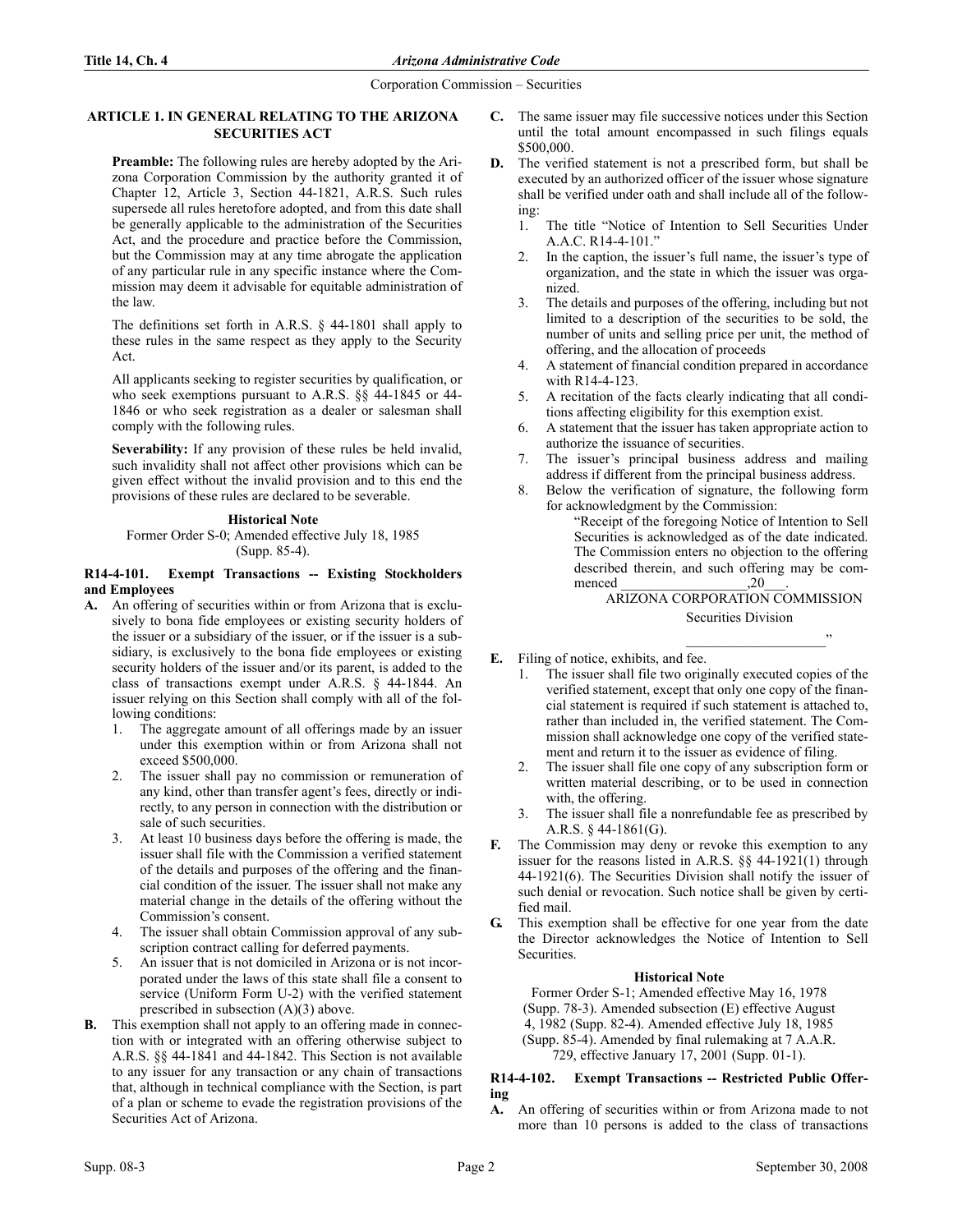## ARTICLE 1. IN GENERAL RELATING TO THE ARIZONA SECURITIES ACT

**Preamble:** The following rules are hereby adopted by the Arizona Corporation Commission by the authority granted it of Chapter 12, Article 3, Section 44-1821, A.R.S. Such rules supersede all rules heretofore adopted, and from this date shall be generally applicable to the administration of the Securities Act, and the procedure and practice before the Commission, but the Commission may at any time abrogate the application of any particular rule in any specific instance where the Commission may deem it advisable for equitable administration of the law.

The definitions set forth in A.R.S. § 44-1801 shall apply to these rules in the same respect as they apply to the Security Act.

All applicants seeking to register securities by qualification, or who seek exemptions pursuant to A.R.S. §§ 44-1845 or 44-1846 or who seek registration as a dealer or salesman shall comply with the following rules.

**Severability:** If any provision of these rules be held invalid, such invalidity shall not affect other provisions which can be given effect without the invalid provision and to this end the provisions of these rules are declared to be severable.

**Historical Note**

Former Order S-0; Amended effective July 18, 1985 (Supp. 85-4).

### R14-4-101. Exempt Transactions -- Existing Stockholders and Employees

**A.** An offering of securities within or from Arizona that is exclusively to bona fide employees or existing security holders of the issuer or a subsidiary of the issuer, or if the issuer is a subsidiary, is exclusively to the bona fide employees or existing security holders of the issuer and/or its parent, is added to the class of transactions exempt under A.R.S. § 44-1844. An issuer relying on this Section shall comply with all of the following conditions:

1. The aggregate amount of all offerings made by an issuer under this exemption within or from Arizona shall not exceed $500,000.
2. The issuer shall pay no commission or remuneration of any kind, other than transfer agent's fees, directly or indirectly, to any person in connection with the distribution or sale of such securities.
3. At least 10 business days before the offering is made, the issuer shall file with the Commission a verified statement of the details and purposes of the offering and the financial condition of the issuer. The issuer shall not make any material change in the details of the offering without the Commission's consent.
4. The issuer shall obtain Commission approval of any subscription contract calling for deferred payments.
5. An issuer that is not domiciled in Arizona or is not incorporated under the laws of this state shall file a consent to service (Uniform Form U-2) with the verified statement prescribed in subsection (A)(3) above.

**B.** This exemption shall not apply to an offering made in connection with or integrated with an offering otherwise subject to A.R.S. §§ 44-1841 and 44-1842. This Section is not available to any issuer for any transaction or any chain of transactions that, although in technical compliance with the Section, is part of a plan or scheme to evade the registration provisions of the Securities Act of Arizona.

**C.** The same issuer may file successive notices under this Section until the total amount encompassed in such filings equals $500,000.

**D.** The verified statement is not a prescribed form, but shall be executed by an authorized officer of the issuer whose signature shall be verified under oath and shall include all of the following:

1. The title "Notice of Intention to Sell Securities Under A.A.C. R14-4-101."
2. In the caption, the issuer's full name, the issuer's type of organization, and the state in which the issuer was organized.
3. The details and purposes of the offering, including but not limited to a description of the securities to be sold, the number of units and selling price per unit, the method of offering, and the allocation of proceeds
4. A statement of financial condition prepared in accordance with R14-4-123.
5. A recitation of the facts clearly indicating that all conditions affecting eligibility for this exemption exist.
6. A statement that the issuer has taken appropriate action to authorize the issuance of securities.
7. The issuer's principal business address and mailing address if different from the principal business address.
8. Below the verification of signature, the following form for acknowledgment by the Commission:

   "Receipt of the foregoing Notice of Intention to Sell Securities is acknowledged as of the date indicated. The Commission enters no objection to the offering described therein, and such offering may be commenced __________________,20___.

   ARIZONA CORPORATION COMMISSION

   Securities Division

   ____________________"

**E.** Filing of notice, exhibits, and fee.

1. The issuer shall file two originally executed copies of the verified statement, except that only one copy of the financial statement is required if such statement is attached to, rather than included in, the verified statement. The Commission shall acknowledge one copy of the verified statement and return it to the issuer as evidence of filing.
2. The issuer shall file one copy of any subscription form or written material describing, or to be used in connection with, the offering.
3. The issuer shall file a nonrefundable fee as prescribed by A.R.S. § 44-1861(G).

**F.** The Commission may deny or revoke this exemption to any issuer for the reasons listed in A.R.S. §§ 44-1921(1) through 44-1921(6). The Securities Division shall notify the issuer of such denial or revocation. Such notice shall be given by certified mail.

**G.** This exemption shall be effective for one year from the date the Director acknowledges the Notice of Intention to Sell Securities.

**Historical Note**

Former Order S-1; Amended effective May 16, 1978 (Supp. 78-3). Amended subsection (E) effective August 4, 1982 (Supp. 82-4). Amended effective July 18, 1985 (Supp. 85-4). Amended by final rulemaking at 7 A.A.R. 729, effective January 17, 2001 (Supp. 01-1).

### R14-4-102. Exempt Transactions -- Restricted Public Offering

**A.** An offering of securities within or from Arizona made to not more than 10 persons is added to the class of transactions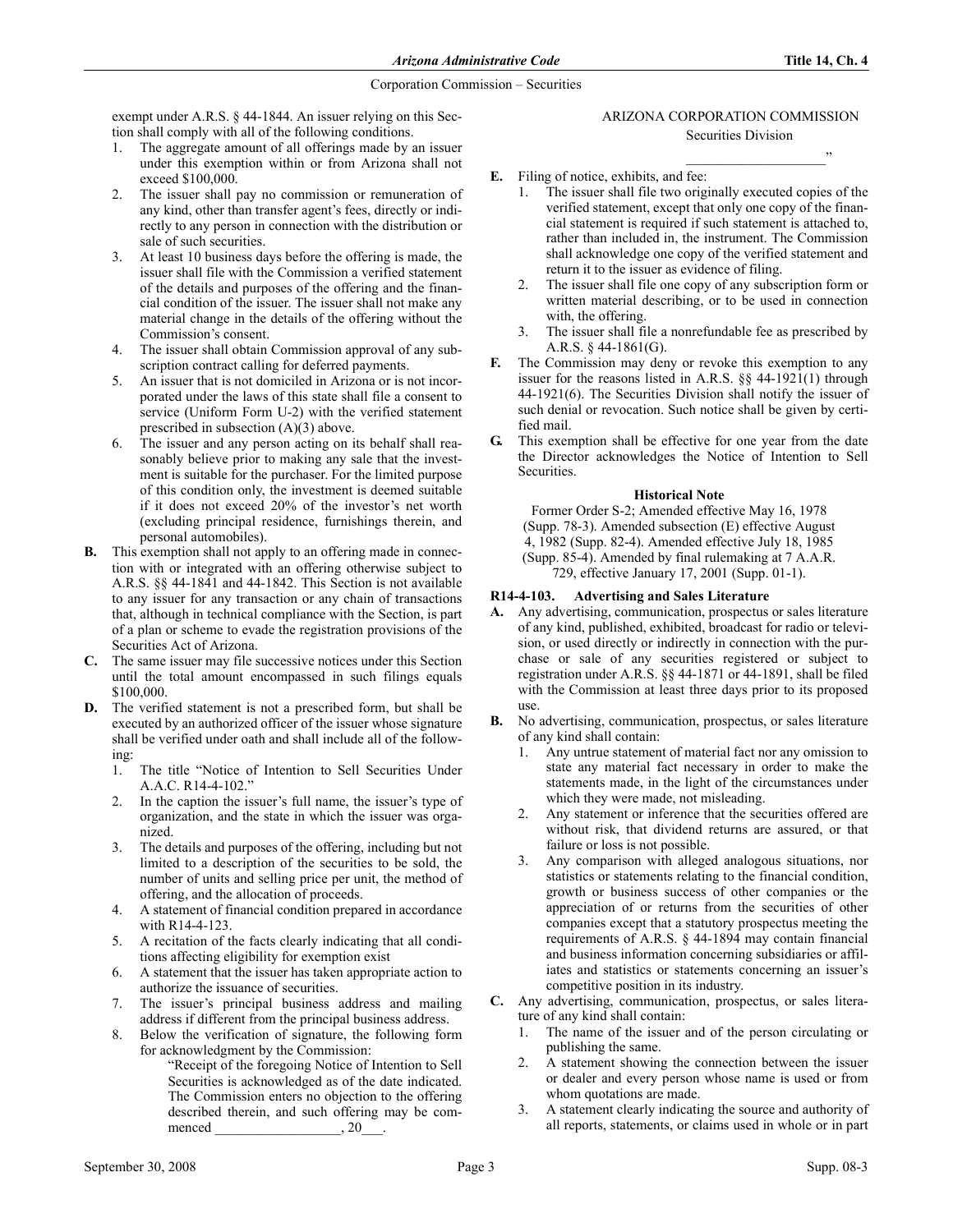exempt under A.R.S. § 44-1844. An issuer relying on this Section shall comply with all of the following conditions.

1. The aggregate amount of all offerings made by an issuer under this exemption within or from Arizona shall not exceed $100,000.
2. The issuer shall pay no commission or remuneration of any kind, other than transfer agent's fees, directly or indirectly to any person in connection with the distribution or sale of such securities.
3. At least 10 business days before the offering is made, the issuer shall file with the Commission a verified statement of the details and purposes of the offering and the financial condition of the issuer. The issuer shall not make any material change in the details of the offering without the Commission's consent.
4. The issuer shall obtain Commission approval of any subscription contract calling for deferred payments.
5. An issuer that is not domiciled in Arizona or is not incorporated under the laws of this state shall file a consent to service (Uniform Form U-2) with the verified statement prescribed in subsection (A)(3) above.
6. The issuer and any person acting on its behalf shall reasonably believe prior to making any sale that the investment is suitable for the purchaser. For the limited purpose of this condition only, the investment is deemed suitable if it does not exceed 20% of the investor's net worth (excluding principal residence, furnishings therein, and personal automobiles).

**B.** This exemption shall not apply to an offering made in connection with or integrated with an offering otherwise subject to A.R.S. §§ 44-1841 and 44-1842. This Section is not available to any issuer for any transaction or any chain of transactions that, although in technical compliance with the Section, is part of a plan or scheme to evade the registration provisions of the Securities Act of Arizona.

**C.** The same issuer may file successive notices under this Section until the total amount encompassed in such filings equals $100,000.

**D.** The verified statement is not a prescribed form, but shall be executed by an authorized officer of the issuer whose signature shall be verified under oath and shall include all of the following:

1. The title "Notice of Intention to Sell Securities Under A.A.C. R14-4-102."
2. In the caption the issuer's full name, the issuer's type of organization, and the state in which the issuer was organized.
3. The details and purposes of the offering, including but not limited to a description of the securities to be sold, the number of units and selling price per unit, the method of offering, and the allocation of proceeds.
4. A statement of financial condition prepared in accordance with R14-4-123.
5. A recitation of the facts clearly indicating that all conditions affecting eligibility for exemption exist
6. A statement that the issuer has taken appropriate action to authorize the issuance of securities.
7. The issuer's principal business address and mailing address if different from the principal business address.
8. Below the verification of signature, the following form for acknowledgment by the Commission:

   "Receipt of the foregoing Notice of Intention to Sell Securities is acknowledged as of the date indicated. The Commission enters no objection to the offering described therein, and such offering may be commenced __________________, 20___.

   ARIZONA CORPORATION COMMISSION

   Securities Division

   ____________________"

**E.** Filing of notice, exhibits, and fee:

1. The issuer shall file two originally executed copies of the verified statement, except that only one copy of the financial statement is required if such statement is attached to, rather than included in, the instrument. The Commission shall acknowledge one copy of the verified statement and return it to the issuer as evidence of filing.
2. The issuer shall file one copy of any subscription form or written material describing, or to be used in connection with, the offering.
3. The issuer shall file a nonrefundable fee as prescribed by A.R.S. § 44-1861(G).

**F.** The Commission may deny or revoke this exemption to any issuer for the reasons listed in A.R.S. §§ 44-1921(1) through 44-1921(6). The Securities Division shall notify the issuer of such denial or revocation. Such notice shall be given by certified mail.

**G.** This exemption shall be effective for one year from the date the Director acknowledges the Notice of Intention to Sell Securities.

**Historical Note**

Former Order S-2; Amended effective May 16, 1978 (Supp. 78-3). Amended subsection (E) effective August 4, 1982 (Supp. 82-4). Amended effective July 18, 1985 (Supp. 85-4). Amended by final rulemaking at 7 A.A.R. 729, effective January 17, 2001 (Supp. 01-1).

### R14-4-103. Advertising and Sales Literature

**A.** Any advertising, communication, prospectus or sales literature of any kind, published, exhibited, broadcast for radio or television, or used directly or indirectly in connection with the purchase or sale of any securities registered or subject to registration under A.R.S. §§ 44-1871 or 44-1891, shall be filed with the Commission at least three days prior to its proposed use.

**B.** No advertising, communication, prospectus, or sales literature of any kind shall contain:

1. Any untrue statement of material fact nor any omission to state any material fact necessary in order to make the statements made, in the light of the circumstances under which they were made, not misleading.
2. Any statement or inference that the securities offered are without risk, that dividend returns are assured, or that failure or loss is not possible.
3. Any comparison with alleged analogous situations, nor statistics or statements relating to the financial condition, growth or business success of other companies or the appreciation of or returns from the securities of other companies except that a statutory prospectus meeting the requirements of A.R.S. § 44-1894 may contain financial and business information concerning subsidiaries or affiliates and statistics or statements concerning an issuer's competitive position in its industry.

**C.** Any advertising, communication, prospectus, or sales literature of any kind shall contain:

1. The name of the issuer and of the person circulating or publishing the same.
2. A statement showing the connection between the issuer or dealer and every person whose name is used or from whom quotations are made.
3. A statement clearly indicating the source and authority of all reports, statements, or claims used in whole or in part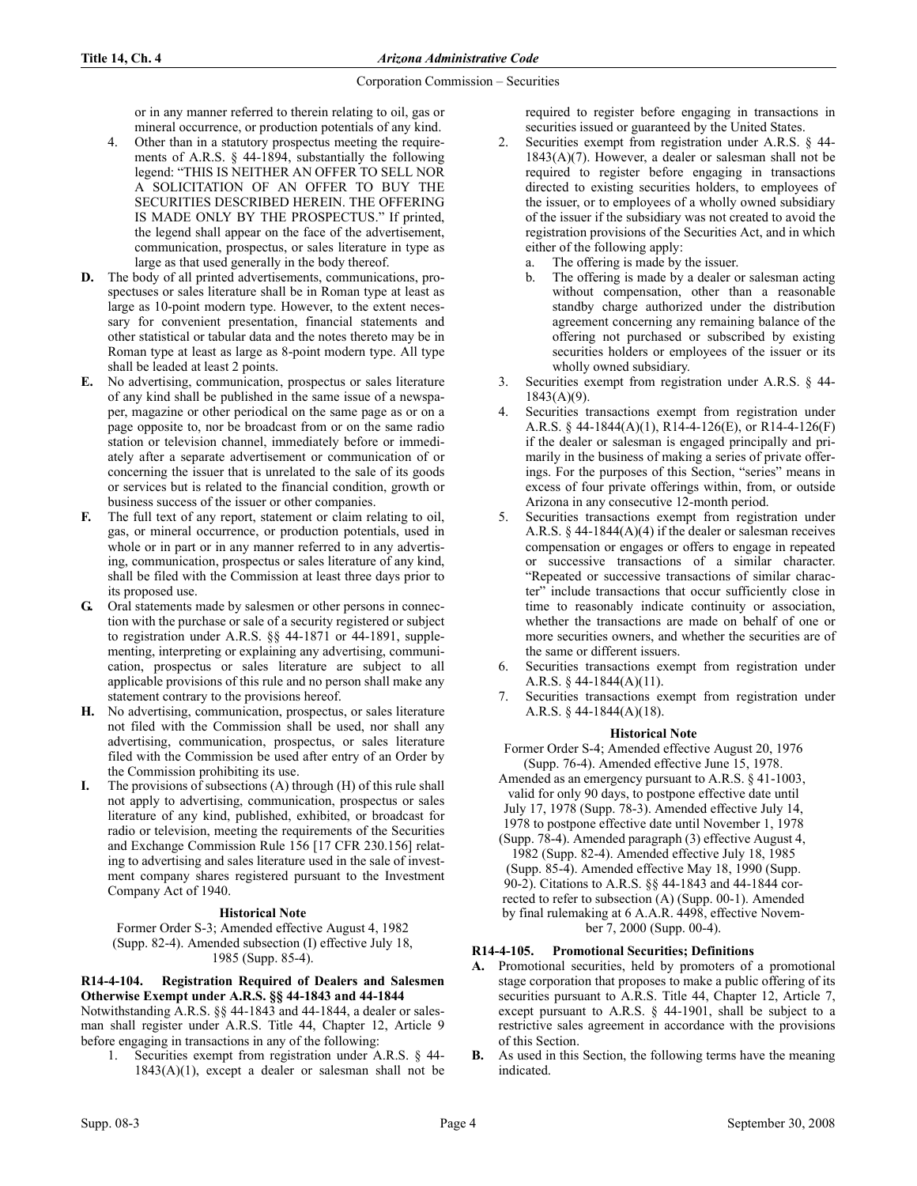or in any manner referred to therein relating to oil, gas or mineral occurrence, or production potentials of any kind.

4. Other than in a statutory prospectus meeting the requirements of A.R.S. § 44-1894, substantially the following legend: "THIS IS NEITHER AN OFFER TO SELL NOR A SOLICITATION OF AN OFFER TO BUY THE SECURITIES DESCRIBED HEREIN. THE OFFERING IS MADE ONLY BY THE PROSPECTUS." If printed, the legend shall appear on the face of the advertisement, communication, prospectus, or sales literature in type as large as that used generally in the body thereof.

**D.** The body of all printed advertisements, communications, prospectuses or sales literature shall be in Roman type at least as large as 10-point modern type. However, to the extent necessary for convenient presentation, financial statements and other statistical or tabular data and the notes thereto may be in Roman type at least as large as 8-point modern type. All type shall be leaded at least 2 points.

**E.** No advertising, communication, prospectus or sales literature of any kind shall be published in the same issue of a newspaper, magazine or other periodical on the same page as or on a page opposite to, nor be broadcast from or on the same radio station or television channel, immediately before or immediately after a separate advertisement or communication of or concerning the issuer that is unrelated to the sale of its goods or services but is related to the financial condition, growth or business success of the issuer or other companies.

**F.** The full text of any report, statement or claim relating to oil, gas, or mineral occurrence, or production potentials, used in whole or in part or in any manner referred to in any advertising, communication, prospectus or sales literature of any kind, shall be filed with the Commission at least three days prior to its proposed use.

**G.** Oral statements made by salesmen or other persons in connection with the purchase or sale of a security registered or subject to registration under A.R.S. §§ 44-1871 or 44-1891, supplementing, interpreting or explaining any advertising, communication, prospectus or sales literature are subject to all applicable provisions of this rule and no person shall make any statement contrary to the provisions hereof.

**H.** No advertising, communication, prospectus, or sales literature not filed with the Commission shall be used, nor shall any advertising, communication, prospectus, or sales literature filed with the Commission be used after entry of an Order by the Commission prohibiting its use.

**I.** The provisions of subsections (A) through (H) of this rule shall not apply to advertising, communication, prospectus or sales literature of any kind, published, exhibited, or broadcast for radio or television, meeting the requirements of the Securities and Exchange Commission Rule 156 [17 CFR 230.156] relating to advertising and sales literature used in the sale of investment company shares registered pursuant to the Investment Company Act of 1940.

**Historical Note**

Former Order S-3; Amended effective August 4, 1982 (Supp. 82-4). Amended subsection (I) effective July 18, 1985 (Supp. 85-4).

### R14-4-104. Registration Required of Dealers and Salesmen Otherwise Exempt under A.R.S. §§ 44-1843 and 44-1844

Notwithstanding A.R.S. §§ 44-1843 and 44-1844, a dealer or salesman shall register under A.R.S. Title 44, Chapter 12, Article 9 before engaging in transactions in any of the following:

1. Securities exempt from registration under A.R.S. § 44-1843(A)(1), except a dealer or salesman shall not be required to register before engaging in transactions in securities issued or guaranteed by the United States.
2. Securities exempt from registration under A.R.S. § 44-1843(A)(7). However, a dealer or salesman shall not be required to register before engaging in transactions directed to existing securities holders, to employees of the issuer, or to employees of a wholly owned subsidiary of the issuer if the subsidiary was not created to avoid the registration provisions of the Securities Act, and in which either of the following apply:
   a. The offering is made by the issuer.
   b. The offering is made by a dealer or salesman acting without compensation, other than a reasonable standby charge authorized under the distribution agreement concerning any remaining balance of the offering not purchased or subscribed by existing securities holders or employees of the issuer or its wholly owned subsidiary.
3. Securities exempt from registration under A.R.S. § 44-1843(A)(9).
4. Securities transactions exempt from registration under A.R.S. § 44-1844(A)(1), R14-4-126(E), or R14-4-126(F) if the dealer or salesman is engaged principally and primarily in the business of making a series of private offerings. For the purposes of this Section, "series" means in excess of four private offerings within, from, or outside Arizona in any consecutive 12-month period.
5. Securities transactions exempt from registration under A.R.S. § 44-1844(A)(4) if the dealer or salesman receives compensation or engages or offers to engage in repeated or successive transactions of a similar character. "Repeated or successive transactions of similar character" include transactions that occur sufficiently close in time to reasonably indicate continuity or association, whether the transactions are made on behalf of one or more securities owners, and whether the securities are of the same or different issuers.
6. Securities transactions exempt from registration under A.R.S. § 44-1844(A)(11).
7. Securities transactions exempt from registration under A.R.S. § 44-1844(A)(18).

**Historical Note**

Former Order S-4; Amended effective August 20, 1976 (Supp. 76-4). Amended effective June 15, 1978. Amended as an emergency pursuant to A.R.S. § 41-1003, valid for only 90 days, to postpone effective date until July 17, 1978 (Supp. 78-3). Amended effective July 14, 1978 to postpone effective date until November 1, 1978 (Supp. 78-4). Amended paragraph (3) effective August 4, 1982 (Supp. 82-4). Amended effective July 18, 1985 (Supp. 85-4). Amended effective May 18, 1990 (Supp. 90-2). Citations to A.R.S. §§ 44-1843 and 44-1844 corrected to refer to subsection (A) (Supp. 00-1). Amended by final rulemaking at 6 A.A.R. 4498, effective November 7, 2000 (Supp. 00-4).

### R14-4-105. Promotional Securities; Definitions

**A.** Promotional securities, held by promoters of a promotional stage corporation that proposes to make a public offering of its securities pursuant to A.R.S. Title 44, Chapter 12, Article 7, except pursuant to A.R.S. § 44-1901, shall be subject to a restrictive sales agreement in accordance with the provisions of this Section.

**B.** As used in this Section, the following terms have the meaning indicated.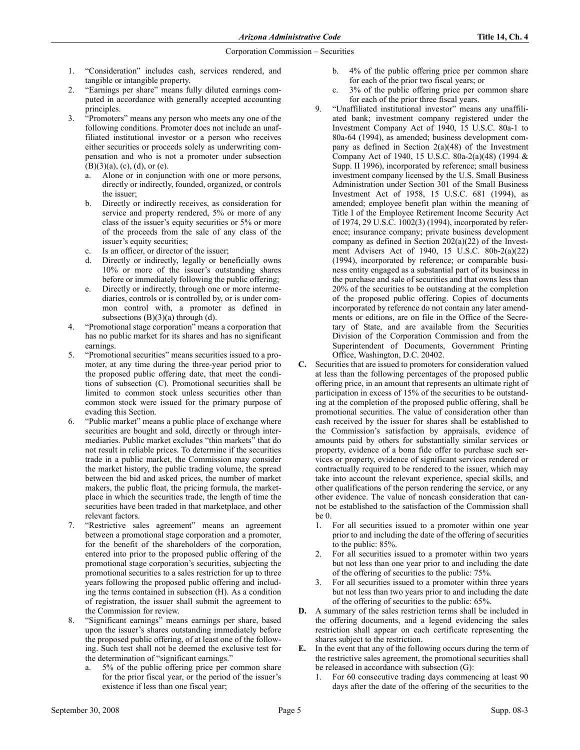1. "Consideration" includes cash, services rendered, and tangible or intangible property.
2. "Earnings per share" means fully diluted earnings computed in accordance with generally accepted accounting principles.
3. "Promoters" means any person who meets any one of the following conditions. Promoter does not include an unaffiliated institutional investor or a person who receives either securities or proceeds solely as underwriting compensation and who is not a promoter under subsection (B)(3)(a), (c), (d), or (e).
   a. Alone or in conjunction with one or more persons, directly or indirectly, founded, organized, or controls the issuer;
   b. Directly or indirectly receives, as consideration for service and property rendered, 5% or more of any class of the issuer's equity securities or 5% or more of the proceeds from the sale of any class of the issuer's equity securities;
   c. Is an officer, or director of the issuer;
   d. Directly or indirectly, legally or beneficially owns 10% or more of the issuer's outstanding shares before or immediately following the public offering;
   e. Directly or indirectly, through one or more intermediaries, controls or is controlled by, or is under common control with, a promoter as defined in subsections (B)(3)(a) through (d).
4. "Promotional stage corporation" means a corporation that has no public market for its shares and has no significant earnings.
5. "Promotional securities" means securities issued to a promoter, at any time during the three-year period prior to the proposed public offering date, that meet the conditions of subsection (C). Promotional securities shall be limited to common stock unless securities other than common stock were issued for the primary purpose of evading this Section.
6. "Public market" means a public place of exchange where securities are bought and sold, directly or through intermediaries. Public market excludes "thin markets" that do not result in reliable prices. To determine if the securities trade in a public market, the Commission may consider the market history, the public trading volume, the spread between the bid and asked prices, the number of market makers, the public float, the pricing formula, the marketplace in which the securities trade, the length of time the securities have been traded in that marketplace, and other relevant factors.
7. "Restrictive sales agreement" means an agreement between a promotional stage corporation and a promoter, for the benefit of the shareholders of the corporation, entered into prior to the proposed public offering of the promotional stage corporation's securities, subjecting the promotional securities to a sales restriction for up to three years following the proposed public offering and including the terms contained in subsection (H). As a condition of registration, the issuer shall submit the agreement to the Commission for review.
8. "Significant earnings" means earnings per share, based upon the issuer's shares outstanding immediately before the proposed public offering, of at least one of the following. Such test shall not be deemed the exclusive test for the determination of "significant earnings."
   a. 5% of the public offering price per common share for the prior fiscal year, or the period of the issuer's existence if less than one fiscal year;
   b. 4% of the public offering price per common share for each of the prior two fiscal years; or
   c. 3% of the public offering price per common share for each of the prior three fiscal years.
9. "Unaffiliated institutional investor" means any unaffiliated bank; investment company registered under the Investment Company Act of 1940, 15 U.S.C. 80a-1 to 80a-64 (1994), as amended; business development company as defined in Section 2(a)(48) of the Investment Company Act of 1940, 15 U.S.C. 80a-2(a)(48) (1994 & Supp. II 1996), incorporated by reference; small business investment company licensed by the U.S. Small Business Administration under Section 301 of the Small Business Investment Act of 1958, 15 U.S.C. 681 (1994), as amended; employee benefit plan within the meaning of Title I of the Employee Retirement Income Security Act of 1974, 29 U.S.C. 1002(3) (1994), incorporated by reference; insurance company; private business development company as defined in Section 202(a)(22) of the Investment Advisers Act of 1940, 15 U.S.C. 80b-2(a)(22) (1994), incorporated by reference; or comparable business entity engaged as a substantial part of its business in the purchase and sale of securities and that owns less than 20% of the securities to be outstanding at the completion of the proposed public offering. Copies of documents incorporated by reference do not contain any later amendments or editions, are on file in the Office of the Secretary of State, and are available from the Securities Division of the Corporation Commission and from the Superintendent of Documents, Government Printing Office, Washington, D.C. 20402.

**C.** Securities that are issued to promoters for consideration valued at less than the following percentages of the proposed public offering price, in an amount that represents an ultimate right of participation in excess of 15% of the securities to be outstanding at the completion of the proposed public offering, shall be promotional securities. The value of consideration other than cash received by the issuer for shares shall be established to the Commission's satisfaction by appraisals, evidence of amounts paid by others for substantially similar services or property, evidence of a bona fide offer to purchase such services or property, evidence of significant services rendered or contractually required to be rendered to the issuer, which may take into account the relevant experience, special skills, and other qualifications of the person rendering the service, or any other evidence. The value of noncash consideration that cannot be established to the satisfaction of the Commission shall be 0.

1. For all securities issued to a promoter within one year prior to and including the date of the offering of securities to the public: 85%.
2. For all securities issued to a promoter within two years but not less than one year prior to and including the date of the offering of securities to the public: 75%.
3. For all securities issued to a promoter within three years but not less than two years prior to and including the date of the offering of securities to the public: 65%.

**D.** A summary of the sales restriction terms shall be included in the offering documents, and a legend evidencing the sales restriction shall appear on each certificate representing the shares subject to the restriction.

**E.** In the event that any of the following occurs during the term of the restrictive sales agreement, the promotional securities shall be released in accordance with subsection (G):

1. For 60 consecutive trading days commencing at least 90 days after the date of the offering of the securities to the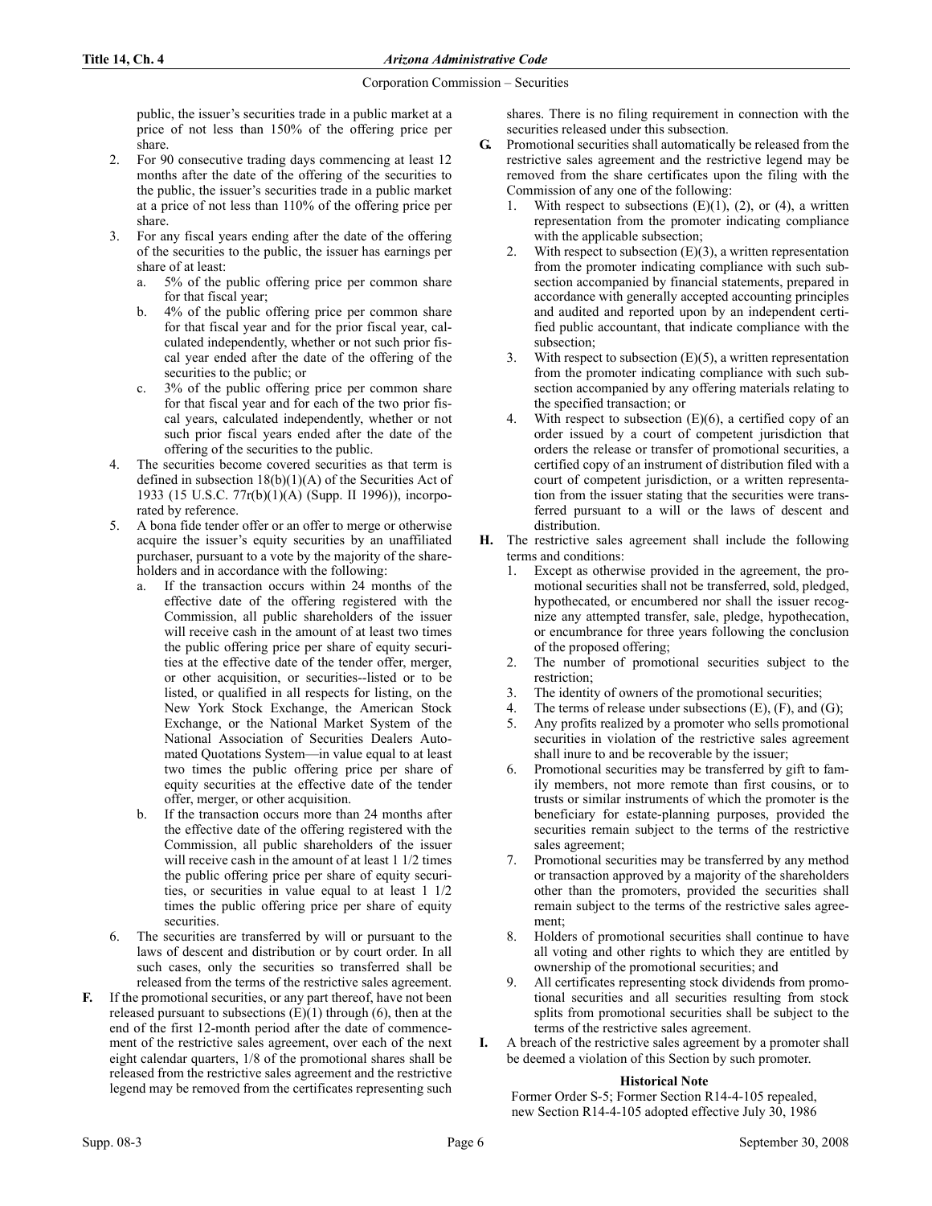public, the issuer's securities trade in a public market at a price of not less than 150% of the offering price per share.

2. For 90 consecutive trading days commencing at least 12 months after the date of the offering of the securities to the public, the issuer's securities trade in a public market at a price of not less than 110% of the offering price per share.
3. For any fiscal years ending after the date of the offering of the securities to the public, the issuer has earnings per share of at least:
   a. 5% of the public offering price per common share for that fiscal year;
   b. 4% of the public offering price per common share for that fiscal year and for the prior fiscal year, calculated independently, whether or not such prior fiscal year ended after the date of the offering of the securities to the public; or
   c. 3% of the public offering price per common share for that fiscal year and for each of the two prior fiscal years, calculated independently, whether or not such prior fiscal years ended after the date of the offering of the securities to the public.
4. The securities become covered securities as that term is defined in subsection 18(b)(1)(A) of the Securities Act of 1933 (15 U.S.C. 77r(b)(1)(A) (Supp. II 1996)), incorporated by reference.
5. A bona fide tender offer or an offer to merge or otherwise acquire the issuer's equity securities by an unaffiliated purchaser, pursuant to a vote by the majority of the shareholders and in accordance with the following:
   a. If the transaction occurs within 24 months of the effective date of the offering registered with the Commission, all public shareholders of the issuer will receive cash in the amount of at least two times the public offering price per share of equity securities at the effective date of the tender offer, merger, or other acquisition, or securities--listed or to be listed, or qualified in all respects for listing, on the New York Stock Exchange, the American Stock Exchange, or the National Market System of the National Association of Securities Dealers Automated Quotations System—in value equal to at least two times the public offering price per share of equity securities at the effective date of the tender offer, merger, or other acquisition.
   b. If the transaction occurs more than 24 months after the effective date of the offering registered with the Commission, all public shareholders of the issuer will receive cash in the amount of at least 1 1/2 times the public offering price per share of equity securities, or securities in value equal to at least 1 1/2 times the public offering price per share of equity securities.
6. The securities are transferred by will or pursuant to the laws of descent and distribution or by court order. In all such cases, only the securities so transferred shall be released from the terms of the restrictive sales agreement.

**F.** If the promotional securities, or any part thereof, have not been released pursuant to subsections (E)(1) through (6), then at the end of the first 12-month period after the date of commencement of the restrictive sales agreement, over each of the next eight calendar quarters, 1/8 of the promotional shares shall be released from the restrictive sales agreement and the restrictive legend may be removed from the certificates representing such shares. There is no filing requirement in connection with the securities released under this subsection.

**G.** Promotional securities shall automatically be released from the restrictive sales agreement and the restrictive legend may be removed from the share certificates upon the filing with the Commission of any one of the following:

1. With respect to subsections (E)(1), (2), or (4), a written representation from the promoter indicating compliance with the applicable subsection;
2. With respect to subsection (E)(3), a written representation from the promoter indicating compliance with such subsection accompanied by financial statements, prepared in accordance with generally accepted accounting principles and audited and reported upon by an independent certified public accountant, that indicate compliance with the subsection;
3. With respect to subsection (E)(5), a written representation from the promoter indicating compliance with such subsection accompanied by any offering materials relating to the specified transaction; or
4. With respect to subsection (E)(6), a certified copy of an order issued by a court of competent jurisdiction that orders the release or transfer of promotional securities, a certified copy of an instrument of distribution filed with a court of competent jurisdiction, or a written representation from the issuer stating that the securities were transferred pursuant to a will or the laws of descent and distribution.

**H.** The restrictive sales agreement shall include the following terms and conditions:

1. Except as otherwise provided in the agreement, the promotional securities shall not be transferred, sold, pledged, hypothecated, or encumbered nor shall the issuer recognize any attempted transfer, sale, pledge, hypothecation, or encumbrance for three years following the conclusion of the proposed offering;
2. The number of promotional securities subject to the restriction;
3. The identity of owners of the promotional securities;
4. The terms of release under subsections (E), (F), and (G);
5. Any profits realized by a promoter who sells promotional securities in violation of the restrictive sales agreement shall inure to and be recoverable by the issuer;
6. Promotional securities may be transferred by gift to family members, not more remote than first cousins, or to trusts or similar instruments of which the promoter is the beneficiary for estate-planning purposes, provided the securities remain subject to the terms of the restrictive sales agreement;
7. Promotional securities may be transferred by any method or transaction approved by a majority of the shareholders other than the promoters, provided the securities shall remain subject to the terms of the restrictive sales agreement;
8. Holders of promotional securities shall continue to have all voting and other rights to which they are entitled by ownership of the promotional securities; and
9. All certificates representing stock dividends from promotional securities and all securities resulting from stock splits from promotional securities shall be subject to the terms of the restrictive sales agreement.

**I.** A breach of the restrictive sales agreement by a promoter shall be deemed a violation of this Section by such promoter.

**Historical Note**

Former Order S-5; Former Section R14-4-105 repealed, new Section R14-4-105 adopted effective July 30, 1986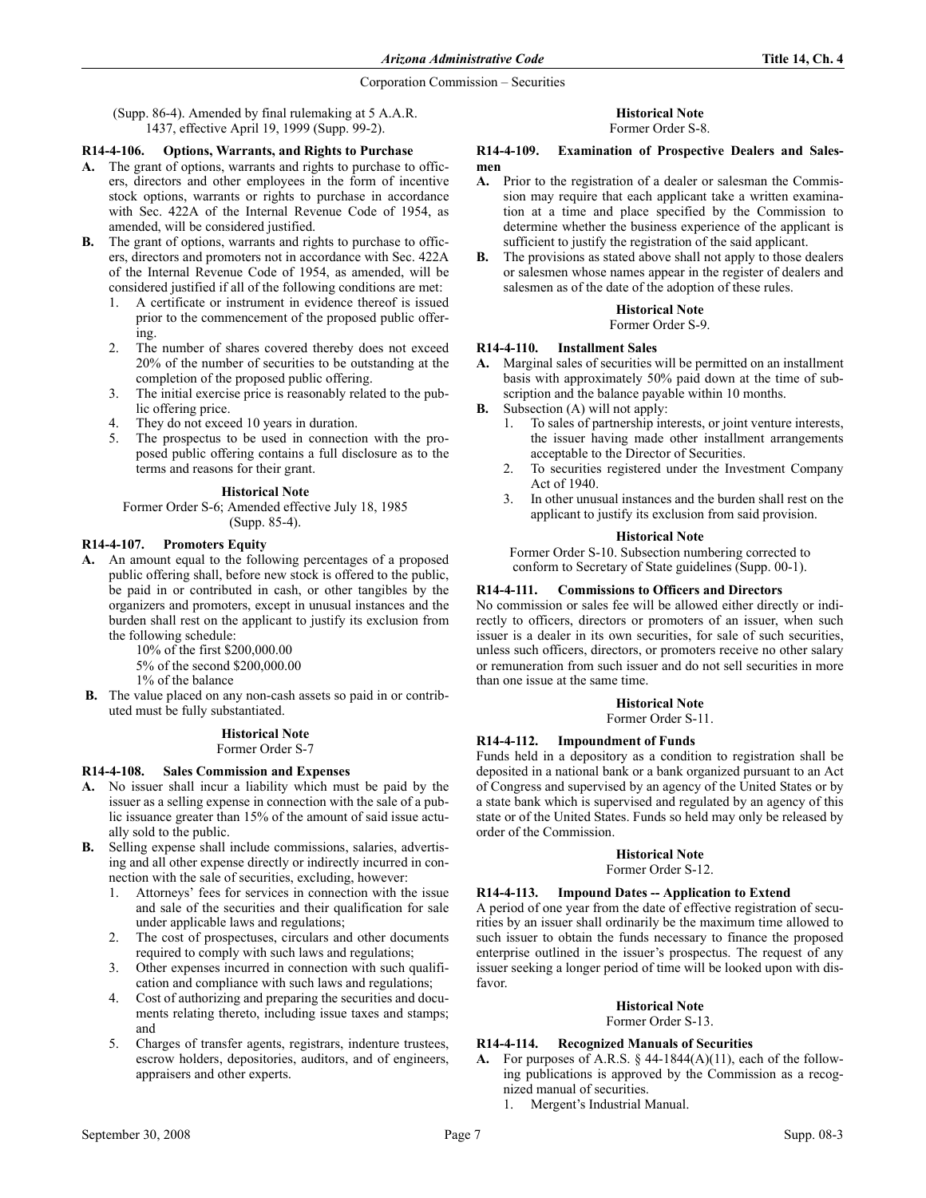(Supp. 86-4). Amended by final rulemaking at 5 A.A.R. 1437, effective April 19, 1999 (Supp. 99-2).

### R14-4-106. Options, Warrants, and Rights to Purchase

**A.** The grant of options, warrants and rights to purchase to officers, directors and other employees in the form of incentive stock options, warrants or rights to purchase in accordance with Sec. 422A of the Internal Revenue Code of 1954, as amended, will be considered justified.

**B.** The grant of options, warrants and rights to purchase to officers, directors and promoters not in accordance with Sec. 422A of the Internal Revenue Code of 1954, as amended, will be considered justified if all of the following conditions are met:

1. A certificate or instrument in evidence thereof is issued prior to the commencement of the proposed public offering.
2. The number of shares covered thereby does not exceed 20% of the number of securities to be outstanding at the completion of the proposed public offering.
3. The initial exercise price is reasonably related to the public offering price.
4. They do not exceed 10 years in duration.
5. The prospectus to be used in connection with the proposed public offering contains a full disclosure as to the terms and reasons for their grant.

**Historical Note**

Former Order S-6; Amended effective July 18, 1985 (Supp. 85-4).

### R14-4-107. Promoters Equity

**A.** An amount equal to the following percentages of a proposed public offering shall, before new stock is offered to the public, be paid in or contributed in cash, or other tangibles by the organizers and promoters, except in unusual instances and the burden shall rest on the applicant to justify its exclusion from the following schedule:

10% of the first $200,000.00
5% of the second $200,000.00
1% of the balance

**B.** The value placed on any non-cash assets so paid in or contributed must be fully substantiated.

**Historical Note**

Former Order S-7

### R14-4-108. Sales Commission and Expenses

**A.** No issuer shall incur a liability which must be paid by the issuer as a selling expense in connection with the sale of a public issuance greater than 15% of the amount of said issue actually sold to the public.

**B.** Selling expense shall include commissions, salaries, advertising and all other expense directly or indirectly incurred in connection with the sale of securities, excluding, however:

1. Attorneys' fees for services in connection with the issue and sale of the securities and their qualification for sale under applicable laws and regulations;
2. The cost of prospectuses, circulars and other documents required to comply with such laws and regulations;
3. Other expenses incurred in connection with such qualification and compliance with such laws and regulations;
4. Cost of authorizing and preparing the securities and documents relating thereto, including issue taxes and stamps; and
5. Charges of transfer agents, registrars, indenture trustees, escrow holders, depositories, auditors, and of engineers, appraisers and other experts.

**Historical Note**

Former Order S-8.

### R14-4-109. Examination of Prospective Dealers and Salesmen

**A.** Prior to the registration of a dealer or salesman the Commission may require that each applicant take a written examination at a time and place specified by the Commission to determine whether the business experience of the applicant is sufficient to justify the registration of the said applicant.

**B.** The provisions as stated above shall not apply to those dealers or salesmen whose names appear in the register of dealers and salesmen as of the date of the adoption of these rules.

**Historical Note**

Former Order S-9.

### R14-4-110. Installment Sales

**A.** Marginal sales of securities will be permitted on an installment basis with approximately 50% paid down at the time of subscription and the balance payable within 10 months.

**B.** Subsection (A) will not apply:

1. To sales of partnership interests, or joint venture interests, the issuer having made other installment arrangements acceptable to the Director of Securities.
2. To securities registered under the Investment Company Act of 1940.
3. In other unusual instances and the burden shall rest on the applicant to justify its exclusion from said provision.

**Historical Note**

Former Order S-10. Subsection numbering corrected to conform to Secretary of State guidelines (Supp. 00-1).

### R14-4-111. Commissions to Officers and Directors

No commission or sales fee will be allowed either directly or indirectly to officers, directors or promoters of an issuer, when such issuer is a dealer in its own securities, for sale of such securities, unless such officers, directors, or promoters receive no other salary or remuneration from such issuer and do not sell securities in more than one issue at the same time.

**Historical Note**

Former Order S-11.

### R14-4-112. Impoundment of Funds

Funds held in a depository as a condition to registration shall be deposited in a national bank or a bank organized pursuant to an Act of Congress and supervised by an agency of the United States or by a state bank which is supervised and regulated by an agency of this state or of the United States. Funds so held may only be released by order of the Commission.

**Historical Note**

Former Order S-12.

### R14-4-113. Impound Dates -- Application to Extend

A period of one year from the date of effective registration of securities by an issuer shall ordinarily be the maximum time allowed to such issuer to obtain the funds necessary to finance the proposed enterprise outlined in the issuer's prospectus. The request of any issuer seeking a longer period of time will be looked upon with disfavor.

**Historical Note**

Former Order S-13.

### R14-4-114. Recognized Manuals of Securities

**A.** For purposes of A.R.S. § 44-1844(A)(11), each of the following publications is approved by the Commission as a recognized manual of securities.

1. Mergent's Industrial Manual.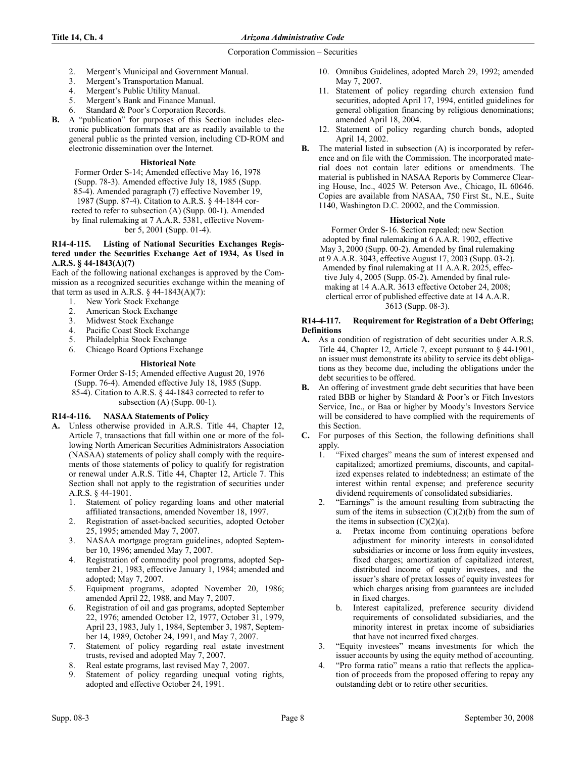2. Mergent's Municipal and Government Manual.
3. Mergent's Transportation Manual.
4. Mergent's Public Utility Manual.
5. Mergent's Bank and Finance Manual.
6. Standard & Poor's Corporation Records.

**B.** A "publication" for purposes of this Section includes electronic publication formats that are as readily available to the general public as the printed version, including CD-ROM and electronic dissemination over the Internet.

**Historical Note**

Former Order S-14; Amended effective May 16, 1978 (Supp. 78-3). Amended effective July 18, 1985 (Supp. 85-4). Amended paragraph (7) effective November 19, 1987 (Supp. 87-4). Citation to A.R.S. § 44-1844 corrected to refer to subsection (A) (Supp. 00-1). Amended by final rulemaking at 7 A.A.R. 5381, effective November 5, 2001 (Supp. 01-4).

#### R14-4-115. Listing of National Securities Exchanges Registered under the Securities Exchange Act of 1934, As Used in A.R.S. § 44-1843(A)(7)

Each of the following national exchanges is approved by the Commission as a recognized securities exchange within the meaning of that term as used in A.R.S. § 44-1843(A)(7):

1. New York Stock Exchange
2. American Stock Exchange
3. Midwest Stock Exchange
4. Pacific Coast Stock Exchange
5. Philadelphia Stock Exchange
6. Chicago Board Options Exchange

**Historical Note**

Former Order S-15; Amended effective August 20, 1976 (Supp. 76-4). Amended effective July 18, 1985 (Supp. 85-4). Citation to A.R.S. § 44-1843 corrected to refer to subsection (A) (Supp. 00-1).

#### R14-4-116. NASAA Statements of Policy

**A.** Unless otherwise provided in A.R.S. Title 44, Chapter 12, Article 7, transactions that fall within one or more of the following North American Securities Administrators Association (NASAA) statements of policy shall comply with the requirements of those statements of policy to qualify for registration or renewal under A.R.S. Title 44, Chapter 12, Article 7. This Section shall not apply to the registration of securities under A.R.S. § 44-1901.

1. Statement of policy regarding loans and other material affiliated transactions, amended November 18, 1997.
2. Registration of asset-backed securities, adopted October 25, 1995; amended May 7, 2007.
3. NASAA mortgage program guidelines, adopted September 10, 1996; amended May 7, 2007.
4. Registration of commodity pool programs, adopted September 21, 1983, effective January 1, 1984; amended and adopted; May 7, 2007.
5. Equipment programs, adopted November 20, 1986; amended April 22, 1988, and May 7, 2007.
6. Registration of oil and gas programs, adopted September 22, 1976; amended October 12, 1977, October 31, 1979, April 23, 1983, July 1, 1984, September 3, 1987, September 14, 1989, October 24, 1991, and May 7, 2007.
7. Statement of policy regarding real estate investment trusts, revised and adopted May 7, 2007.
8. Real estate programs, last revised May 7, 2007.
9. Statement of policy regarding unequal voting rights, adopted and effective October 24, 1991.
10. Omnibus Guidelines, adopted March 29, 1992; amended May 7, 2007.
11. Statement of policy regarding church extension fund securities, adopted April 17, 1994, entitled guidelines for general obligation financing by religious denominations; amended April 18, 2004.
12. Statement of policy regarding church bonds, adopted April 14, 2002.

**B.** The material listed in subsection (A) is incorporated by reference and on file with the Commission. The incorporated material does not contain later editions or amendments. The material is published in NASAA Reports by Commerce Clearing House, Inc., 4025 W. Peterson Ave., Chicago, IL 60646. Copies are available from NASAA, 750 First St., N.E., Suite 1140, Washington D.C. 20002, and the Commission.

**Historical Note**

Former Order S-16. Section repealed; new Section adopted by final rulemaking at 6 A.A.R. 1902, effective May 3, 2000 (Supp. 00-2). Amended by final rulemaking at 9 A.A.R. 3043, effective August 17, 2003 (Supp. 03-2). Amended by final rulemaking at 11 A.A.R. 2025, effective July 4, 2005 (Supp. 05-2). Amended by final rulemaking at 14 A.A.R. 3613 effective October 24, 2008; clertical error of published effective date at 14 A.A.R. 3613 (Supp. 08-3).

#### R14-4-117. Requirement for Registration of a Debt Offering; Definitions

**A.** As a condition of registration of debt securities under A.R.S. Title 44, Chapter 12, Article 7, except pursuant to § 44-1901, an issuer must demonstrate its ability to service its debt obligations as they become due, including the obligations under the debt securities to be offered.

**B.** An offering of investment grade debt securities that have been rated BBB or higher by Standard & Poor's or Fitch Investors Service, Inc., or Baa or higher by Moody's Investors Service will be considered to have complied with the requirements of this Section.

**C.** For purposes of this Section, the following definitions shall apply.

1. "Fixed charges" means the sum of interest expensed and capitalized; amortized premiums, discounts, and capitalized expenses related to indebtedness; an estimate of the interest within rental expense; and preference security dividend requirements of consolidated subsidiaries.
2. "Earnings" is the amount resulting from subtracting the sum of the items in subsection (C)(2)(b) from the sum of the items in subsection (C)(2)(a).
   a. Pretax income from continuing operations before adjustment for minority interests in consolidated subsidiaries or income or loss from equity investees, fixed charges; amortization of capitalized interest, distributed income of equity investees, and the issuer's share of pretax losses of equity investees for which charges arising from guarantees are included in fixed charges.
   b. Interest capitalized, preference security dividend requirements of consolidated subsidiaries, and the minority interest in pretax income of subsidiaries that have not incurred fixed charges.
3. "Equity investees" means investments for which the issuer accounts by using the equity method of accounting.
4. "Pro forma ratio" means a ratio that reflects the application of proceeds from the proposed offering to repay any outstanding debt or to retire other securities.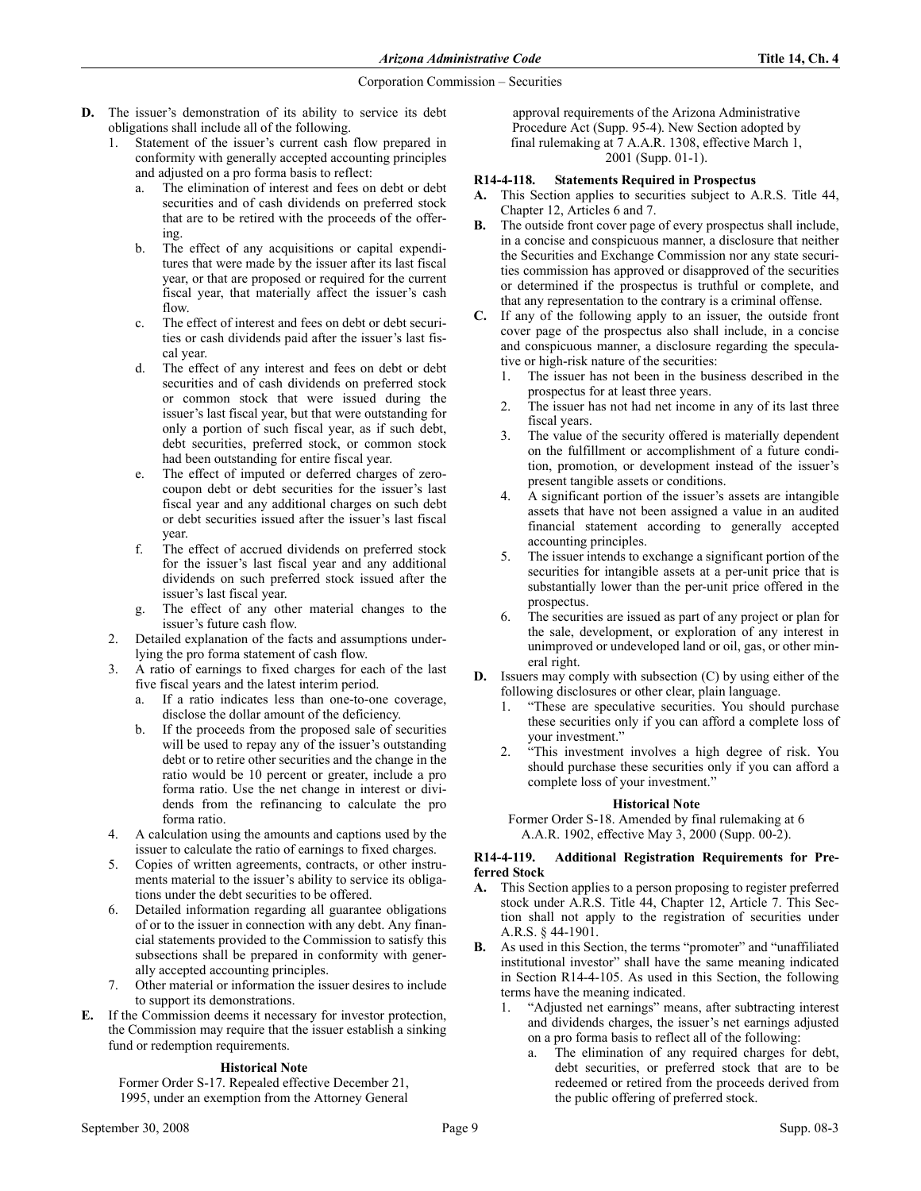**D.** The issuer's demonstration of its ability to service its debt obligations shall include all of the following.

1. Statement of the issuer's current cash flow prepared in conformity with generally accepted accounting principles and adjusted on a pro forma basis to reflect:
   a. The elimination of interest and fees on debt or debt securities and of cash dividends on preferred stock that are to be retired with the proceeds of the offering.
   b. The effect of any acquisitions or capital expenditures that were made by the issuer after its last fiscal year, or that are proposed or required for the current fiscal year, that materially affect the issuer's cash flow.
   c. The effect of interest and fees on debt or debt securities or cash dividends paid after the issuer's last fiscal year.
   d. The effect of any interest and fees on debt or debt securities and of cash dividends on preferred stock or common stock that were issued during the issuer's last fiscal year, but that were outstanding for only a portion of such fiscal year, as if such debt, debt securities, preferred stock, or common stock had been outstanding for entire fiscal year.
   e. The effect of imputed or deferred charges of zero-coupon debt or debt securities for the issuer's last fiscal year and any additional charges on such debt or debt securities issued after the issuer's last fiscal year.
   f. The effect of accrued dividends on preferred stock for the issuer's last fiscal year and any additional dividends on such preferred stock issued after the issuer's last fiscal year.
   g. The effect of any other material changes to the issuer's future cash flow.
2. Detailed explanation of the facts and assumptions underlying the pro forma statement of cash flow.
3. A ratio of earnings to fixed charges for each of the last five fiscal years and the latest interim period.
   a. If a ratio indicates less than one-to-one coverage, disclose the dollar amount of the deficiency.
   b. If the proceeds from the proposed sale of securities will be used to repay any of the issuer's outstanding debt or to retire other securities and the change in the ratio would be 10 percent or greater, include a pro forma ratio. Use the net change in interest or dividends from the refinancing to calculate the pro forma ratio.
4. A calculation using the amounts and captions used by the issuer to calculate the ratio of earnings to fixed charges.
5. Copies of written agreements, contracts, or other instruments material to the issuer's ability to service its obligations under the debt securities to be offered.
6. Detailed information regarding all guarantee obligations of or to the issuer in connection with any debt. Any financial statements provided to the Commission to satisfy this subsections shall be prepared in conformity with generally accepted accounting principles.
7. Other material or information the issuer desires to include to support its demonstrations.

**E.** If the Commission deems it necessary for investor protection, the Commission may require that the issuer establish a sinking fund or redemption requirements.

**Historical Note**

Former Order S-17. Repealed effective December 21, 1995, under an exemption from the Attorney General approval requirements of the Arizona Administrative Procedure Act (Supp. 95-4). New Section adopted by final rulemaking at 7 A.A.R. 1308, effective March 1, 2001 (Supp. 01-1).

### R14-4-118. Statements Required in Prospectus

**A.** This Section applies to securities subject to A.R.S. Title 44, Chapter 12, Articles 6 and 7.

**B.** The outside front cover page of every prospectus shall include, in a concise and conspicuous manner, a disclosure that neither the Securities and Exchange Commission nor any state securities commission has approved or disapproved of the securities or determined if the prospectus is truthful or complete, and that any representation to the contrary is a criminal offense.

**C.** If any of the following apply to an issuer, the outside front cover page of the prospectus also shall include, in a concise and conspicuous manner, a disclosure regarding the speculative or high-risk nature of the securities:

1. The issuer has not been in the business described in the prospectus for at least three years.
2. The issuer has not had net income in any of its last three fiscal years.
3. The value of the security offered is materially dependent on the fulfillment or accomplishment of a future condition, promotion, or development instead of the issuer's present tangible assets or conditions.
4. A significant portion of the issuer's assets are intangible assets that have not been assigned a value in an audited financial statement according to generally accepted accounting principles.
5. The issuer intends to exchange a significant portion of the securities for intangible assets at a per-unit price that is substantially lower than the per-unit price offered in the prospectus.
6. The securities are issued as part of any project or plan for the sale, development, or exploration of any interest in unimproved or undeveloped land or oil, gas, or other mineral right.

**D.** Issuers may comply with subsection (C) by using either of the following disclosures or other clear, plain language.

1. "These are speculative securities. You should purchase these securities only if you can afford a complete loss of your investment."
2. "This investment involves a high degree of risk. You should purchase these securities only if you can afford a complete loss of your investment."

**Historical Note**

Former Order S-18. Amended by final rulemaking at 6 A.A.R. 1902, effective May 3, 2000 (Supp. 00-2).

### R14-4-119. Additional Registration Requirements for Preferred Stock

**A.** This Section applies to a person proposing to register preferred stock under A.R.S. Title 44, Chapter 12, Article 7. This Section shall not apply to the registration of securities under A.R.S. § 44-1901.

**B.** As used in this Section, the terms "promoter" and "unaffiliated institutional investor" shall have the same meaning indicated in Section R14-4-105. As used in this Section, the following terms have the meaning indicated.

1. "Adjusted net earnings" means, after subtracting interest and dividends charges, the issuer's net earnings adjusted on a pro forma basis to reflect all of the following:
   a. The elimination of any required charges for debt, debt securities, or preferred stock that are to be redeemed or retired from the proceeds derived from the public offering of preferred stock.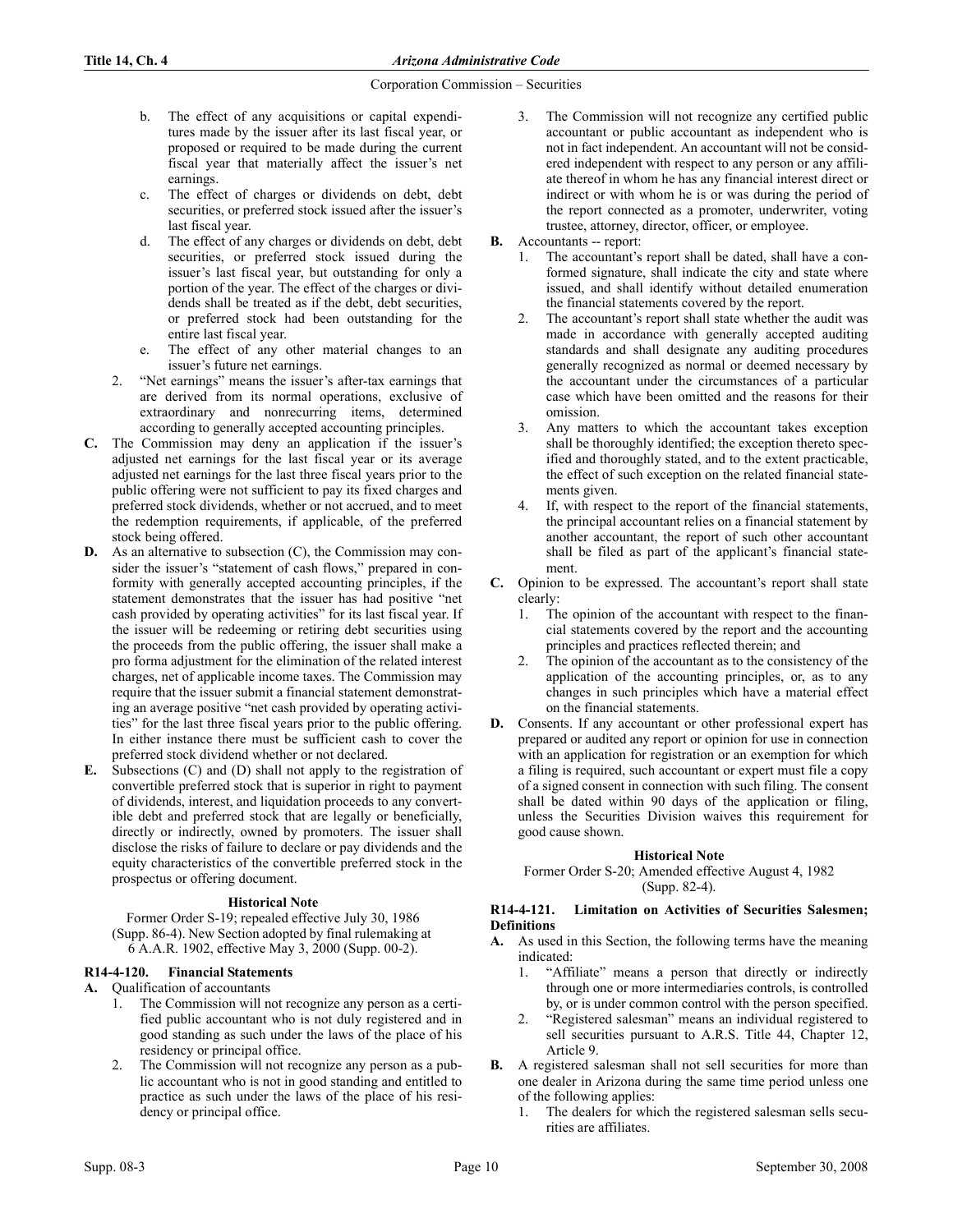b. The effect of any acquisitions or capital expenditures made by the issuer after its last fiscal year, or proposed or required to be made during the current fiscal year that materially affect the issuer's net earnings.

c. The effect of charges or dividends on debt, debt securities, or preferred stock issued after the issuer's last fiscal year.

d. The effect of any charges or dividends on debt, debt securities, or preferred stock issued during the issuer's last fiscal year, but outstanding for only a portion of the year. The effect of the charges or dividends shall be treated as if the debt, debt securities, or preferred stock had been outstanding for the entire last fiscal year.

e. The effect of any other material changes to an issuer's future net earnings.

2. "Net earnings" means the issuer's after-tax earnings that are derived from its normal operations, exclusive of extraordinary and nonrecurring items, determined according to generally accepted accounting principles.

**C.** The Commission may deny an application if the issuer's adjusted net earnings for the last fiscal year or its average adjusted net earnings for the last three fiscal years prior to the public offering were not sufficient to pay its fixed charges and preferred stock dividends, whether or not accrued, and to meet the redemption requirements, if applicable, of the preferred stock being offered.

**D.** As an alternative to subsection (C), the Commission may consider the issuer's "statement of cash flows," prepared in conformity with generally accepted accounting principles, if the statement demonstrates that the issuer has had positive "net cash provided by operating activities" for its last fiscal year. If the issuer will be redeeming or retiring debt securities using the proceeds from the public offering, the issuer shall make a pro forma adjustment for the elimination of the related interest charges, net of applicable income taxes. The Commission may require that the issuer submit a financial statement demonstrating an average positive "net cash provided by operating activities" for the last three fiscal years prior to the public offering. In either instance there must be sufficient cash to cover the preferred stock dividend whether or not declared.

**E.** Subsections (C) and (D) shall not apply to the registration of convertible preferred stock that is superior in right to payment of dividends, interest, and liquidation proceeds to any convertible debt and preferred stock that are legally or beneficially, directly or indirectly, owned by promoters. The issuer shall disclose the risks of failure to declare or pay dividends and the equity characteristics of the convertible preferred stock in the prospectus or offering document.

**Historical Note**

Former Order S-19; repealed effective July 30, 1986 (Supp. 86-4). New Section adopted by final rulemaking at 6 A.A.R. 1902, effective May 3, 2000 (Supp. 00-2).

### R14-4-120. Financial Statements

**A.** Qualification of accountants

1. The Commission will not recognize any person as a certified public accountant who is not duly registered and in good standing as such under the laws of the place of his residency or principal office.

2. The Commission will not recognize any person as a public accountant who is not in good standing and entitled to practice as such under the laws of the place of his residency or principal office.

3. The Commission will not recognize any certified public accountant or public accountant as independent who is not in fact independent. An accountant will not be considered independent with respect to any person or any affiliate thereof in whom he has any financial interest direct or indirect or with whom he is or was during the period of the report connected as a promoter, underwriter, voting trustee, attorney, director, officer, or employee.

**B.** Accountants -- report:

1. The accountant's report shall be dated, shall have a conformed signature, shall indicate the city and state where issued, and shall identify without detailed enumeration the financial statements covered by the report.

2. The accountant's report shall state whether the audit was made in accordance with generally accepted auditing standards and shall designate any auditing procedures generally recognized as normal or deemed necessary by the accountant under the circumstances of a particular case which have been omitted and the reasons for their omission.

3. Any matters to which the accountant takes exception shall be thoroughly identified; the exception thereto specified and thoroughly stated, and to the extent practicable, the effect of such exception on the related financial statements given.

4. If, with respect to the report of the financial statements, the principal accountant relies on a financial statement by another accountant, the report of such other accountant shall be filed as part of the applicant's financial statement.

**C.** Opinion to be expressed. The accountant's report shall state clearly:

1. The opinion of the accountant with respect to the financial statements covered by the report and the accounting principles and practices reflected therein; and

2. The opinion of the accountant as to the consistency of the application of the accounting principles, or, as to any changes in such principles which have a material effect on the financial statements.

**D.** Consents. If any accountant or other professional expert has prepared or audited any report or opinion for use in connection with an application for registration or an exemption for which a filing is required, such accountant or expert must file a copy of a signed consent in connection with such filing. The consent shall be dated within 90 days of the application or filing, unless the Securities Division waives this requirement for good cause shown.

**Historical Note**

Former Order S-20; Amended effective August 4, 1982 (Supp. 82-4).

### R14-4-121. Limitation on Activities of Securities Salesmen; Definitions

**A.** As used in this Section, the following terms have the meaning indicated:

1. "Affiliate" means a person that directly or indirectly through one or more intermediaries controls, is controlled by, or is under common control with the person specified.

2. "Registered salesman" means an individual registered to sell securities pursuant to A.R.S. Title 44, Chapter 12, Article 9.

**B.** A registered salesman shall not sell securities for more than one dealer in Arizona during the same time period unless one of the following applies:

1. The dealers for which the registered salesman sells securities are affiliates.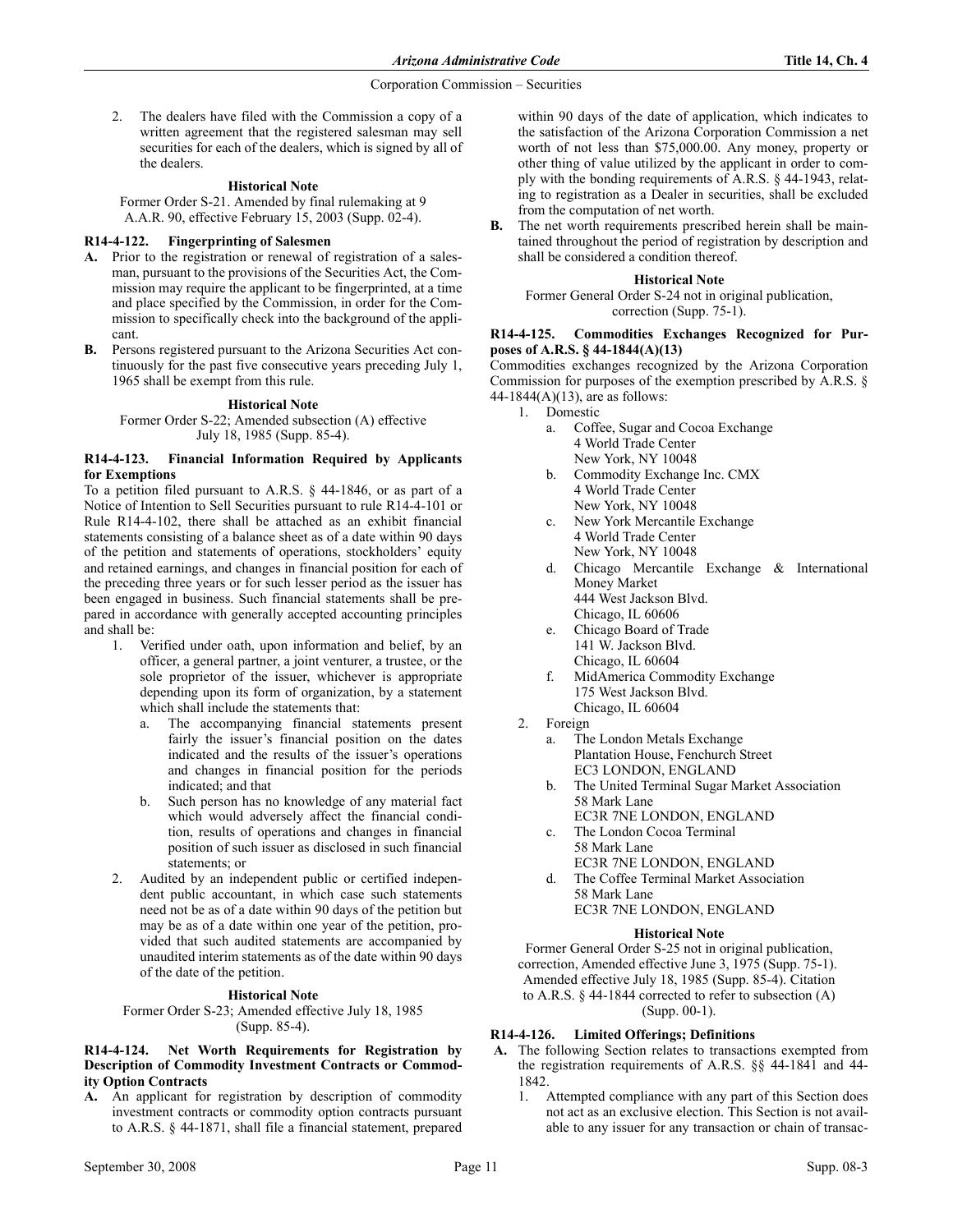2. The dealers have filed with the Commission a copy of a written agreement that the registered salesman may sell securities for each of the dealers, which is signed by all of the dealers.

**Historical Note**

Former Order S-21. Amended by final rulemaking at 9 A.A.R. 90, effective February 15, 2003 (Supp. 02-4).

### R14-4-122. Fingerprinting of Salesmen

**A.** Prior to the registration or renewal of registration of a salesman, pursuant to the provisions of the Securities Act, the Commission may require the applicant to be fingerprinted, at a time and place specified by the Commission, in order for the Commission to specifically check into the background of the applicant.

**B.** Persons registered pursuant to the Arizona Securities Act continuously for the past five consecutive years preceding July 1, 1965 shall be exempt from this rule.

**Historical Note**

Former Order S-22; Amended subsection (A) effective July 18, 1985 (Supp. 85-4).

### R14-4-123. Financial Information Required by Applicants for Exemptions

To a petition filed pursuant to A.R.S. § 44-1846, or as part of a Notice of Intention to Sell Securities pursuant to rule R14-4-101 or Rule R14-4-102, there shall be attached as an exhibit financial statements consisting of a balance sheet as of a date within 90 days of the petition and statements of operations, stockholders' equity and retained earnings, and changes in financial position for each of the preceding three years or for such lesser period as the issuer has been engaged in business. Such financial statements shall be prepared in accordance with generally accepted accounting principles and shall be:

1. Verified under oath, upon information and belief, by an officer, a general partner, a joint venturer, a trustee, or the sole proprietor of the issuer, whichever is appropriate depending upon its form of organization, by a statement which shall include the statements that:
   a. The accompanying financial statements present fairly the issuer's financial position on the dates indicated and the results of the issuer's operations and changes in financial position for the periods indicated; and that
   b. Such person has no knowledge of any material fact which would adversely affect the financial condition, results of operations and changes in financial position of such issuer as disclosed in such financial statements; or
2. Audited by an independent public or certified independent public accountant, in which case such statements need not be as of a date within 90 days of the petition but may be as of a date within one year of the petition, provided that such audited statements are accompanied by unaudited interim statements as of the date within 90 days of the date of the petition.

**Historical Note**

Former Order S-23; Amended effective July 18, 1985 (Supp. 85-4).

### R14-4-124. Net Worth Requirements for Registration by Description of Commodity Investment Contracts or Commodity Option Contracts

**A.** An applicant for registration by description of commodity investment contracts or commodity option contracts pursuant to A.R.S. § 44-1871, shall file a financial statement, prepared within 90 days of the date of application, which indicates to the satisfaction of the Arizona Corporation Commission a net worth of not less than $75,000.00. Any money, property or other thing of value utilized by the applicant in order to comply with the bonding requirements of A.R.S. § 44-1943, relating to registration as a Dealer in securities, shall be excluded from the computation of net worth.

**B.** The net worth requirements prescribed herein shall be maintained throughout the period of registration by description and shall be considered a condition thereof.

**Historical Note**

Former General Order S-24 not in original publication, correction (Supp. 75-1).

### R14-4-125. Commodities Exchanges Recognized for Purposes of A.R.S. § 44-1844(A)(13)

Commodities exchanges recognized by the Arizona Corporation Commission for purposes of the exemption prescribed by A.R.S. § 44-1844(A)(13), are as follows:

1. Domestic
   a. Coffee, Sugar and Cocoa Exchange
      4 World Trade Center
      New York, NY 10048
   b. Commodity Exchange Inc. CMX
      4 World Trade Center
      New York, NY 10048
   c. New York Mercantile Exchange
      4 World Trade Center
      New York, NY 10048
   d. Chicago Mercantile Exchange & International Money Market
      444 West Jackson Blvd.
      Chicago, IL 60606
   e. Chicago Board of Trade
      141 W. Jackson Blvd.
      Chicago, IL 60604
   f. MidAmerica Commodity Exchange
      175 West Jackson Blvd.
      Chicago, IL 60604
2. Foreign
   a. The London Metals Exchange
      Plantation House, Fenchurch Street
      EC3 LONDON, ENGLAND
   b. The United Terminal Sugar Market Association
      58 Mark Lane
      EC3R 7NE LONDON, ENGLAND
   c. The London Cocoa Terminal
      58 Mark Lane
      EC3R 7NE LONDON, ENGLAND
   d. The Coffee Terminal Market Association
      58 Mark Lane
      EC3R 7NE LONDON, ENGLAND

**Historical Note**

Former General Order S-25 not in original publication, correction, Amended effective June 3, 1975 (Supp. 75-1). Amended effective July 18, 1985 (Supp. 85-4). Citation to A.R.S. § 44-1844 corrected to refer to subsection (A) (Supp. 00-1).

### R14-4-126. Limited Offerings; Definitions

**A.** The following Section relates to transactions exempted from the registration requirements of A.R.S. §§ 44-1841 and 44-1842.

1. Attempted compliance with any part of this Section does not act as an exclusive election. This Section is not available to any issuer for any transaction or chain of transac-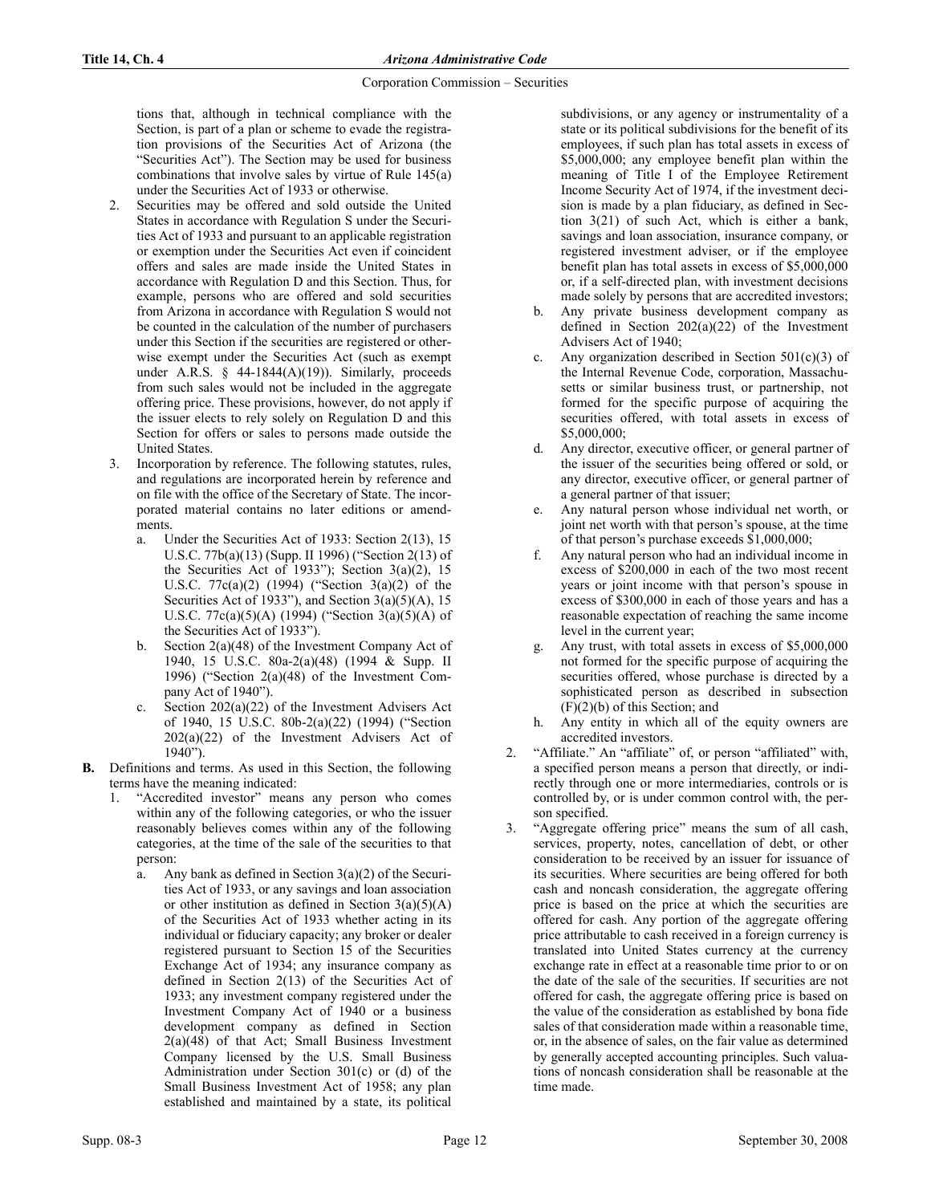tions that, although in technical compliance with the Section, is part of a plan or scheme to evade the registration provisions of the Securities Act of Arizona (the "Securities Act"). The Section may be used for business combinations that involve sales by virtue of Rule 145(a) under the Securities Act of 1933 or otherwise.

2. Securities may be offered and sold outside the United States in accordance with Regulation S under the Securities Act of 1933 and pursuant to an applicable registration or exemption under the Securities Act even if coincident offers and sales are made inside the United States in accordance with Regulation D and this Section. Thus, for example, persons who are offered and sold securities from Arizona in accordance with Regulation S would not be counted in the calculation of the number of purchasers under this Section if the securities are registered or otherwise exempt under the Securities Act (such as exempt under A.R.S. § 44-1844(A)(19)). Similarly, proceeds from such sales would not be included in the aggregate offering price. These provisions, however, do not apply if the issuer elects to rely solely on Regulation D and this Section for offers or sales to persons made outside the United States.

3. Incorporation by reference. The following statutes, rules, and regulations are incorporated herein by reference and on file with the office of the Secretary of State. The incorporated material contains no later editions or amendments.
   a. Under the Securities Act of 1933: Section 2(13), 15 U.S.C. 77b(a)(13) (Supp. II 1996) ("Section 2(13) of the Securities Act of 1933"); Section 3(a)(2), 15 U.S.C. 77c(a)(2) (1994) ("Section 3(a)(2) of the Securities Act of 1933"), and Section 3(a)(5)(A), 15 U.S.C. 77c(a)(5)(A) (1994) ("Section 3(a)(5)(A) of the Securities Act of 1933").
   b. Section 2(a)(48) of the Investment Company Act of 1940, 15 U.S.C. 80a-2(a)(48) (1994 & Supp. II 1996) ("Section 2(a)(48) of the Investment Company Act of 1940").
   c. Section 202(a)(22) of the Investment Advisers Act of 1940, 15 U.S.C. 80b-2(a)(22) (1994) ("Section 202(a)(22) of the Investment Advisers Act of 1940").

**B.** Definitions and terms. As used in this Section, the following terms have the meaning indicated:

1. "Accredited investor" means any person who comes within any of the following categories, or who the issuer reasonably believes comes within any of the following categories, at the time of the sale of the securities to that person:
   a. Any bank as defined in Section 3(a)(2) of the Securities Act of 1933, or any savings and loan association or other institution as defined in Section 3(a)(5)(A) of the Securities Act of 1933 whether acting in its individual or fiduciary capacity; any broker or dealer registered pursuant to Section 15 of the Securities Exchange Act of 1934; any insurance company as defined in Section 2(13) of the Securities Act of 1933; any investment company registered under the Investment Company Act of 1940 or a business development company as defined in Section 2(a)(48) of that Act; Small Business Investment Company licensed by the U.S. Small Business Administration under Section 301(c) or (d) of the Small Business Investment Act of 1958; any plan established and maintained by a state, its political subdivisions, or any agency or instrumentality of a state or its political subdivisions for the benefit of its employees, if such plan has total assets in excess of $5,000,000; any employee benefit plan within the meaning of Title I of the Employee Retirement Income Security Act of 1974, if the investment decision is made by a plan fiduciary, as defined in Section 3(21) of such Act, which is either a bank, savings and loan association, insurance company, or registered investment adviser, or if the employee benefit plan has total assets in excess of $5,000,000 or, if a self-directed plan, with investment decisions made solely by persons that are accredited investors;
   b. Any private business development company as defined in Section 202(a)(22) of the Investment Advisers Act of 1940;
   c. Any organization described in Section 501(c)(3) of the Internal Revenue Code, corporation, Massachusetts or similar business trust, or partnership, not formed for the specific purpose of acquiring the securities offered, with total assets in excess of $5,000,000;
   d. Any director, executive officer, or general partner of the issuer of the securities being offered or sold, or any director, executive officer, or general partner of a general partner of that issuer;
   e. Any natural person whose individual net worth, or joint net worth with that person's spouse, at the time of that person's purchase exceeds $1,000,000;
   f. Any natural person who had an individual income in excess of $200,000 in each of the two most recent years or joint income with that person's spouse in excess of $300,000 in each of those years and has a reasonable expectation of reaching the same income level in the current year;
   g. Any trust, with total assets in excess of $5,000,000 not formed for the specific purpose of acquiring the securities offered, whose purchase is directed by a sophisticated person as described in subsection (F)(2)(b) of this Section; and
   h. Any entity in which all of the equity owners are accredited investors.

2. "Affiliate." An "affiliate" of, or person "affiliated" with, a specified person means a person that directly, or indirectly through one or more intermediaries, controls or is controlled by, or is under common control with, the person specified.

3. "Aggregate offering price" means the sum of all cash, services, property, notes, cancellation of debt, or other consideration to be received by an issuer for issuance of its securities. Where securities are being offered for both cash and noncash consideration, the aggregate offering price is based on the price at which the securities are offered for cash. Any portion of the aggregate offering price attributable to cash received in a foreign currency is translated into United States currency at the currency exchange rate in effect at a reasonable time prior to or on the date of the sale of the securities. If securities are not offered for cash, the aggregate offering price is based on the value of the consideration as established by bona fide sales of that consideration made within a reasonable time, or, in the absence of sales, on the fair value as determined by generally accepted accounting principles. Such valuations of noncash consideration shall be reasonable at the time made.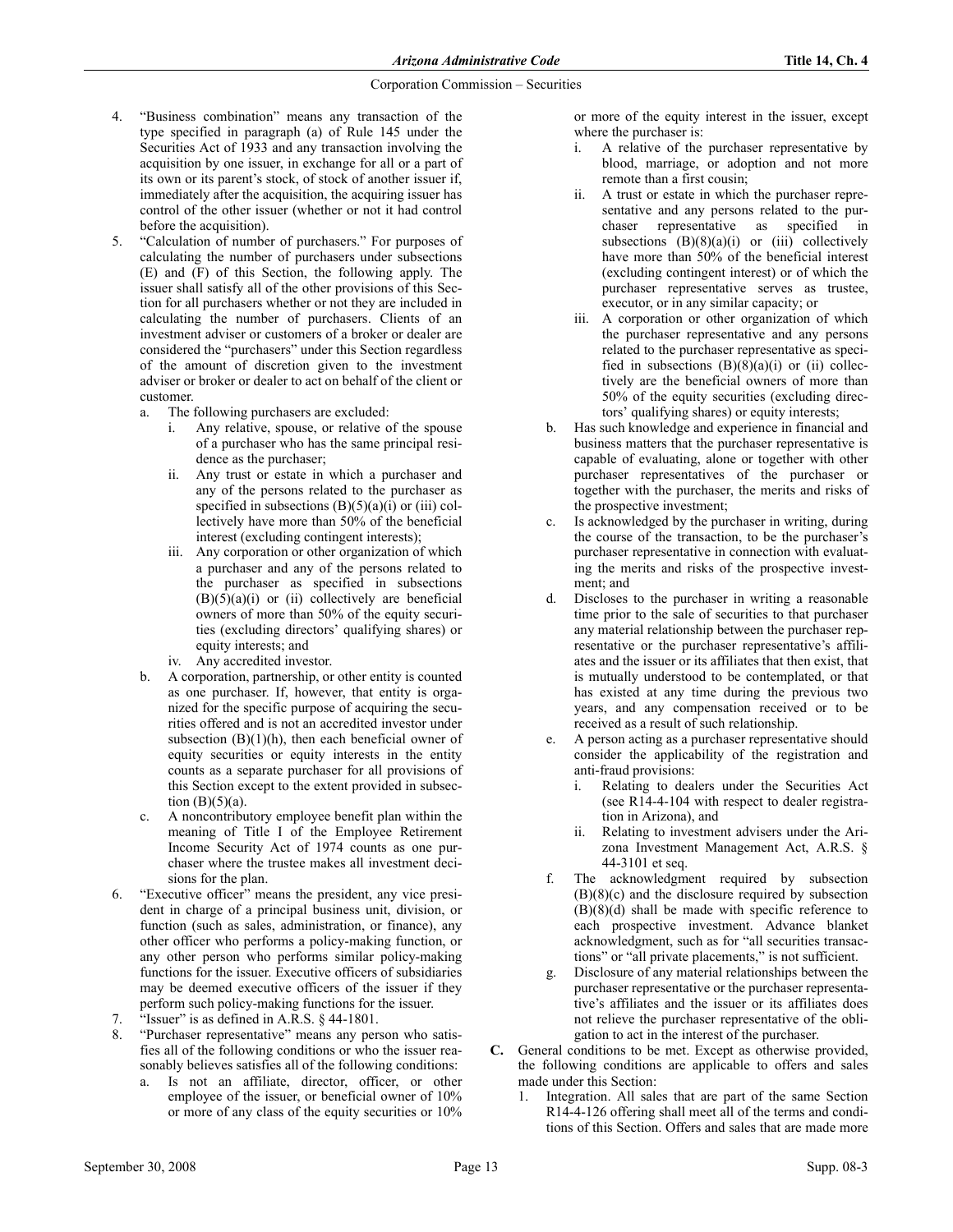4. "Business combination" means any transaction of the type specified in paragraph (a) of Rule 145 under the Securities Act of 1933 and any transaction involving the acquisition by one issuer, in exchange for all or a part of its own or its parent's stock, of stock of another issuer if, immediately after the acquisition, the acquiring issuer has control of the other issuer (whether or not it had control before the acquisition).
5. "Calculation of number of purchasers." For purposes of calculating the number of purchasers under subsections (E) and (F) of this Section, the following apply. The issuer shall satisfy all of the other provisions of this Section for all purchasers whether or not they are included in calculating the number of purchasers. Clients of an investment adviser or customers of a broker or dealer are considered the "purchasers" under this Section regardless of the amount of discretion given to the investment adviser or broker or dealer to act on behalf of the client or customer.
   a. The following purchasers are excluded:
      i. Any relative, spouse, or relative of the spouse of a purchaser who has the same principal residence as the purchaser;
      ii. Any trust or estate in which a purchaser and any of the persons related to the purchaser as specified in subsections (B)(5)(a)(i) or (iii) collectively have more than 50% of the beneficial interest (excluding contingent interests);
      iii. Any corporation or other organization of which a purchaser and any of the persons related to the purchaser as specified in subsections (B)(5)(a)(i) or (ii) collectively are beneficial owners of more than 50% of the equity securities (excluding directors' qualifying shares) or equity interests; and
      iv. Any accredited investor.
   b. A corporation, partnership, or other entity is counted as one purchaser. If, however, that entity is organized for the specific purpose of acquiring the securities offered and is not an accredited investor under subsection (B)(1)(h), then each beneficial owner of equity securities or equity interests in the entity counts as a separate purchaser for all provisions of this Section except to the extent provided in subsection (B)(5)(a).
   c. A noncontributory employee benefit plan within the meaning of Title I of the Employee Retirement Income Security Act of 1974 counts as one purchaser where the trustee makes all investment decisions for the plan.
6. "Executive officer" means the president, any vice president in charge of a principal business unit, division, or function (such as sales, administration, or finance), any other officer who performs a policy-making function, or any other person who performs similar policy-making functions for the issuer. Executive officers of subsidiaries may be deemed executive officers of the issuer if they perform such policy-making functions for the issuer.
7. "Issuer" is as defined in A.R.S. § 44-1801.
8. "Purchaser representative" means any person who satisfies all of the following conditions or who the issuer reasonably believes satisfies all of the following conditions:
   a. Is not an affiliate, director, officer, or other employee of the issuer, or beneficial owner of 10% or more of any class of the equity securities or 10% or more of the equity interest in the issuer, except where the purchaser is:
      i. A relative of the purchaser representative by blood, marriage, or adoption and not more remote than a first cousin;
      ii. A trust or estate in which the purchaser representative and any persons related to the purchaser representative as specified in subsections (B)(8)(a)(i) or (iii) collectively have more than 50% of the beneficial interest (excluding contingent interest) or of which the purchaser representative serves as trustee, executor, or in any similar capacity; or
      iii. A corporation or other organization of which the purchaser representative and any persons related to the purchaser representative as specified in subsections (B)(8)(a)(i) or (ii) collectively are the beneficial owners of more than 50% of the equity securities (excluding directors' qualifying shares) or equity interests;
   b. Has such knowledge and experience in financial and business matters that the purchaser representative is capable of evaluating, alone or together with other purchaser representatives of the purchaser or together with the purchaser, the merits and risks of the prospective investment;
   c. Is acknowledged by the purchaser in writing, during the course of the transaction, to be the purchaser's purchaser representative in connection with evaluating the merits and risks of the prospective investment; and
   d. Discloses to the purchaser in writing a reasonable time prior to the sale of securities to that purchaser any material relationship between the purchaser representative or the purchaser representative's affiliates and the issuer or its affiliates that then exist, that is mutually understood to be contemplated, or that has existed at any time during the previous two years, and any compensation received or to be received as a result of such relationship.
   e. A person acting as a purchaser representative should consider the applicability of the registration and anti-fraud provisions:
      i. Relating to dealers under the Securities Act (see R14-4-104 with respect to dealer registration in Arizona), and
      ii. Relating to investment advisers under the Arizona Investment Management Act, A.R.S. § 44-3101 et seq.
   f. The acknowledgment required by subsection (B)(8)(c) and the disclosure required by subsection (B)(8)(d) shall be made with specific reference to each prospective investment. Advance blanket acknowledgment, such as for "all securities transactions" or "all private placements," is not sufficient.
   g. Disclosure of any material relationships between the purchaser representative or the purchaser representative's affiliates and the issuer or its affiliates does not relieve the purchaser representative of the obligation to act in the interest of the purchaser.

**C.** General conditions to be met. Except as otherwise provided, the following conditions are applicable to offers and sales made under this Section:

1. Integration. All sales that are part of the same Section R14-4-126 offering shall meet all of the terms and conditions of this Section. Offers and sales that are made more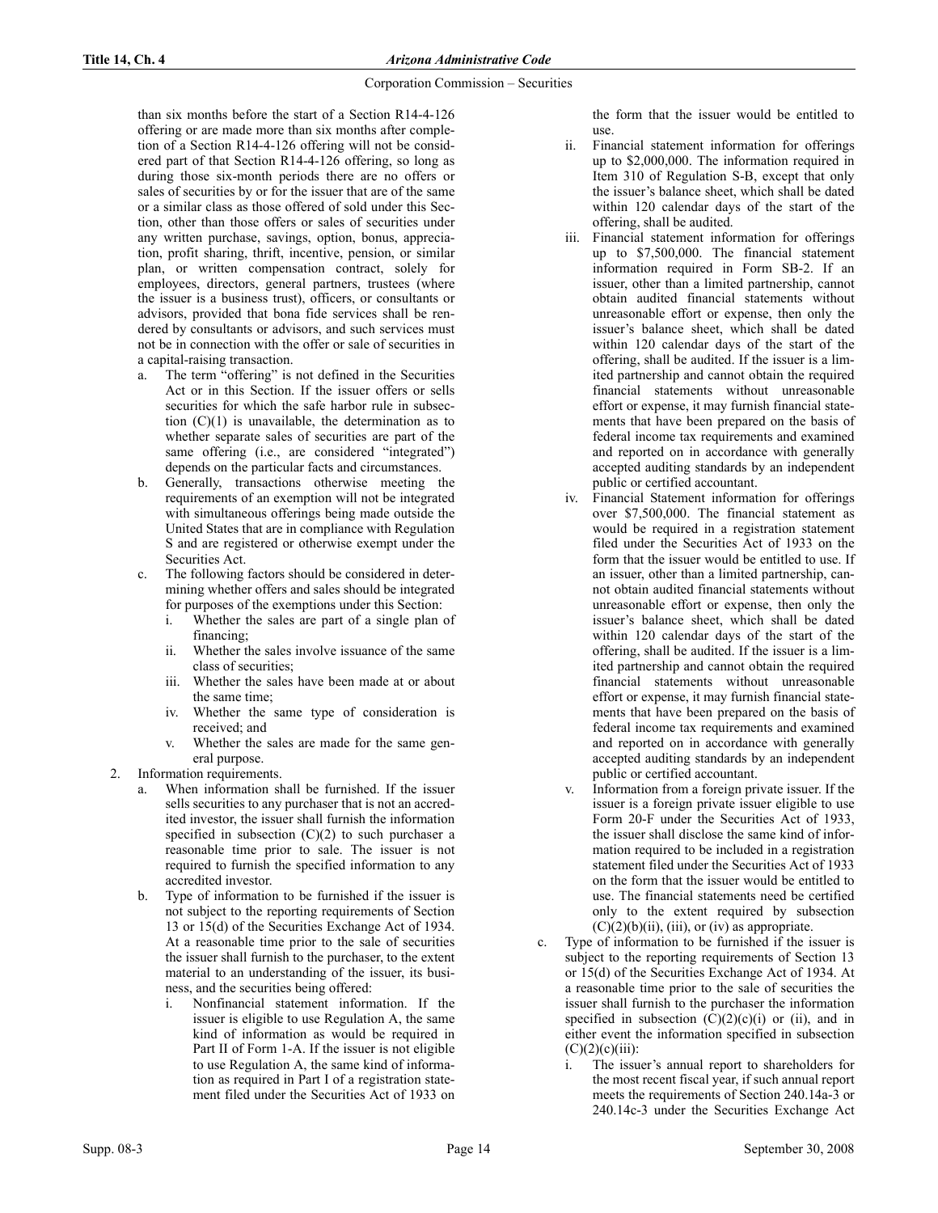than six months before the start of a Section R14-4-126 offering or are made more than six months after completion of a Section R14-4-126 offering will not be considered part of that Section R14-4-126 offering, so long as during those six-month periods there are no offers or sales of securities by or for the issuer that are of the same or a similar class as those offered of sold under this Section, other than those offers or sales of securities under any written purchase, savings, option, bonus, appreciation, profit sharing, thrift, incentive, pension, or similar plan, or written compensation contract, solely for employees, directors, general partners, trustees (where the issuer is a business trust), officers, or consultants or advisors, provided that bona fide services shall be rendered by consultants or advisors, and such services must not be in connection with the offer or sale of securities in a capital-raising transaction.

a. The term "offering" is not defined in the Securities Act or in this Section. If the issuer offers or sells securities for which the safe harbor rule in subsection (C)(1) is unavailable, the determination as to whether separate sales of securities are part of the same offering (i.e., are considered "integrated") depends on the particular facts and circumstances.

b. Generally, transactions otherwise meeting the requirements of an exemption will not be integrated with simultaneous offerings being made outside the United States that are in compliance with Regulation S and are registered or otherwise exempt under the Securities Act.

c. The following factors should be considered in determining whether offers and sales should be integrated for purposes of the exemptions under this Section:

   i. Whether the sales are part of a single plan of financing;

   ii. Whether the sales involve issuance of the same class of securities;

   iii. Whether the sales have been made at or about the same time;

   iv. Whether the same type of consideration is received; and

   v. Whether the sales are made for the same general purpose.

2. Information requirements.

   a. When information shall be furnished. If the issuer sells securities to any purchaser that is not an accredited investor, the issuer shall furnish the information specified in subsection (C)(2) to such purchaser a reasonable time prior to sale. The issuer is not required to furnish the specified information to any accredited investor.

   b. Type of information to be furnished if the issuer is not subject to the reporting requirements of Section 13 or 15(d) of the Securities Exchange Act of 1934. At a reasonable time prior to the sale of securities the issuer shall furnish to the purchaser, to the extent material to an understanding of the issuer, its business, and the securities being offered:

      i. Nonfinancial statement information. If the issuer is eligible to use Regulation A, the same kind of information as would be required in Part II of Form 1-A. If the issuer is not eligible to use Regulation A, the same kind of information as required in Part I of a registration statement filed under the Securities Act of 1933 on the form that the issuer would be entitled to use.

      ii. Financial statement information for offerings up to $2,000,000. The information required in Item 310 of Regulation S-B, except that only the issuer's balance sheet, which shall be dated within 120 calendar days of the start of the offering, shall be audited.

      iii. Financial statement information for offerings up to $7,500,000. The financial statement information required in Form SB-2. If an issuer, other than a limited partnership, cannot obtain audited financial statements without unreasonable effort or expense, then only the issuer's balance sheet, which shall be dated within 120 calendar days of the start of the offering, shall be audited. If the issuer is a limited partnership and cannot obtain the required financial statements without unreasonable effort or expense, it may furnish financial statements that have been prepared on the basis of federal income tax requirements and examined and reported on in accordance with generally accepted auditing standards by an independent public or certified accountant.

      iv. Financial Statement information for offerings over $7,500,000. The financial statement as would be required in a registration statement filed under the Securities Act of 1933 on the form that the issuer would be entitled to use. If an issuer, other than a limited partnership, cannot obtain audited financial statements without unreasonable effort or expense, then only the issuer's balance sheet, which shall be dated within 120 calendar days of the start of the offering, shall be audited. If the issuer is a limited partnership and cannot obtain the required financial statements without unreasonable effort or expense, it may furnish financial statements that have been prepared on the basis of federal income tax requirements and examined and reported on in accordance with generally accepted auditing standards by an independent public or certified accountant.

      v. Information from a foreign private issuer. If the issuer is a foreign private issuer eligible to use Form 20-F under the Securities Act of 1933, the issuer shall disclose the same kind of information required to be included in a registration statement filed under the Securities Act of 1933 on the form that the issuer would be entitled to use. The financial statements need be certified only to the extent required by subsection (C)(2)(b)(ii), (iii), or (iv) as appropriate.

   c. Type of information to be furnished if the issuer is subject to the reporting requirements of Section 13 or 15(d) of the Securities Exchange Act of 1934. At a reasonable time prior to the sale of securities the issuer shall furnish to the purchaser the information specified in subsection (C)(2)(c)(i) or (ii), and in either event the information specified in subsection (C)(2)(c)(iii):

      i. The issuer's annual report to shareholders for the most recent fiscal year, if such annual report meets the requirements of Section 240.14a-3 or 240.14c-3 under the Securities Exchange Act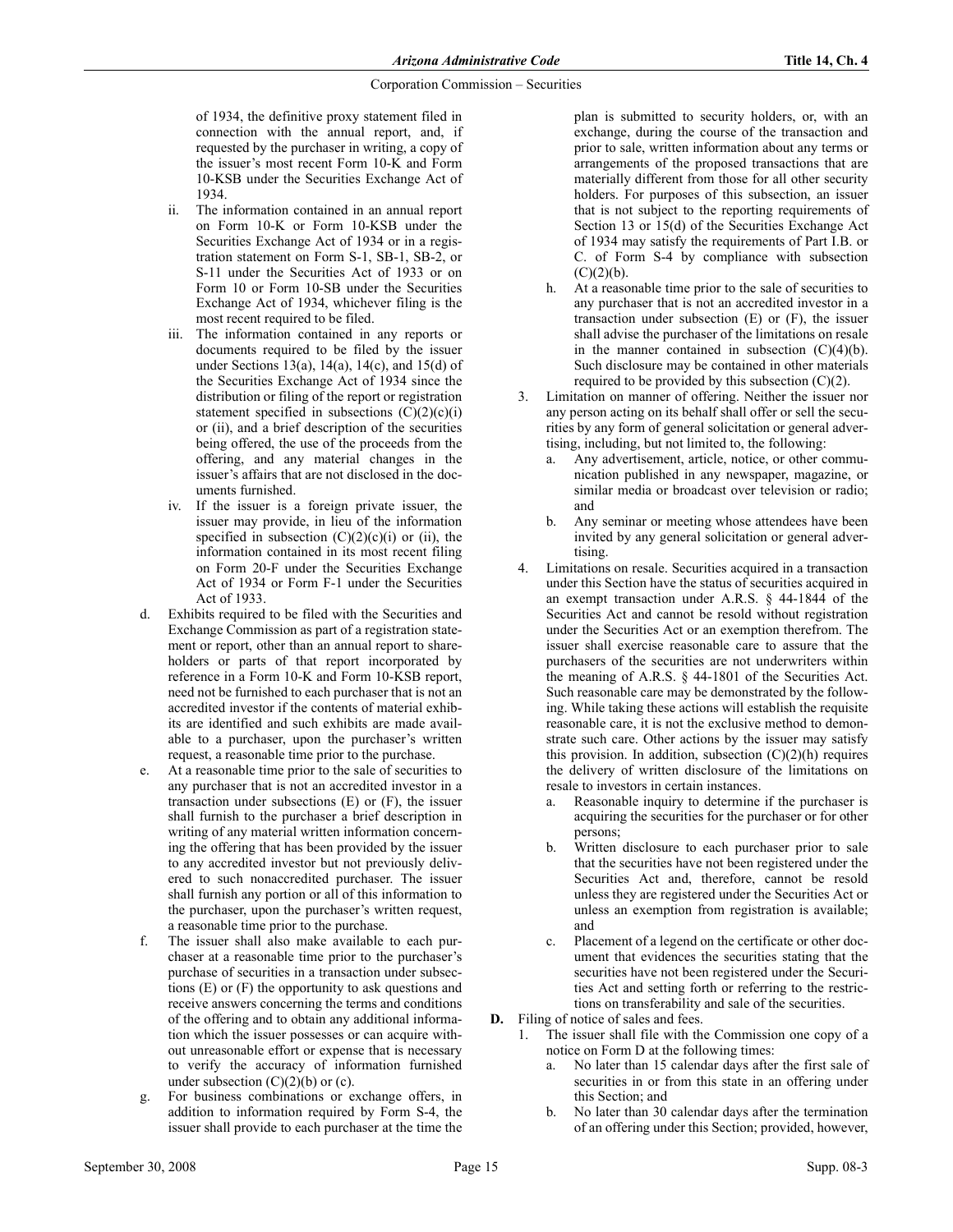of 1934, the definitive proxy statement filed in connection with the annual report, and, if requested by the purchaser in writing, a copy of the issuer's most recent Form 10-K and Form 10-KSB under the Securities Exchange Act of 1934.

   ii. The information contained in an annual report on Form 10-K or Form 10-KSB under the Securities Exchange Act of 1934 or in a registration statement on Form S-1, SB-1, SB-2, or S-11 under the Securities Act of 1933 or on Form 10 or Form 10-SB under the Securities Exchange Act of 1934, whichever filing is the most recent required to be filed.

   iii. The information contained in any reports or documents required to be filed by the issuer under Sections 13(a), 14(a), 14(c), and 15(d) of the Securities Exchange Act of 1934 since the distribution or filing of the report or registration statement specified in subsections (C)(2)(c)(i) or (ii), and a brief description of the securities being offered, the use of the proceeds from the offering, and any material changes in the issuer's affairs that are not disclosed in the documents furnished.

   iv. If the issuer is a foreign private issuer, the issuer may provide, in lieu of the information specified in subsection (C)(2)(c)(i) or (ii), the information contained in its most recent filing on Form 20-F under the Securities Exchange Act of 1934 or Form F-1 under the Securities Act of 1933.

d. Exhibits required to be filed with the Securities and Exchange Commission as part of a registration statement or report, other than an annual report to shareholders or parts of that report incorporated by reference in a Form 10-K and Form 10-KSB report, need not be furnished to each purchaser that is not an accredited investor if the contents of material exhibits are identified and such exhibits are made available to a purchaser, upon the purchaser's written request, a reasonable time prior to the purchase.

e. At a reasonable time prior to the sale of securities to any purchaser that is not an accredited investor in a transaction under subsections (E) or (F), the issuer shall furnish to the purchaser a brief description in writing of any material written information concerning the offering that has been provided by the issuer to any accredited investor but not previously delivered to such nonaccredited purchaser. The issuer shall furnish any portion or all of this information to the purchaser, upon the purchaser's written request, a reasonable time prior to the purchase.

f. The issuer shall also make available to each purchaser at a reasonable time prior to the purchaser's purchase of securities in a transaction under subsections (E) or (F) the opportunity to ask questions and receive answers concerning the terms and conditions of the offering and to obtain any additional information which the issuer possesses or can acquire without unreasonable effort or expense that is necessary to verify the accuracy of information furnished under subsection (C)(2)(b) or (c).

g. For business combinations or exchange offers, in addition to information required by Form S-4, the issuer shall provide to each purchaser at the time the plan is submitted to security holders, or, with an exchange, during the course of the transaction and prior to sale, written information about any terms or arrangements of the proposed transactions that are materially different from those for all other security holders. For purposes of this subsection, an issuer that is not subject to the reporting requirements of Section 13 or 15(d) of the Securities Exchange Act of 1934 may satisfy the requirements of Part I.B. or C. of Form S-4 by compliance with subsection (C)(2)(b).

h. At a reasonable time prior to the sale of securities to any purchaser that is not an accredited investor in a transaction under subsection (E) or (F), the issuer shall advise the purchaser of the limitations on resale in the manner contained in subsection (C)(4)(b). Such disclosure may be contained in other materials required to be provided by this subsection (C)(2).

3. Limitation on manner of offering. Neither the issuer nor any person acting on its behalf shall offer or sell the securities by any form of general solicitation or general advertising, including, but not limited to, the following:
   a. Any advertisement, article, notice, or other communication published in any newspaper, magazine, or similar media or broadcast over television or radio; and
   b. Any seminar or meeting whose attendees have been invited by any general solicitation or general advertising.

4. Limitations on resale. Securities acquired in a transaction under this Section have the status of securities acquired in an exempt transaction under A.R.S. § 44-1844 of the Securities Act and cannot be resold without registration under the Securities Act or an exemption therefrom. The issuer shall exercise reasonable care to assure that the purchasers of the securities are not underwriters within the meaning of A.R.S. § 44-1801 of the Securities Act. Such reasonable care may be demonstrated by the following. While taking these actions will establish the requisite reasonable care, it is not the exclusive method to demonstrate such care. Other actions by the issuer may satisfy this provision. In addition, subsection (C)(2)(h) requires the delivery of written disclosure of the limitations on resale to investors in certain instances.
   a. Reasonable inquiry to determine if the purchaser is acquiring the securities for the purchaser or for other persons;
   b. Written disclosure to each purchaser prior to sale that the securities have not been registered under the Securities Act and, therefore, cannot be resold unless they are registered under the Securities Act or unless an exemption from registration is available; and
   c. Placement of a legend on the certificate or other document that evidences the securities stating that the securities have not been registered under the Securities Act and setting forth or referring to the restrictions on transferability and sale of the securities.

**D.** Filing of notice of sales and fees.

1. The issuer shall file with the Commission one copy of a notice on Form D at the following times:
   a. No later than 15 calendar days after the first sale of securities in or from this state in an offering under this Section; and
   b. No later than 30 calendar days after the termination of an offering under this Section; provided, however,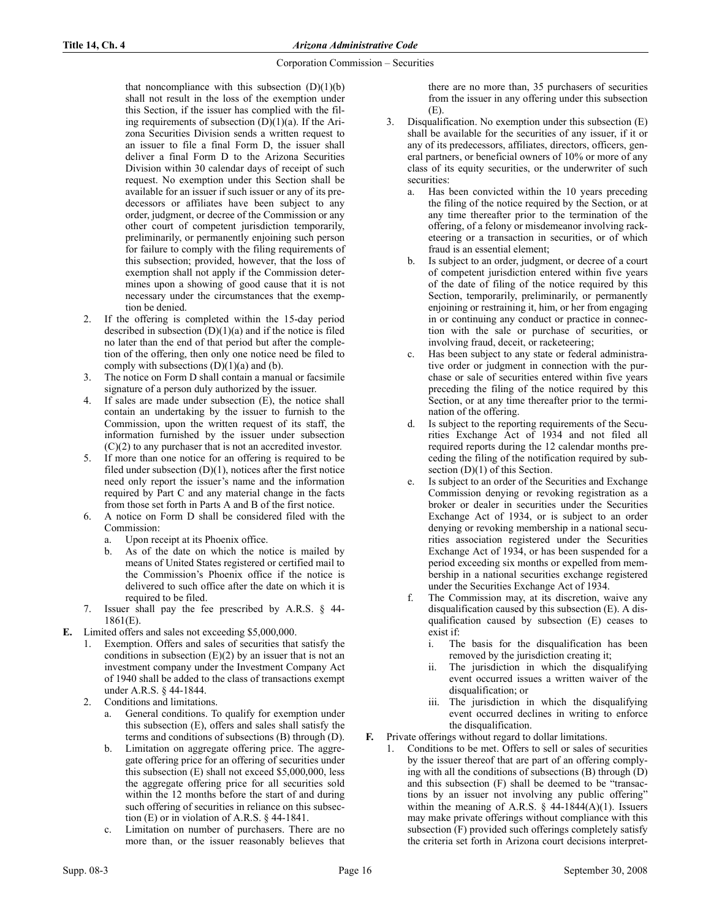that noncompliance with this subsection (D)(1)(b) shall not result in the loss of the exemption under this Section, if the issuer has complied with the filing requirements of subsection (D)(1)(a). If the Arizona Securities Division sends a written request to an issuer to file a final Form D, the issuer shall deliver a final Form D to the Arizona Securities Division within 30 calendar days of receipt of such request. No exemption under this Section shall be available for an issuer if such issuer or any of its predecessors or affiliates have been subject to any order, judgment, or decree of the Commission or any other court of competent jurisdiction temporarily, preliminarily, or permanently enjoining such person for failure to comply with the filing requirements of this subsection; provided, however, that the loss of exemption shall not apply if the Commission determines upon a showing of good cause that it is not necessary under the circumstances that the exemption be denied.

2. If the offering is completed within the 15-day period described in subsection (D)(1)(a) and if the notice is filed no later than the end of that period but after the completion of the offering, then only one notice need be filed to comply with subsections (D)(1)(a) and (b).
3. The notice on Form D shall contain a manual or facsimile signature of a person duly authorized by the issuer.
4. If sales are made under subsection (E), the notice shall contain an undertaking by the issuer to furnish to the Commission, upon the written request of its staff, the information furnished by the issuer under subsection (C)(2) to any purchaser that is not an accredited investor.
5. If more than one notice for an offering is required to be filed under subsection (D)(1), notices after the first notice need only report the issuer's name and the information required by Part C and any material change in the facts from those set forth in Parts A and B of the first notice.
6. A notice on Form D shall be considered filed with the Commission:
   a. Upon receipt at its Phoenix office.
   b. As of the date on which the notice is mailed by means of United States registered or certified mail to the Commission's Phoenix office if the notice is delivered to such office after the date on which it is required to be filed.
7. Issuer shall pay the fee prescribed by A.R.S. § 44-1861(E).

**E.** Limited offers and sales not exceeding $5,000,000.

1. Exemption. Offers and sales of securities that satisfy the conditions in subsection (E)(2) by an issuer that is not an investment company under the Investment Company Act of 1940 shall be added to the class of transactions exempt under A.R.S. § 44-1844.
2. Conditions and limitations.
   a. General conditions. To qualify for exemption under this subsection (E), offers and sales shall satisfy the terms and conditions of subsections (B) through (D).
   b. Limitation on aggregate offering price. The aggregate offering price for an offering of securities under this subsection (E) shall not exceed $5,000,000, less the aggregate offering price for all securities sold within the 12 months before the start of and during such offering of securities in reliance on this subsection (E) or in violation of A.R.S. § 44-1841.
   c. Limitation on number of purchasers. There are no more than, or the issuer reasonably believes that there are no more than, 35 purchasers of securities from the issuer in any offering under this subsection (E).
3. Disqualification. No exemption under this subsection (E) shall be available for the securities of any issuer, if it or any of its predecessors, affiliates, directors, officers, general partners, or beneficial owners of 10% or more of any class of its equity securities, or the underwriter of such securities:
   a. Has been convicted within the 10 years preceding the filing of the notice required by the Section, or at any time thereafter prior to the termination of the offering, of a felony or misdemeanor involving racketeering or a transaction in securities, or of which fraud is an essential element;
   b. Is subject to an order, judgment, or decree of a court of competent jurisdiction entered within five years of the date of filing of the notice required by this Section, temporarily, preliminarily, or permanently enjoining or restraining it, him, or her from engaging in or continuing any conduct or practice in connection with the sale or purchase of securities, or involving fraud, deceit, or racketeering;
   c. Has been subject to any state or federal administrative order or judgment in connection with the purchase or sale of securities entered within five years preceding the filing of the notice required by this Section, or at any time thereafter prior to the termination of the offering.
   d. Is subject to the reporting requirements of the Securities Exchange Act of 1934 and not filed all required reports during the 12 calendar months preceding the filing of the notification required by subsection (D)(1) of this Section.
   e. Is subject to an order of the Securities and Exchange Commission denying or revoking registration as a broker or dealer in securities under the Securities Exchange Act of 1934, or is subject to an order denying or revoking membership in a national securities association registered under the Securities Exchange Act of 1934, or has been suspended for a period exceeding six months or expelled from membership in a national securities exchange registered under the Securities Exchange Act of 1934.
   f. The Commission may, at its discretion, waive any disqualification caused by this subsection (E). A disqualification caused by subsection (E) ceases to exist if:
      i. The basis for the disqualification has been removed by the jurisdiction creating it;
      ii. The jurisdiction in which the disqualifying event occurred issues a written waiver of the disqualification; or
      iii. The jurisdiction in which the disqualifying event occurred declines in writing to enforce the disqualification.

**F.** Private offerings without regard to dollar limitations.

1. Conditions to be met. Offers to sell or sales of securities by the issuer thereof that are part of an offering complying with all the conditions of subsections (B) through (D) and this subsection (F) shall be deemed to be "transactions by an issuer not involving any public offering" within the meaning of A.R.S. § 44-1844(A)(1). Issuers may make private offerings without compliance with this subsection (F) provided such offerings completely satisfy the criteria set forth in Arizona court decisions interpret-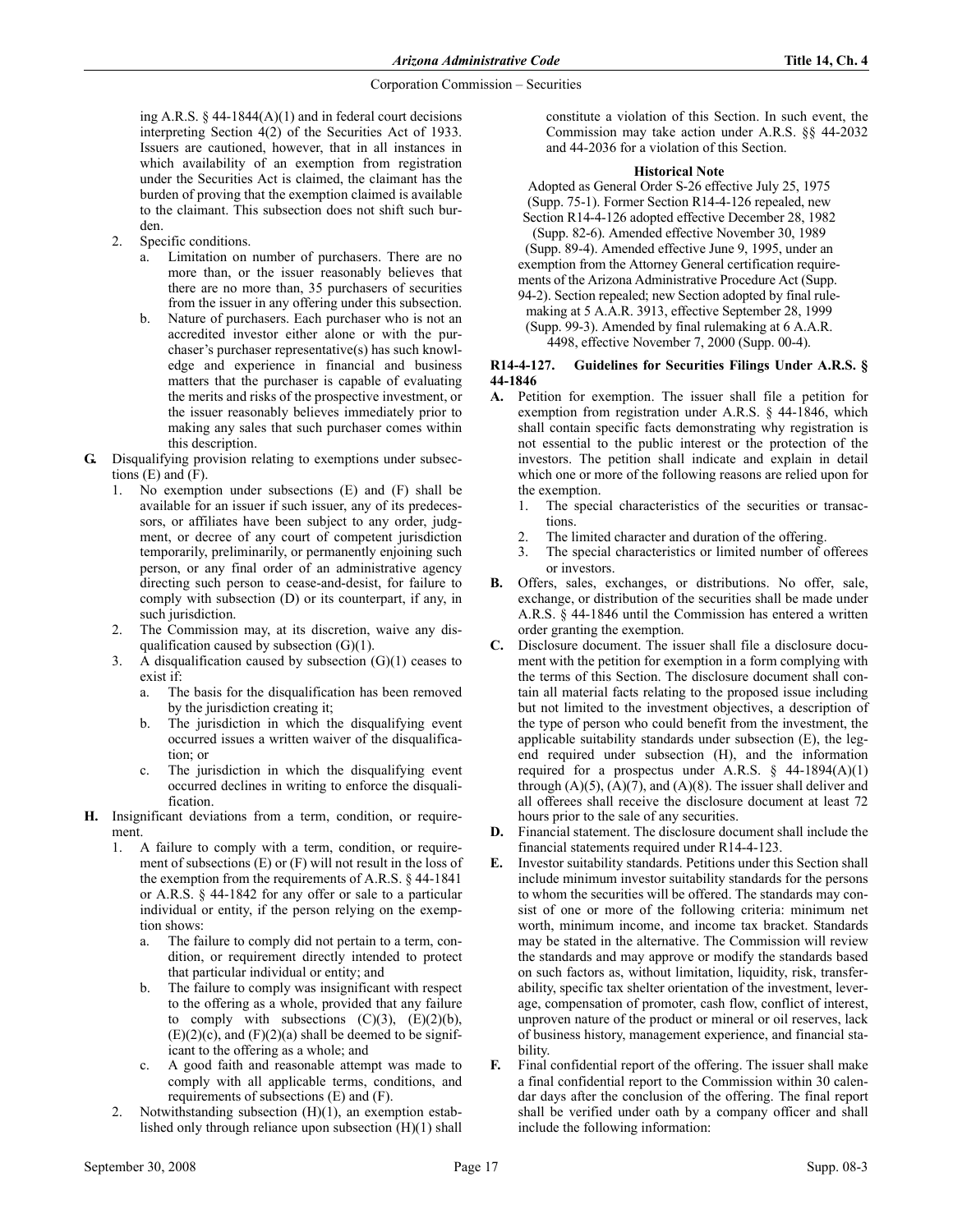ing A.R.S. § 44-1844(A)(1) and in federal court decisions interpreting Section 4(2) of the Securities Act of 1933. Issuers are cautioned, however, that in all instances in which availability of an exemption from registration under the Securities Act is claimed, the claimant has the burden of proving that the exemption claimed is available to the claimant. This subsection does not shift such burden.

2. Specific conditions.
   a. Limitation on number of purchasers. There are no more than, or the issuer reasonably believes that there are no more than, 35 purchasers of securities from the issuer in any offering under this subsection.
   b. Nature of purchasers. Each purchaser who is not an accredited investor either alone or with the purchaser's purchaser representative(s) has such knowledge and experience in financial and business matters that the purchaser is capable of evaluating the merits and risks of the prospective investment, or the issuer reasonably believes immediately prior to making any sales that such purchaser comes within this description.

**G.** Disqualifying provision relating to exemptions under subsections (E) and (F).
1. No exemption under subsections (E) and (F) shall be available for an issuer if such issuer, any of its predecessors, or affiliates have been subject to any order, judgment, or decree of any court of competent jurisdiction temporarily, preliminarily, or permanently enjoining such person, or any final order of an administrative agency directing such person to cease-and-desist, for failure to comply with subsection (D) or its counterpart, if any, in such jurisdiction.
2. The Commission may, at its discretion, waive any disqualification caused by subsection (G)(1).
3. A disqualification caused by subsection (G)(1) ceases to exist if:
   a. The basis for the disqualification has been removed by the jurisdiction creating it;
   b. The jurisdiction in which the disqualifying event occurred issues a written waiver of the disqualification; or
   c. The jurisdiction in which the disqualifying event occurred declines in writing to enforce the disqualification.

**H.** Insignificant deviations from a term, condition, or requirement.
1. A failure to comply with a term, condition, or requirement of subsections (E) or (F) will not result in the loss of the exemption from the requirements of A.R.S. § 44-1841 or A.R.S. § 44-1842 for any offer or sale to a particular individual or entity, if the person relying on the exemption shows:
   a. The failure to comply did not pertain to a term, condition, or requirement directly intended to protect that particular individual or entity; and
   b. The failure to comply was insignificant with respect to the offering as a whole, provided that any failure to comply with subsections (C)(3), (E)(2)(b), (E)(2)(c), and (F)(2)(a) shall be deemed to be significant to the offering as a whole; and
   c. A good faith and reasonable attempt was made to comply with all applicable terms, conditions, and requirements of subsections (E) and (F).
2. Notwithstanding subsection (H)(1), an exemption established only through reliance upon subsection (H)(1) shall constitute a violation of this Section. In such event, the Commission may take action under A.R.S. §§ 44-2032 and 44-2036 for a violation of this Section.

**Historical Note**

Adopted as General Order S-26 effective July 25, 1975 (Supp. 75-1). Former Section R14-4-126 repealed, new Section R14-4-126 adopted effective December 28, 1982 (Supp. 82-6). Amended effective November 30, 1989 (Supp. 89-4). Amended effective June 9, 1995, under an exemption from the Attorney General certification requirements of the Arizona Administrative Procedure Act (Supp. 94-2). Section repealed; new Section adopted by final rulemaking at 5 A.A.R. 3913, effective September 28, 1999 (Supp. 99-3). Amended by final rulemaking at 6 A.A.R. 4498, effective November 7, 2000 (Supp. 00-4).

### R14-4-127. Guidelines for Securities Filings Under A.R.S. § 44-1846

**A.** Petition for exemption. The issuer shall file a petition for exemption from registration under A.R.S. § 44-1846, which shall contain specific facts demonstrating why registration is not essential to the public interest or the protection of the investors. The petition shall indicate and explain in detail which one or more of the following reasons are relied upon for the exemption.
1. The special characteristics of the securities or transactions.
2. The limited character and duration of the offering.
3. The special characteristics or limited number of offerees or investors.

**B.** Offers, sales, exchanges, or distributions. No offer, sale, exchange, or distribution of the securities shall be made under A.R.S. § 44-1846 until the Commission has entered a written order granting the exemption.

**C.** Disclosure document. The issuer shall file a disclosure document with the petition for exemption in a form complying with the terms of this Section. The disclosure document shall contain all material facts relating to the proposed issue including but not limited to the investment objectives, a description of the type of person who could benefit from the investment, the applicable suitability standards under subsection (E), the legend required under subsection (H), and the information required for a prospectus under A.R.S. § 44-1894(A)(1) through (A)(5), (A)(7), and (A)(8). The issuer shall deliver and all offerees shall receive the disclosure document at least 72 hours prior to the sale of any securities.

**D.** Financial statement. The disclosure document shall include the financial statements required under R14-4-123.

**E.** Investor suitability standards. Petitions under this Section shall include minimum investor suitability standards for the persons to whom the securities will be offered. The standards may consist of one or more of the following criteria: minimum net worth, minimum income, and income tax bracket. Standards may be stated in the alternative. The Commission will review the standards and may approve or modify the standards based on such factors as, without limitation, liquidity, risk, transferability, specific tax shelter orientation of the investment, leverage, compensation of promoter, cash flow, conflict of interest, unproven nature of the product or mineral or oil reserves, lack of business history, management experience, and financial stability.

**F.** Final confidential report of the offering. The issuer shall make a final confidential report to the Commission within 30 calendar days after the conclusion of the offering. The final report shall be verified under oath by a company officer and shall include the following information: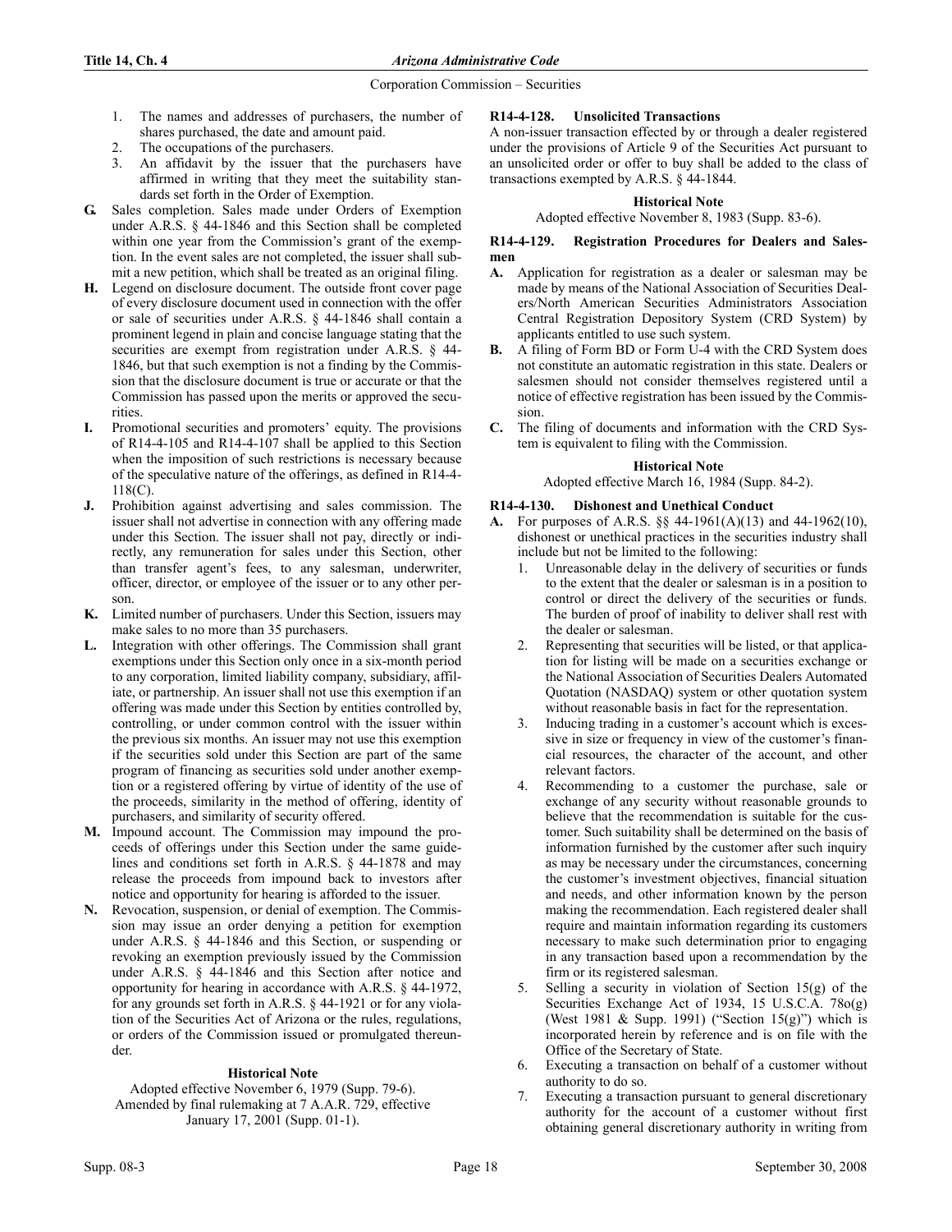1. The names and addresses of purchasers, the number of shares purchased, the date and amount paid.
2. The occupations of the purchasers.
3. An affidavit by the issuer that the purchasers have affirmed in writing that they meet the suitability standards set forth in the Order of Exemption.

**G.** Sales completion. Sales made under Orders of Exemption under A.R.S. § 44-1846 and this Section shall be completed within one year from the Commission's grant of the exemption. In the event sales are not completed, the issuer shall submit a new petition, which shall be treated as an original filing.

**H.** Legend on disclosure document. The outside front cover page of every disclosure document used in connection with the offer or sale of securities under A.R.S. § 44-1846 shall contain a prominent legend in plain and concise language stating that the securities are exempt from registration under A.R.S. § 44-1846, but that such exemption is not a finding by the Commission that the disclosure document is true or accurate or that the Commission has passed upon the merits or approved the securities.

**I.** Promotional securities and promoters' equity. The provisions of R14-4-105 and R14-4-107 shall be applied to this Section when the imposition of such restrictions is necessary because of the speculative nature of the offerings, as defined in R14-4-118(C).

**J.** Prohibition against advertising and sales commission. The issuer shall not advertise in connection with any offering made under this Section. The issuer shall not pay, directly or indirectly, any remuneration for sales under this Section, other than transfer agent's fees, to any salesman, underwriter, officer, director, or employee of the issuer or to any other person.

**K.** Limited number of purchasers. Under this Section, issuers may make sales to no more than 35 purchasers.

**L.** Integration with other offerings. The Commission shall grant exemptions under this Section only once in a six-month period to any corporation, limited liability company, subsidiary, affiliate, or partnership. An issuer shall not use this exemption if an offering was made under this Section by entities controlled by, controlling, or under common control with the issuer within the previous six months. An issuer may not use this exemption if the securities sold under this Section are part of the same program of financing as securities sold under another exemption or a registered offering by virtue of identity of the use of the proceeds, similarity in the method of offering, identity of purchasers, and similarity of security offered.

**M.** Impound account. The Commission may impound the proceeds of offerings under this Section under the same guidelines and conditions set forth in A.R.S. § 44-1878 and may release the proceeds from impound back to investors after notice and opportunity for hearing is afforded to the issuer.

**N.** Revocation, suspension, or denial of exemption. The Commission may issue an order denying a petition for exemption under A.R.S. § 44-1846 and this Section, or suspending or revoking an exemption previously issued by the Commission under A.R.S. § 44-1846 and this Section after notice and opportunity for hearing in accordance with A.R.S. § 44-1972, for any grounds set forth in A.R.S. § 44-1921 or for any violation of the Securities Act of Arizona or the rules, regulations, or orders of the Commission issued or promulgated thereunder.

**Historical Note**

Adopted effective November 6, 1979 (Supp. 79-6). Amended by final rulemaking at 7 A.A.R. 729, effective January 17, 2001 (Supp. 01-1).

### R14-4-128. Unsolicited Transactions

A non-issuer transaction effected by or through a dealer registered under the provisions of Article 9 of the Securities Act pursuant to an unsolicited order or offer to buy shall be added to the class of transactions exempted by A.R.S. § 44-1844.

**Historical Note**

Adopted effective November 8, 1983 (Supp. 83-6).

### R14-4-129. Registration Procedures for Dealers and Salesmen

**A.** Application for registration as a dealer or salesman may be made by means of the National Association of Securities Dealers/North American Securities Administrators Association Central Registration Depository System (CRD System) by applicants entitled to use such system.

**B.** A filing of Form BD or Form U-4 with the CRD System does not constitute an automatic registration in this state. Dealers or salesmen should not consider themselves registered until a notice of effective registration has been issued by the Commission.

**C.** The filing of documents and information with the CRD System is equivalent to filing with the Commission.

**Historical Note**

Adopted effective March 16, 1984 (Supp. 84-2).

### R14-4-130. Dishonest and Unethical Conduct

**A.** For purposes of A.R.S. §§ 44-1961(A)(13) and 44-1962(10), dishonest or unethical practices in the securities industry shall include but not be limited to the following:

1. Unreasonable delay in the delivery of securities or funds to the extent that the dealer or salesman is in a position to control or direct the delivery of the securities or funds. The burden of proof of inability to deliver shall rest with the dealer or salesman.
2. Representing that securities will be listed, or that application for listing will be made on a securities exchange or the National Association of Securities Dealers Automated Quotation (NASDAQ) system or other quotation system without reasonable basis in fact for the representation.
3. Inducing trading in a customer's account which is excessive in size or frequency in view of the customer's financial resources, the character of the account, and other relevant factors.
4. Recommending to a customer the purchase, sale or exchange of any security without reasonable grounds to believe that the recommendation is suitable for the customer. Such suitability shall be determined on the basis of information furnished by the customer after such inquiry as may be necessary under the circumstances, concerning the customer's investment objectives, financial situation and needs, and other information known by the person making the recommendation. Each registered dealer shall require and maintain information regarding its customers necessary to make such determination prior to engaging in any transaction based upon a recommendation by the firm or its registered salesman.
5. Selling a security in violation of Section 15(g) of the Securities Exchange Act of 1934, 15 U.S.C.A. 78o(g) (West 1981 & Supp. 1991) ("Section 15(g)") which is incorporated herein by reference and is on file with the Office of the Secretary of State.
6. Executing a transaction on behalf of a customer without authority to do so.
7. Executing a transaction pursuant to general discretionary authority for the account of a customer without first obtaining general discretionary authority in writing from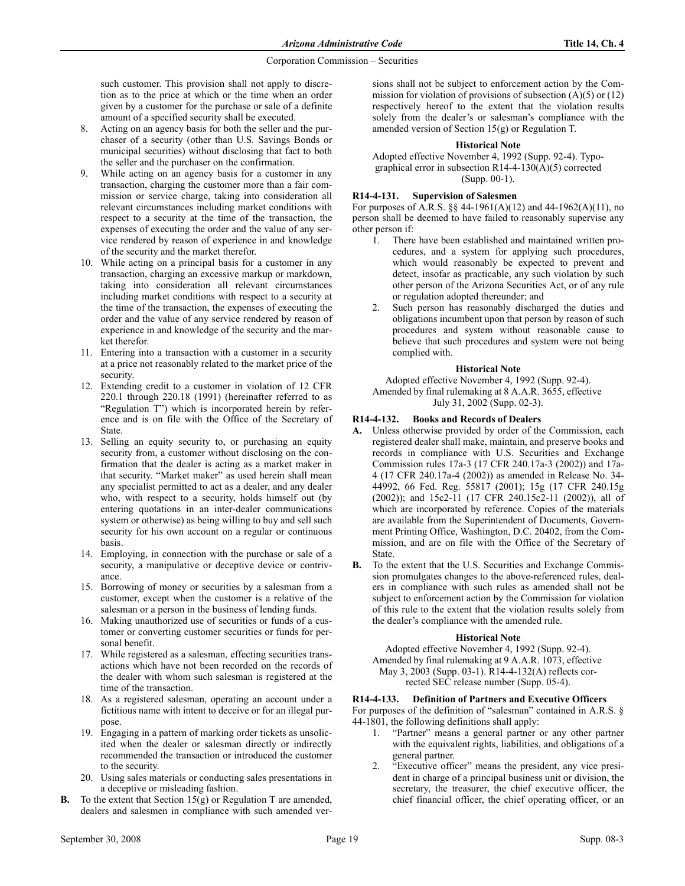such customer. This provision shall not apply to discretion as to the price at which or the time when an order given by a customer for the purchase or sale of a definite amount of a specified security shall be executed.

8. Acting on an agency basis for both the seller and the purchaser of a security (other than U.S. Savings Bonds or municipal securities) without disclosing that fact to both the seller and the purchaser on the confirmation.
9. While acting on an agency basis for a customer in any transaction, charging the customer more than a fair commission or service charge, taking into consideration all relevant circumstances including market conditions with respect to a security at the time of the transaction, the expenses of executing the order and the value of any service rendered by reason of experience in and knowledge of the security and the market therefor.
10. While acting on a principal basis for a customer in any transaction, charging an excessive markup or markdown, taking into consideration all relevant circumstances including market conditions with respect to a security at the time of the transaction, the expenses of executing the order and the value of any service rendered by reason of experience in and knowledge of the security and the market therefor.
11. Entering into a transaction with a customer in a security at a price not reasonably related to the market price of the security.
12. Extending credit to a customer in violation of 12 CFR 220.1 through 220.18 (1991) (hereinafter referred to as "Regulation T") which is incorporated herein by reference and is on file with the Office of the Secretary of State.
13. Selling an equity security to, or purchasing an equity security from, a customer without disclosing on the confirmation that the dealer is acting as a market maker in that security. "Market maker" as used herein shall mean any specialist permitted to act as a dealer, and any dealer who, with respect to a security, holds himself out (by entering quotations in an inter-dealer communications system or otherwise) as being willing to buy and sell such security for his own account on a regular or continuous basis.
14. Employing, in connection with the purchase or sale of a security, a manipulative or deceptive device or contrivance.
15. Borrowing of money or securities by a salesman from a customer, except when the customer is a relative of the salesman or a person in the business of lending funds.
16. Making unauthorized use of securities or funds of a customer or converting customer securities or funds for personal benefit.
17. While registered as a salesman, effecting securities transactions which have not been recorded on the records of the dealer with whom such salesman is registered at the time of the transaction.
18. As a registered salesman, operating an account under a fictitious name with intent to deceive or for an illegal purpose.
19. Engaging in a pattern of marking order tickets as unsolicited when the dealer or salesman directly or indirectly recommended the transaction or introduced the customer to the security.
20. Using sales materials or conducting sales presentations in a deceptive or misleading fashion.

**B.** To the extent that Section 15(g) or Regulation T are amended, dealers and salesmen in compliance with such amended versions shall not be subject to enforcement action by the Commission for violation of provisions of subsection (A)(5) or (12) respectively hereof to the extent that the violation results solely from the dealer's or salesman's compliance with the amended version of Section 15(g) or Regulation T.

**Historical Note**

Adopted effective November 4, 1992 (Supp. 92-4). Typographical error in subsection R14-4-130(A)(5) corrected (Supp. 00-1).

### R14-4-131. Supervision of Salesmen

For purposes of A.R.S. §§ 44-1961(A)(12) and 44-1962(A)(11), no person shall be deemed to have failed to reasonably supervise any other person if:

1. There have been established and maintained written procedures, and a system for applying such procedures, which would reasonably be expected to prevent and detect, insofar as practicable, any such violation by such other person of the Arizona Securities Act, or of any rule or regulation adopted thereunder; and
2. Such person has reasonably discharged the duties and obligations incumbent upon that person by reason of such procedures and system without reasonable cause to believe that such procedures and system were not being complied with.

**Historical Note**

Adopted effective November 4, 1992 (Supp. 92-4). Amended by final rulemaking at 8 A.A.R. 3655, effective July 31, 2002 (Supp. 02-3).

### R14-4-132. Books and Records of Dealers

**A.** Unless otherwise provided by order of the Commission, each registered dealer shall make, maintain, and preserve books and records in compliance with U.S. Securities and Exchange Commission rules 17a-3 (17 CFR 240.17a-3 (2002)) and 17a-4 (17 CFR 240.17a-4 (2002)) as amended in Release No. 34-44992, 66 Fed. Reg. 55817 (2001); 15g (17 CFR 240.15g (2002)); and 15c2-11 (17 CFR 240.15c2-11 (2002)), all of which are incorporated by reference. Copies of the materials are available from the Superintendent of Documents, Government Printing Office, Washington, D.C. 20402, from the Commission, and are on file with the Office of the Secretary of State.

**B.** To the extent that the U.S. Securities and Exchange Commission promulgates changes to the above-referenced rules, dealers in compliance with such rules as amended shall not be subject to enforcement action by the Commission for violation of this rule to the extent that the violation results solely from the dealer's compliance with the amended rule.

**Historical Note**

Adopted effective November 4, 1992 (Supp. 92-4). Amended by final rulemaking at 9 A.A.R. 1073, effective May 3, 2003 (Supp. 03-1). R14-4-132(A) reflects corrected SEC release number (Supp. 05-4).

### R14-4-133. Definition of Partners and Executive Officers

For purposes of the definition of "salesman" contained in A.R.S. § 44-1801, the following definitions shall apply:

1. "Partner" means a general partner or any other partner with the equivalent rights, liabilities, and obligations of a general partner.
2. "Executive officer" means the president, any vice president in charge of a principal business unit or division, the secretary, the treasurer, the chief executive officer, the chief financial officer, the chief operating officer, or an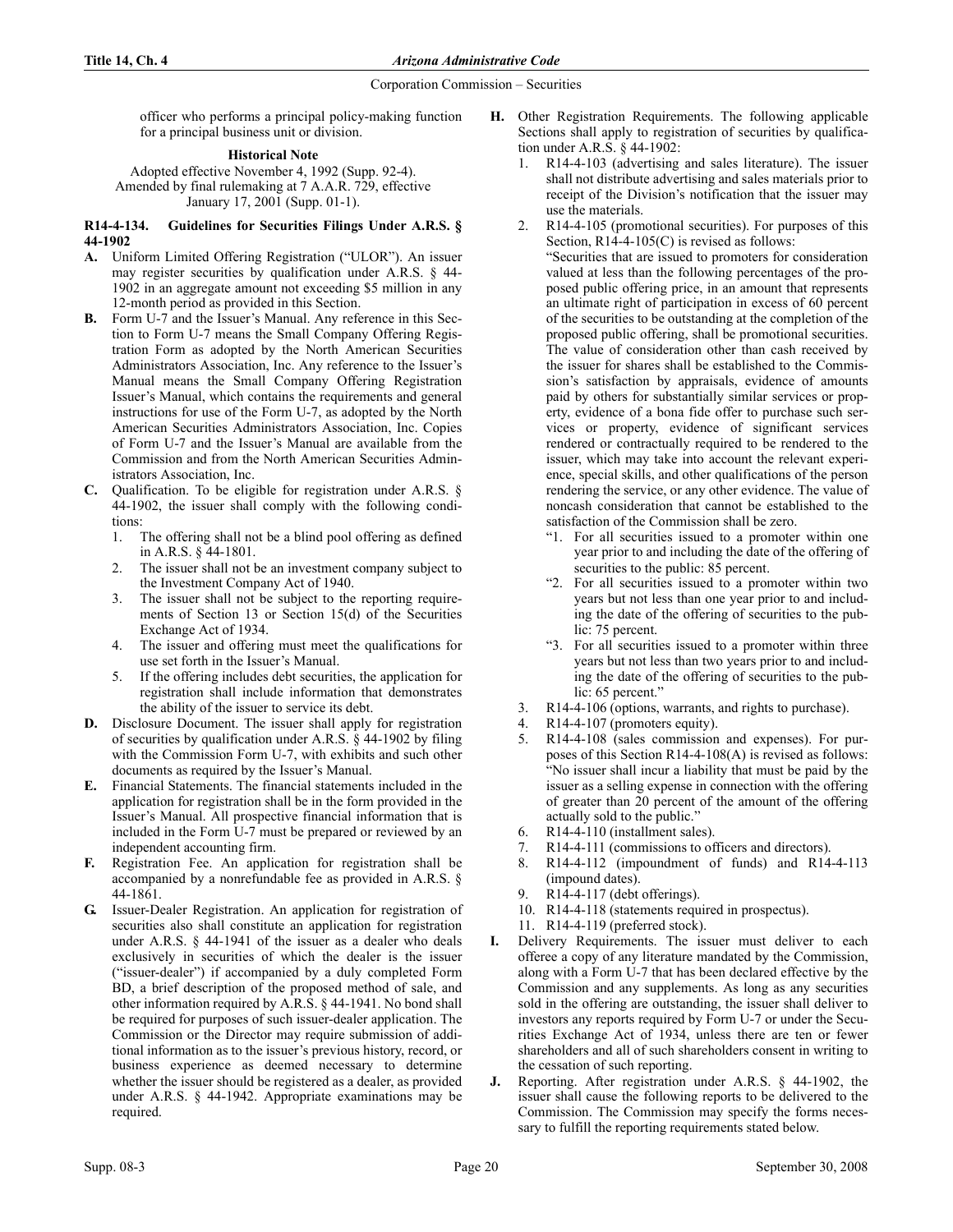officer who performs a principal policy-making function for a principal business unit or division.

**Historical Note**

Adopted effective November 4, 1992 (Supp. 92-4). Amended by final rulemaking at 7 A.A.R. 729, effective January 17, 2001 (Supp. 01-1).

**R14-4-134. Guidelines for Securities Filings Under A.R.S. § 44-1902**

**A.** Uniform Limited Offering Registration ("ULOR"). An issuer may register securities by qualification under A.R.S. § 44-1902 in an aggregate amount not exceeding $5 million in any 12-month period as provided in this Section.

**B.** Form U-7 and the Issuer's Manual. Any reference in this Section to Form U-7 means the Small Company Offering Registration Form as adopted by the North American Securities Administrators Association, Inc. Any reference to the Issuer's Manual means the Small Company Offering Registration Issuer's Manual, which contains the requirements and general instructions for use of the Form U-7, as adopted by the North American Securities Administrators Association, Inc. Copies of Form U-7 and the Issuer's Manual are available from the Commission and from the North American Securities Administrators Association, Inc.

**C.** Qualification. To be eligible for registration under A.R.S. § 44-1902, the issuer shall comply with the following conditions:

1. The offering shall not be a blind pool offering as defined in A.R.S. § 44-1801.
2. The issuer shall not be an investment company subject to the Investment Company Act of 1940.
3. The issuer shall not be subject to the reporting requirements of Section 13 or Section 15(d) of the Securities Exchange Act of 1934.
4. The issuer and offering must meet the qualifications for use set forth in the Issuer's Manual.
5. If the offering includes debt securities, the application for registration shall include information that demonstrates the ability of the issuer to service its debt.

**D.** Disclosure Document. The issuer shall apply for registration of securities by qualification under A.R.S. § 44-1902 by filing with the Commission Form U-7, with exhibits and such other documents as required by the Issuer's Manual.

**E.** Financial Statements. The financial statements included in the application for registration shall be in the form provided in the Issuer's Manual. All prospective financial information that is included in the Form U-7 must be prepared or reviewed by an independent accounting firm.

**F.** Registration Fee. An application for registration shall be accompanied by a nonrefundable fee as provided in A.R.S. § 44-1861.

**G.** Issuer-Dealer Registration. An application for registration of securities also shall constitute an application for registration under A.R.S. § 44-1941 of the issuer as a dealer who deals exclusively in securities of which the dealer is the issuer ("issuer-dealer") if accompanied by a duly completed Form BD, a brief description of the proposed method of sale, and other information required by A.R.S. § 44-1941. No bond shall be required for purposes of such issuer-dealer application. The Commission or the Director may require submission of additional information as to the issuer's previous history, record, or business experience as deemed necessary to determine whether the issuer should be registered as a dealer, as provided under A.R.S. § 44-1942. Appropriate examinations may be required.

**H.** Other Registration Requirements. The following applicable Sections shall apply to registration of securities by qualification under A.R.S. § 44-1902:

1. R14-4-103 (advertising and sales literature). The issuer shall not distribute advertising and sales materials prior to receipt of the Division's notification that the issuer may use the materials.
2. R14-4-105 (promotional securities). For purposes of this Section, R14-4-105(C) is revised as follows:
   "Securities that are issued to promoters for consideration valued at less than the following percentages of the proposed public offering price, in an amount that represents an ultimate right of participation in excess of 60 percent of the securities to be outstanding at the completion of the proposed public offering, shall be promotional securities. The value of consideration other than cash received by the issuer for shares shall be established to the Commission's satisfaction by appraisals, evidence of amounts paid by others for substantially similar services or property, evidence of a bona fide offer to purchase such services or property, evidence of significant services rendered or contractually required to be rendered to the issuer, which may take into account the relevant experience, special skills, and other qualifications of the person rendering the service, or any other evidence. The value of noncash consideration that cannot be established to the satisfaction of the Commission shall be zero.
   "1. For all securities issued to a promoter within one year prior to and including the date of the offering of securities to the public: 85 percent.
   "2. For all securities issued to a promoter within two years but not less than one year prior to and including the date of the offering of securities to the public: 75 percent.
   "3. For all securities issued to a promoter within three years but not less than two years prior to and including the date of the offering of securities to the public: 65 percent."
3. R14-4-106 (options, warrants, and rights to purchase).
4. R14-4-107 (promoters equity).
5. R14-4-108 (sales commission and expenses). For purposes of this Section R14-4-108(A) is revised as follows: "No issuer shall incur a liability that must be paid by the issuer as a selling expense in connection with the offering of greater than 20 percent of the amount of the offering actually sold to the public."
6. R14-4-110 (installment sales).
7. R14-4-111 (commissions to officers and directors).
8. R14-4-112 (impoundment of funds) and R14-4-113 (impound dates).
9. R14-4-117 (debt offerings).
10. R14-4-118 (statements required in prospectus).
11. R14-4-119 (preferred stock).

**I.** Delivery Requirements. The issuer must deliver to each offeree a copy of any literature mandated by the Commission, along with a Form U-7 that has been declared effective by the Commission and any supplements. As long as any securities sold in the offering are outstanding, the issuer shall deliver to investors any reports required by Form U-7 or under the Securities Exchange Act of 1934, unless there are ten or fewer shareholders and all of such shareholders consent in writing to the cessation of such reporting.

**J.** Reporting. After registration under A.R.S. § 44-1902, the issuer shall cause the following reports to be delivered to the Commission. The Commission may specify the forms necessary to fulfill the reporting requirements stated below.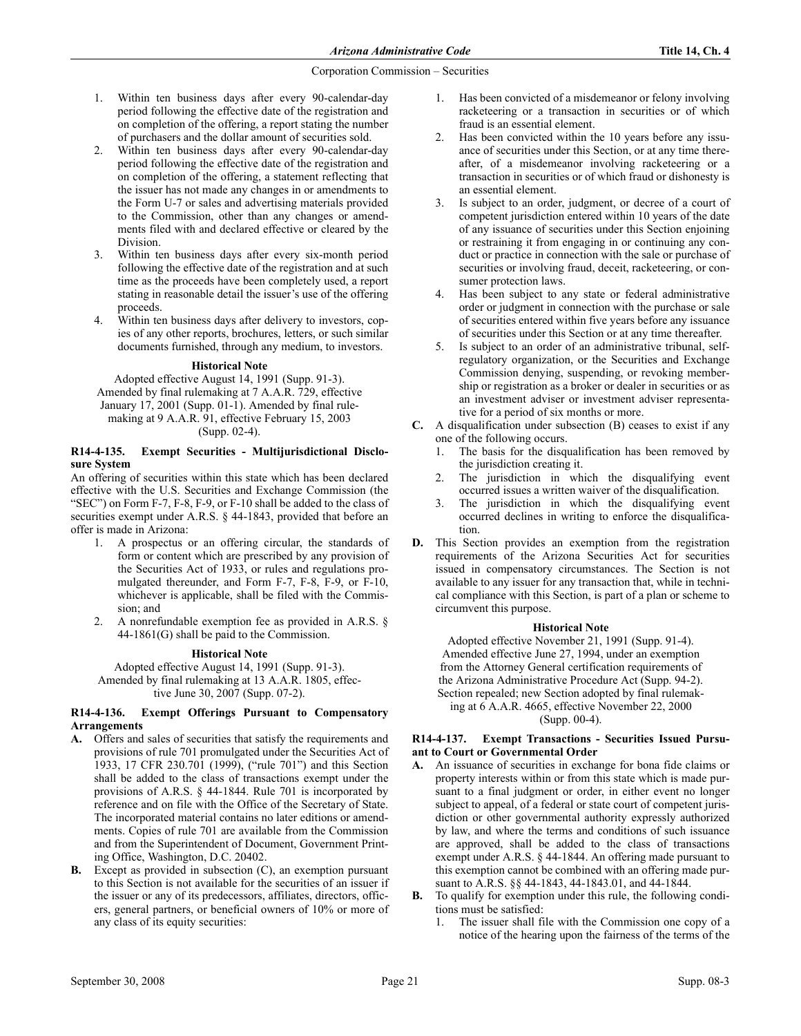1. Within ten business days after every 90-calendar-day period following the effective date of the registration and on completion of the offering, a report stating the number of purchasers and the dollar amount of securities sold.
2. Within ten business days after every 90-calendar-day period following the effective date of the registration and on completion of the offering, a statement reflecting that the issuer has not made any changes in or amendments to the Form U-7 or sales and advertising materials provided to the Commission, other than any changes or amendments filed with and declared effective or cleared by the Division.
3. Within ten business days after every six-month period following the effective date of the registration and at such time as the proceeds have been completely used, a report stating in reasonable detail the issuer's use of the offering proceeds.
4. Within ten business days after delivery to investors, copies of any other reports, brochures, letters, or such similar documents furnished, through any medium, to investors.

**Historical Note**

Adopted effective August 14, 1991 (Supp. 91-3). Amended by final rulemaking at 7 A.A.R. 729, effective January 17, 2001 (Supp. 01-1). Amended by final rulemaking at 9 A.A.R. 91, effective February 15, 2003 (Supp. 02-4).

### R14-4-135. Exempt Securities - Multijurisdictional Disclosure System

An offering of securities within this state which has been declared effective with the U.S. Securities and Exchange Commission (the "SEC") on Form F-7, F-8, F-9, or F-10 shall be added to the class of securities exempt under A.R.S. § 44-1843, provided that before an offer is made in Arizona:

1. A prospectus or an offering circular, the standards of form or content which are prescribed by any provision of the Securities Act of 1933, or rules and regulations promulgated thereunder, and Form F-7, F-8, F-9, or F-10, whichever is applicable, shall be filed with the Commission; and
2. A nonrefundable exemption fee as provided in A.R.S. § 44-1861(G) shall be paid to the Commission.

**Historical Note**

Adopted effective August 14, 1991 (Supp. 91-3). Amended by final rulemaking at 13 A.A.R. 1805, effective June 30, 2007 (Supp. 07-2).

### R14-4-136. Exempt Offerings Pursuant to Compensatory Arrangements

**A.** Offers and sales of securities that satisfy the requirements and provisions of rule 701 promulgated under the Securities Act of 1933, 17 CFR 230.701 (1999), ("rule 701") and this Section shall be added to the class of transactions exempt under the provisions of A.R.S. § 44-1844. Rule 701 is incorporated by reference and on file with the Office of the Secretary of State. The incorporated material contains no later editions or amendments. Copies of rule 701 are available from the Commission and from the Superintendent of Document, Government Printing Office, Washington, D.C. 20402.

**B.** Except as provided in subsection (C), an exemption pursuant to this Section is not available for the securities of an issuer if the issuer or any of its predecessors, affiliates, directors, officers, general partners, or beneficial owners of 10% or more of any class of its equity securities:

1. Has been convicted of a misdemeanor or felony involving racketeering or a transaction in securities or of which fraud is an essential element.
2. Has been convicted within the 10 years before any issuance of securities under this Section, or at any time thereafter, of a misdemeanor involving racketeering or a transaction in securities or of which fraud or dishonesty is an essential element.
3. Is subject to an order, judgment, or decree of a court of competent jurisdiction entered within 10 years of the date of any issuance of securities under this Section enjoining or restraining it from engaging in or continuing any conduct or practice in connection with the sale or purchase of securities or involving fraud, deceit, racketeering, or consumer protection laws.
4. Has been subject to any state or federal administrative order or judgment in connection with the purchase or sale of securities entered within five years before any issuance of securities under this Section or at any time thereafter.
5. Is subject to an order of an administrative tribunal, self-regulatory organization, or the Securities and Exchange Commission denying, suspending, or revoking membership or registration as a broker or dealer in securities or as an investment adviser or investment adviser representative for a period of six months or more.

**C.** A disqualification under subsection (B) ceases to exist if any one of the following occurs.

1. The basis for the disqualification has been removed by the jurisdiction creating it.
2. The jurisdiction in which the disqualifying event occurred issues a written waiver of the disqualification.
3. The jurisdiction in which the disqualifying event occurred declines in writing to enforce the disqualification.

**D.** This Section provides an exemption from the registration requirements of the Arizona Securities Act for securities issued in compensatory circumstances. The Section is not available to any issuer for any transaction that, while in technical compliance with this Section, is part of a plan or scheme to circumvent this purpose.

**Historical Note**

Adopted effective November 21, 1991 (Supp. 91-4). Amended effective June 27, 1994, under an exemption from the Attorney General certification requirements of the Arizona Administrative Procedure Act (Supp. 94-2). Section repealed; new Section adopted by final rulemaking at 6 A.A.R. 4665, effective November 22, 2000 (Supp. 00-4).

### R14-4-137. Exempt Transactions - Securities Issued Pursuant to Court or Governmental Order

**A.** An issuance of securities in exchange for bona fide claims or property interests within or from this state which is made pursuant to a final judgment or order, in either event no longer subject to appeal, of a federal or state court of competent jurisdiction or other governmental authority expressly authorized by law, and where the terms and conditions of such issuance are approved, shall be added to the class of transactions exempt under A.R.S. § 44-1844. An offering made pursuant to this exemption cannot be combined with an offering made pursuant to A.R.S. §§ 44-1843, 44-1843.01, and 44-1844.

**B.** To qualify for exemption under this rule, the following conditions must be satisfied:

1. The issuer shall file with the Commission one copy of a notice of the hearing upon the fairness of the terms of the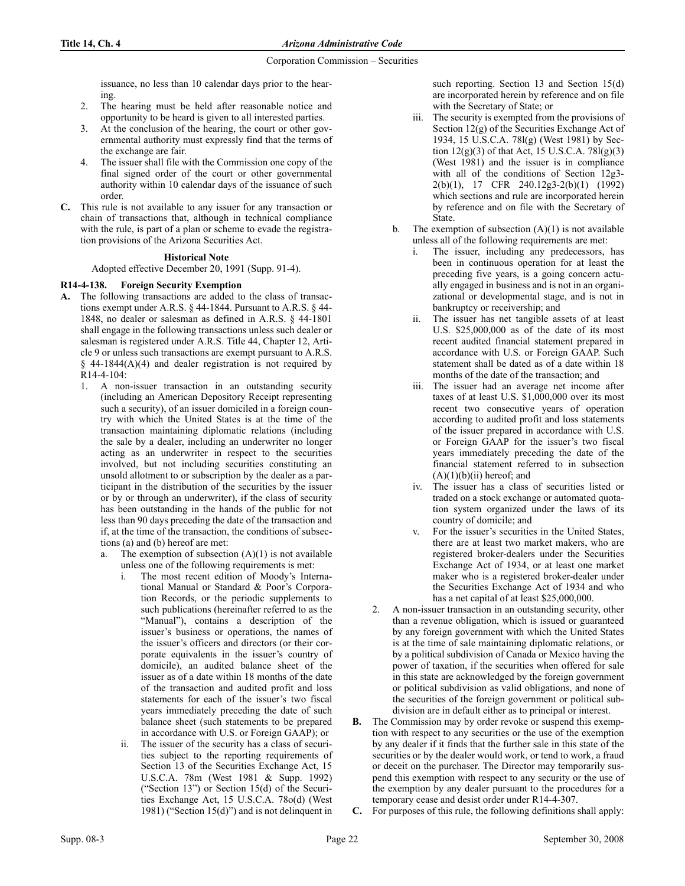issuance, no less than 10 calendar days prior to the hearing.

2. The hearing must be held after reasonable notice and opportunity to be heard is given to all interested parties.
3. At the conclusion of the hearing, the court or other governmental authority must expressly find that the terms of the exchange are fair.
4. The issuer shall file with the Commission one copy of the final signed order of the court or other governmental authority within 10 calendar days of the issuance of such order.

**C.** This rule is not available to any issuer for any transaction or chain of transactions that, although in technical compliance with the rule, is part of a plan or scheme to evade the registration provisions of the Arizona Securities Act.

**Historical Note**

Adopted effective December 20, 1991 (Supp. 91-4).

**R14-4-138. Foreign Security Exemption**

**A.** The following transactions are added to the class of transactions exempt under A.R.S. § 44-1844. Pursuant to A.R.S. § 44-1848, no dealer or salesman as defined in A.R.S. § 44-1801 shall engage in the following transactions unless such dealer or salesman is registered under A.R.S. Title 44, Chapter 12, Article 9 or unless such transactions are exempt pursuant to A.R.S. § 44-1844(A)(4) and dealer registration is not required by R14-4-104:

1. A non-issuer transaction in an outstanding security (including an American Depository Receipt representing such a security), of an issuer domiciled in a foreign country with which the United States is at the time of the transaction maintaining diplomatic relations (including the sale by a dealer, including an underwriter no longer acting as an underwriter in respect to the securities involved, but not including securities constituting an unsold allotment to or subscription by the dealer as a participant in the distribution of the securities by the issuer or by or through an underwriter), if the class of security has been outstanding in the hands of the public for not less than 90 days preceding the date of the transaction and if, at the time of the transaction, the conditions of subsections (a) and (b) hereof are met:
   a. The exemption of subsection (A)(1) is not available unless one of the following requirements is met:
      i. The most recent edition of Moody's International Manual or Standard & Poor's Corporation Records, or the periodic supplements to such publications (hereinafter referred to as the "Manual"), contains a description of the issuer's business or operations, the names of the issuer's officers and directors (or their corporate equivalents in the issuer's country of domicile), an audited balance sheet of the issuer as of a date within 18 months of the date of the transaction and audited profit and loss statements for each of the issuer's two fiscal years immediately preceding the date of such balance sheet (such statements to be prepared in accordance with U.S. or Foreign GAAP); or
      ii. The issuer of the security has a class of securities subject to the reporting requirements of Section 13 of the Securities Exchange Act, 15 U.S.C.A. 78m (West 1981 & Supp. 1992) ("Section 13") or Section 15(d) of the Securities Exchange Act, 15 U.S.C.A. 78o(d) (West 1981) ("Section 15(d)") and is not delinquent in such reporting. Section 13 and Section 15(d) are incorporated herein by reference and on file with the Secretary of State; or
      iii. The security is exempted from the provisions of Section 12(g) of the Securities Exchange Act of 1934, 15 U.S.C.A. 78l(g) (West 1981) by Section 12(g)(3) of that Act, 15 U.S.C.A. 78l(g)(3) (West 1981) and the issuer is in compliance with all of the conditions of Section 12g3-2(b)(1), 17 CFR 240.12g3-2(b)(1) (1992) which sections and rule are incorporated herein by reference and on file with the Secretary of State.
   b. The exemption of subsection (A)(1) is not available unless all of the following requirements are met:
      i. The issuer, including any predecessors, has been in continuous operation for at least the preceding five years, is a going concern actually engaged in business and is not in an organizational or developmental stage, and is not in bankruptcy or receivership; and
      ii. The issuer has net tangible assets of at least U.S. $25,000,000 as of the date of its most recent audited financial statement prepared in accordance with U.S. or Foreign GAAP. Such statement shall be dated as of a date within 18 months of the date of the transaction; and
      iii. The issuer had an average net income after taxes of at least U.S. $1,000,000 over its most recent two consecutive years of operation according to audited profit and loss statements of the issuer prepared in accordance with U.S. or Foreign GAAP for the issuer's two fiscal years immediately preceding the date of the financial statement referred to in subsection (A)(1)(b)(ii) hereof; and
      iv. The issuer has a class of securities listed or traded on a stock exchange or automated quotation system organized under the laws of its country of domicile; and
      v. For the issuer's securities in the United States, there are at least two market makers, who are registered broker-dealers under the Securities Exchange Act of 1934, or at least one market maker who is a registered broker-dealer under the Securities Exchange Act of 1934 and who has a net capital of at least $25,000,000.
2. A non-issuer transaction in an outstanding security, other than a revenue obligation, which is issued or guaranteed by any foreign government with which the United States is at the time of sale maintaining diplomatic relations, or by a political subdivision of Canada or Mexico having the power of taxation, if the securities when offered for sale in this state are acknowledged by the foreign government or political subdivision as valid obligations, and none of the securities of the foreign government or political subdivision are in default either as to principal or interest.

**B.** The Commission may by order revoke or suspend this exemption with respect to any securities or the use of the exemption by any dealer if it finds that the further sale in this state of the securities or by the dealer would work, or tend to work, a fraud or deceit on the purchaser. The Director may temporarily suspend this exemption with respect to any security or the use of the exemption by any dealer pursuant to the procedures for a temporary cease and desist order under R14-4-307.

**C.** For purposes of this rule, the following definitions shall apply: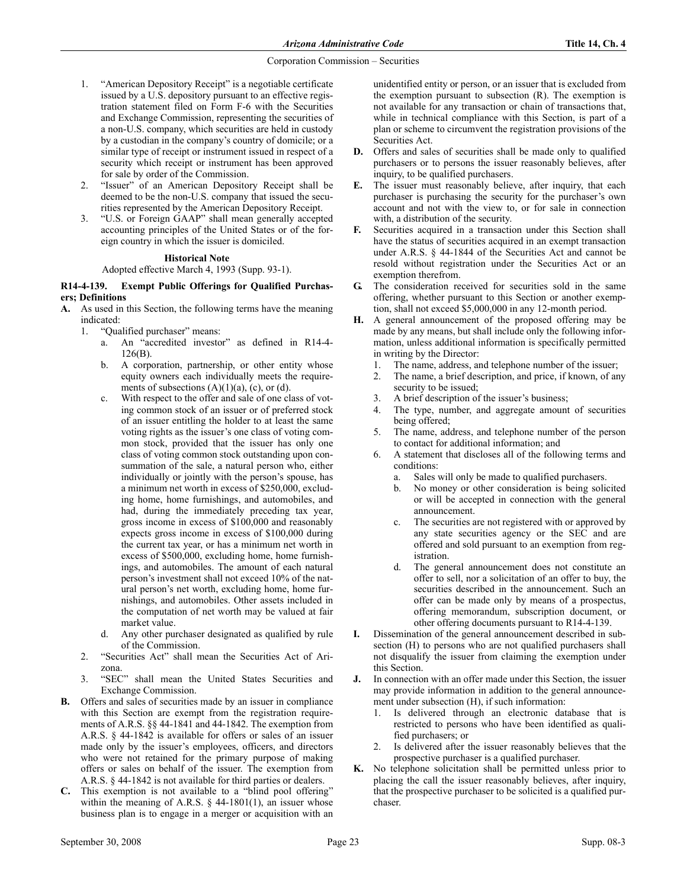1. "American Depository Receipt" is a negotiable certificate issued by a U.S. depository pursuant to an effective registration statement filed on Form F-6 with the Securities and Exchange Commission, representing the securities of a non-U.S. company, which securities are held in custody by a custodian in the company's country of domicile; or a similar type of receipt or instrument issued in respect of a security which receipt or instrument has been approved for sale by order of the Commission.
2. "Issuer" of an American Depository Receipt shall be deemed to be the non-U.S. company that issued the securities represented by the American Depository Receipt.
3. "U.S. or Foreign GAAP" shall mean generally accepted accounting principles of the United States or of the foreign country in which the issuer is domiciled.

**Historical Note**

Adopted effective March 4, 1993 (Supp. 93-1).

**R14-4-139. Exempt Public Offerings for Qualified Purchasers; Definitions**

**A.** As used in this Section, the following terms have the meaning indicated:
   1. "Qualified purchaser" means:
      a. An "accredited investor" as defined in R14-4-126(B).
      b. A corporation, partnership, or other entity whose equity owners each individually meets the requirements of subsections (A)(1)(a), (c), or (d).
      c. With respect to the offer and sale of one class of voting common stock of an issuer or of preferred stock of an issuer entitling the holder to at least the same voting rights as the issuer's one class of voting common stock, provided that the issuer has only one class of voting common stock outstanding upon consummation of the sale, a natural person who, either individually or jointly with the person's spouse, has a minimum net worth in excess of $250,000, excluding home, home furnishings, and automobiles, and had, during the immediately preceding tax year, gross income in excess of $100,000 and reasonably expects gross income in excess of $100,000 during the current tax year, or has a minimum net worth in excess of $500,000, excluding home, home furnishings, and automobiles. The amount of each natural person's investment shall not exceed 10% of the natural person's net worth, excluding home, home furnishings, and automobiles. Other assets included in the computation of net worth may be valued at fair market value.
      d. Any other purchaser designated as qualified by rule of the Commission.
   2. "Securities Act" shall mean the Securities Act of Arizona.
   3. "SEC" shall mean the United States Securities and Exchange Commission.

**B.** Offers and sales of securities made by an issuer in compliance with this Section are exempt from the registration requirements of A.R.S. §§ 44-1841 and 44-1842. The exemption from A.R.S. § 44-1842 is available for offers or sales of an issuer made only by the issuer's employees, officers, and directors who were not retained for the primary purpose of making offers or sales on behalf of the issuer. The exemption from A.R.S. § 44-1842 is not available for third parties or dealers.

**C.** This exemption is not available to a "blind pool offering" within the meaning of A.R.S. § 44-1801(1), an issuer whose business plan is to engage in a merger or acquisition with an unidentified entity or person, or an issuer that is excluded from the exemption pursuant to subsection (R). The exemption is not available for any transaction or chain of transactions that, while in technical compliance with this Section, is part of a plan or scheme to circumvent the registration provisions of the Securities Act.

**D.** Offers and sales of securities shall be made only to qualified purchasers or to persons the issuer reasonably believes, after inquiry, to be qualified purchasers.

**E.** The issuer must reasonably believe, after inquiry, that each purchaser is purchasing the security for the purchaser's own account and not with the view to, or for sale in connection with, a distribution of the security.

**F.** Securities acquired in a transaction under this Section shall have the status of securities acquired in an exempt transaction under A.R.S. § 44-1844 of the Securities Act and cannot be resold without registration under the Securities Act or an exemption therefrom.

**G.** The consideration received for securities sold in the same offering, whether pursuant to this Section or another exemption, shall not exceed $5,000,000 in any 12-month period.

**H.** A general announcement of the proposed offering may be made by any means, but shall include only the following information, unless additional information is specifically permitted in writing by the Director:
   1. The name, address, and telephone number of the issuer;
   2. The name, a brief description, and price, if known, of any security to be issued;
   3. A brief description of the issuer's business;
   4. The type, number, and aggregate amount of securities being offered;
   5. The name, address, and telephone number of the person to contact for additional information; and
   6. A statement that discloses all of the following terms and conditions:
      a. Sales will only be made to qualified purchasers.
      b. No money or other consideration is being solicited or will be accepted in connection with the general announcement.
      c. The securities are not registered with or approved by any state securities agency or the SEC and are offered and sold pursuant to an exemption from registration.
      d. The general announcement does not constitute an offer to sell, nor a solicitation of an offer to buy, the securities described in the announcement. Such an offer can be made only by means of a prospectus, offering memorandum, subscription document, or other offering documents pursuant to R14-4-139.

**I.** Dissemination of the general announcement described in subsection (H) to persons who are not qualified purchasers shall not disqualify the issuer from claiming the exemption under this Section.

**J.** In connection with an offer made under this Section, the issuer may provide information in addition to the general announcement under subsection (H), if such information:
   1. Is delivered through an electronic database that is restricted to persons who have been identified as qualified purchasers; or
   2. Is delivered after the issuer reasonably believes that the prospective purchaser is a qualified purchaser.

**K.** No telephone solicitation shall be permitted unless prior to placing the call the issuer reasonably believes, after inquiry, that the prospective purchaser to be solicited is a qualified purchaser.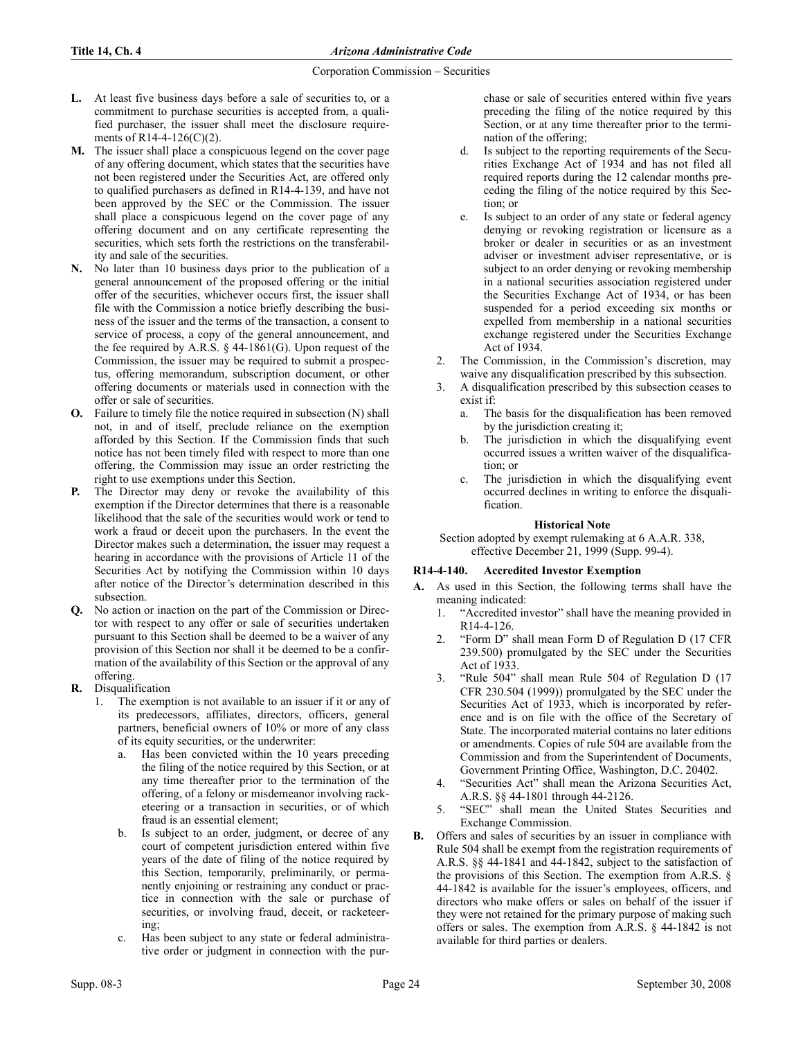**L.** At least five business days before a sale of securities to, or a commitment to purchase securities is accepted from, a qualified purchaser, the issuer shall meet the disclosure requirements of R14-4-126(C)(2).

**M.** The issuer shall place a conspicuous legend on the cover page of any offering document, which states that the securities have not been registered under the Securities Act, are offered only to qualified purchasers as defined in R14-4-139, and have not been approved by the SEC or the Commission. The issuer shall place a conspicuous legend on the cover page of any offering document and on any certificate representing the securities, which sets forth the restrictions on the transferability and sale of the securities.

**N.** No later than 10 business days prior to the publication of a general announcement of the proposed offering or the initial offer of the securities, whichever occurs first, the issuer shall file with the Commission a notice briefly describing the business of the issuer and the terms of the transaction, a consent to service of process, a copy of the general announcement, and the fee required by A.R.S. § 44-1861(G). Upon request of the Commission, the issuer may be required to submit a prospectus, offering memorandum, subscription document, or other offering documents or materials used in connection with the offer or sale of securities.

**O.** Failure to timely file the notice required in subsection (N) shall not, in and of itself, preclude reliance on the exemption afforded by this Section. If the Commission finds that such notice has not been timely filed with respect to more than one offering, the Commission may issue an order restricting the right to use exemptions under this Section.

**P.** The Director may deny or revoke the availability of this exemption if the Director determines that there is a reasonable likelihood that the sale of the securities would work or tend to work a fraud or deceit upon the purchasers. In the event the Director makes such a determination, the issuer may request a hearing in accordance with the provisions of Article 11 of the Securities Act by notifying the Commission within 10 days after notice of the Director's determination described in this subsection.

**Q.** No action or inaction on the part of the Commission or Director with respect to any offer or sale of securities undertaken pursuant to this Section shall be deemed to be a waiver of any provision of this Section nor shall it be deemed to be a confirmation of the availability of this Section or the approval of any offering.

**R.** Disqualification

1. The exemption is not available to an issuer if it or any of its predecessors, affiliates, directors, officers, general partners, beneficial owners of 10% or more of any class of its equity securities, or the underwriter:
    a. Has been convicted within the 10 years preceding the filing of the notice required by this Section, or at any time thereafter prior to the termination of the offering, of a felony or misdemeanor involving racketeering or a transaction in securities, or of which fraud is an essential element;
    b. Is subject to an order, judgment, or decree of any court of competent jurisdiction entered within five years of the date of filing of the notice required by this Section, temporarily, preliminarily, or permanently enjoining or restraining any conduct or practice in connection with the sale or purchase of securities, or involving fraud, deceit, or racketeering;
    c. Has been subject to any state or federal administrative order or judgment in connection with the purchase or sale of securities entered within five years preceding the filing of the notice required by this Section, or at any time thereafter prior to the termination of the offering;
    d. Is subject to the reporting requirements of the Securities Exchange Act of 1934 and has not filed all required reports during the 12 calendar months preceding the filing of the notice required by this Section; or
    e. Is subject to an order of any state or federal agency denying or revoking registration or licensure as a broker or dealer in securities or as an investment adviser or investment adviser representative, or is subject to an order denying or revoking membership in a national securities association registered under the Securities Exchange Act of 1934, or has been suspended for a period exceeding six months or expelled from membership in a national securities exchange registered under the Securities Exchange Act of 1934.
2. The Commission, in the Commission's discretion, may waive any disqualification prescribed by this subsection.
3. A disqualification prescribed by this subsection ceases to exist if:
    a. The basis for the disqualification has been removed by the jurisdiction creating it;
    b. The jurisdiction in which the disqualifying event occurred issues a written waiver of the disqualification; or
    c. The jurisdiction in which the disqualifying event occurred declines in writing to enforce the disqualification.

**Historical Note**

Section adopted by exempt rulemaking at 6 A.A.R. 338, effective December 21, 1999 (Supp. 99-4).

### R14-4-140. Accredited Investor Exemption

**A.** As used in this Section, the following terms shall have the meaning indicated:

1. "Accredited investor" shall have the meaning provided in R14-4-126.
2. "Form D" shall mean Form D of Regulation D (17 CFR 239.500) promulgated by the SEC under the Securities Act of 1933.
3. "Rule 504" shall mean Rule 504 of Regulation D (17 CFR 230.504 (1999)) promulgated by the SEC under the Securities Act of 1933, which is incorporated by reference and is on file with the office of the Secretary of State. The incorporated material contains no later editions or amendments. Copies of rule 504 are available from the Commission and from the Superintendent of Documents, Government Printing Office, Washington, D.C. 20402.
4. "Securities Act" shall mean the Arizona Securities Act, A.R.S. §§ 44-1801 through 44-2126.
5. "SEC" shall mean the United States Securities and Exchange Commission.

**B.** Offers and sales of securities by an issuer in compliance with Rule 504 shall be exempt from the registration requirements of A.R.S. §§ 44-1841 and 44-1842, subject to the satisfaction of the provisions of this Section. The exemption from A.R.S. § 44-1842 is available for the issuer's employees, officers, and directors who make offers or sales on behalf of the issuer if they were not retained for the primary purpose of making such offers or sales. The exemption from A.R.S. § 44-1842 is not available for third parties or dealers.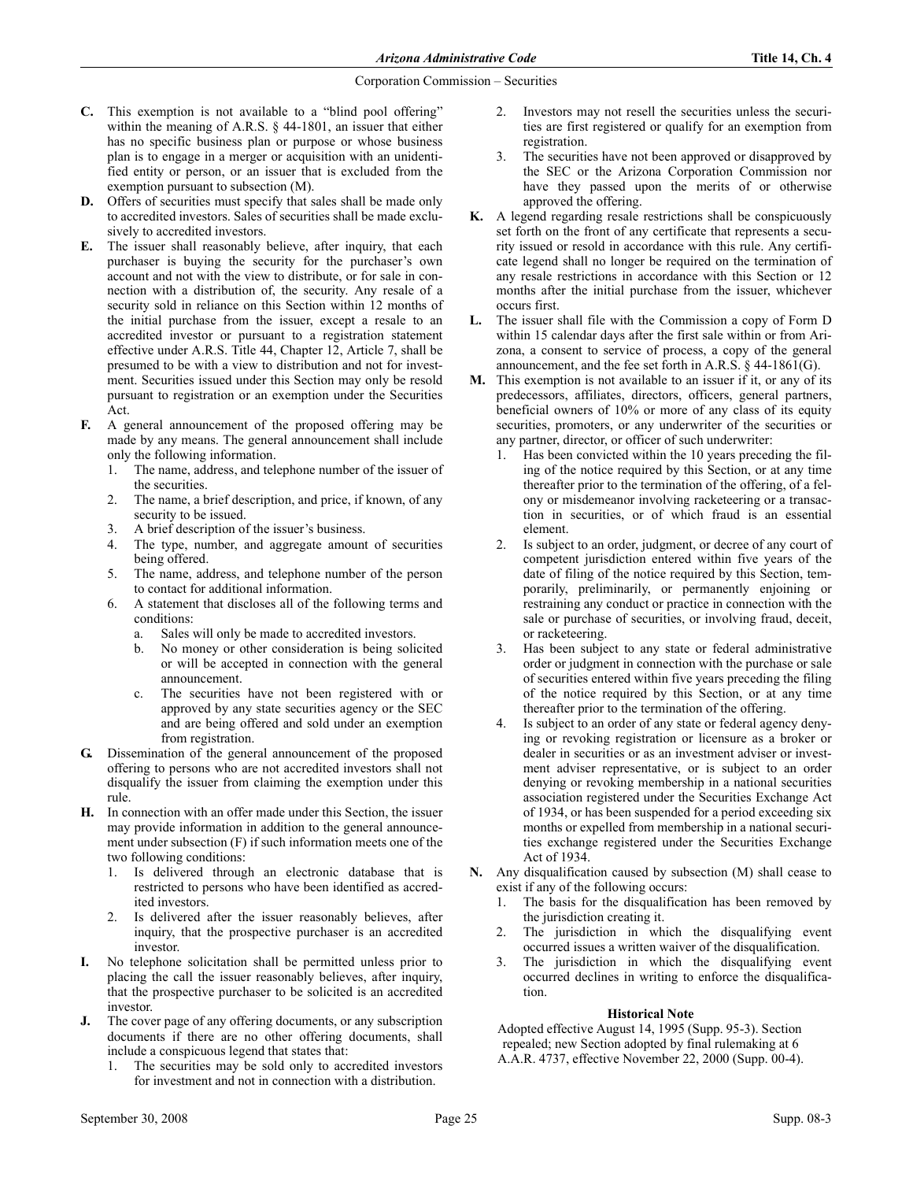**C.** This exemption is not available to a "blind pool offering" within the meaning of A.R.S. § 44-1801, an issuer that either has no specific business plan or purpose or whose business plan is to engage in a merger or acquisition with an unidentified entity or person, or an issuer that is excluded from the exemption pursuant to subsection (M).

**D.** Offers of securities must specify that sales shall be made only to accredited investors. Sales of securities shall be made exclusively to accredited investors.

**E.** The issuer shall reasonably believe, after inquiry, that each purchaser is buying the security for the purchaser's own account and not with the view to distribute, or for sale in connection with a distribution of, the security. Any resale of a security sold in reliance on this Section within 12 months of the initial purchase from the issuer, except a resale to an accredited investor or pursuant to a registration statement effective under A.R.S. Title 44, Chapter 12, Article 7, shall be presumed to be with a view to distribution and not for investment. Securities issued under this Section may only be resold pursuant to registration or an exemption under the Securities Act.

**F.** A general announcement of the proposed offering may be made by any means. The general announcement shall include only the following information.

1. The name, address, and telephone number of the issuer of the securities.
2. The name, a brief description, and price, if known, of any security to be issued.
3. A brief description of the issuer's business.
4. The type, number, and aggregate amount of securities being offered.
5. The name, address, and telephone number of the person to contact for additional information.
6. A statement that discloses all of the following terms and conditions:
   a. Sales will only be made to accredited investors.
   b. No money or other consideration is being solicited or will be accepted in connection with the general announcement.
   c. The securities have not been registered with or approved by any state securities agency or the SEC and are being offered and sold under an exemption from registration.

**G.** Dissemination of the general announcement of the proposed offering to persons who are not accredited investors shall not disqualify the issuer from claiming the exemption under this rule.

**H.** In connection with an offer made under this Section, the issuer may provide information in addition to the general announcement under subsection (F) if such information meets one of the two following conditions:

1. Is delivered through an electronic database that is restricted to persons who have been identified as accredited investors.
2. Is delivered after the issuer reasonably believes, after inquiry, that the prospective purchaser is an accredited investor.

**I.** No telephone solicitation shall be permitted unless prior to placing the call the issuer reasonably believes, after inquiry, that the prospective purchaser to be solicited is an accredited investor.

**J.** The cover page of any offering documents, or any subscription documents if there are no other offering documents, shall include a conspicuous legend that states that:

1. The securities may be sold only to accredited investors for investment and not in connection with a distribution.
2. Investors may not resell the securities unless the securities are first registered or qualify for an exemption from registration.
3. The securities have not been approved or disapproved by the SEC or the Arizona Corporation Commission nor have they passed upon the merits of or otherwise approved the offering.

**K.** A legend regarding resale restrictions shall be conspicuously set forth on the front of any certificate that represents a security issued or resold in accordance with this rule. Any certificate legend shall no longer be required on the termination of any resale restrictions in accordance with this Section or 12 months after the initial purchase from the issuer, whichever occurs first.

**L.** The issuer shall file with the Commission a copy of Form D within 15 calendar days after the first sale within or from Arizona, a consent to service of process, a copy of the general announcement, and the fee set forth in A.R.S. § 44-1861(G).

**M.** This exemption is not available to an issuer if it, or any of its predecessors, affiliates, directors, officers, general partners, beneficial owners of 10% or more of any class of its equity securities, promoters, or any underwriter of the securities or any partner, director, or officer of such underwriter:

1. Has been convicted within the 10 years preceding the filing of the notice required by this Section, or at any time thereafter prior to the termination of the offering, of a felony or misdemeanor involving racketeering or a transaction in securities, or of which fraud is an essential element.
2. Is subject to an order, judgment, or decree of any court of competent jurisdiction entered within five years of the date of filing of the notice required by this Section, temporarily, preliminarily, or permanently enjoining or restraining any conduct or practice in connection with the sale or purchase of securities, or involving fraud, deceit, or racketeering.
3. Has been subject to any state or federal administrative order or judgment in connection with the purchase or sale of securities entered within five years preceding the filing of the notice required by this Section, or at any time thereafter prior to the termination of the offering.
4. Is subject to an order of any state or federal agency denying or revoking registration or licensure as a broker or dealer in securities or as an investment adviser or investment adviser representative, or is subject to an order denying or revoking membership in a national securities association registered under the Securities Exchange Act of 1934, or has been suspended for a period exceeding six months or expelled from membership in a national securities exchange registered under the Securities Exchange Act of 1934.

**N.** Any disqualification caused by subsection (M) shall cease to exist if any of the following occurs:

1. The basis for the disqualification has been removed by the jurisdiction creating it.
2. The jurisdiction in which the disqualifying event occurred issues a written waiver of the disqualification.
3. The jurisdiction in which the disqualifying event occurred declines in writing to enforce the disqualification.

**Historical Note**

Adopted effective August 14, 1995 (Supp. 95-3). Section repealed; new Section adopted by final rulemaking at 6 A.A.R. 4737, effective November 22, 2000 (Supp. 00-4).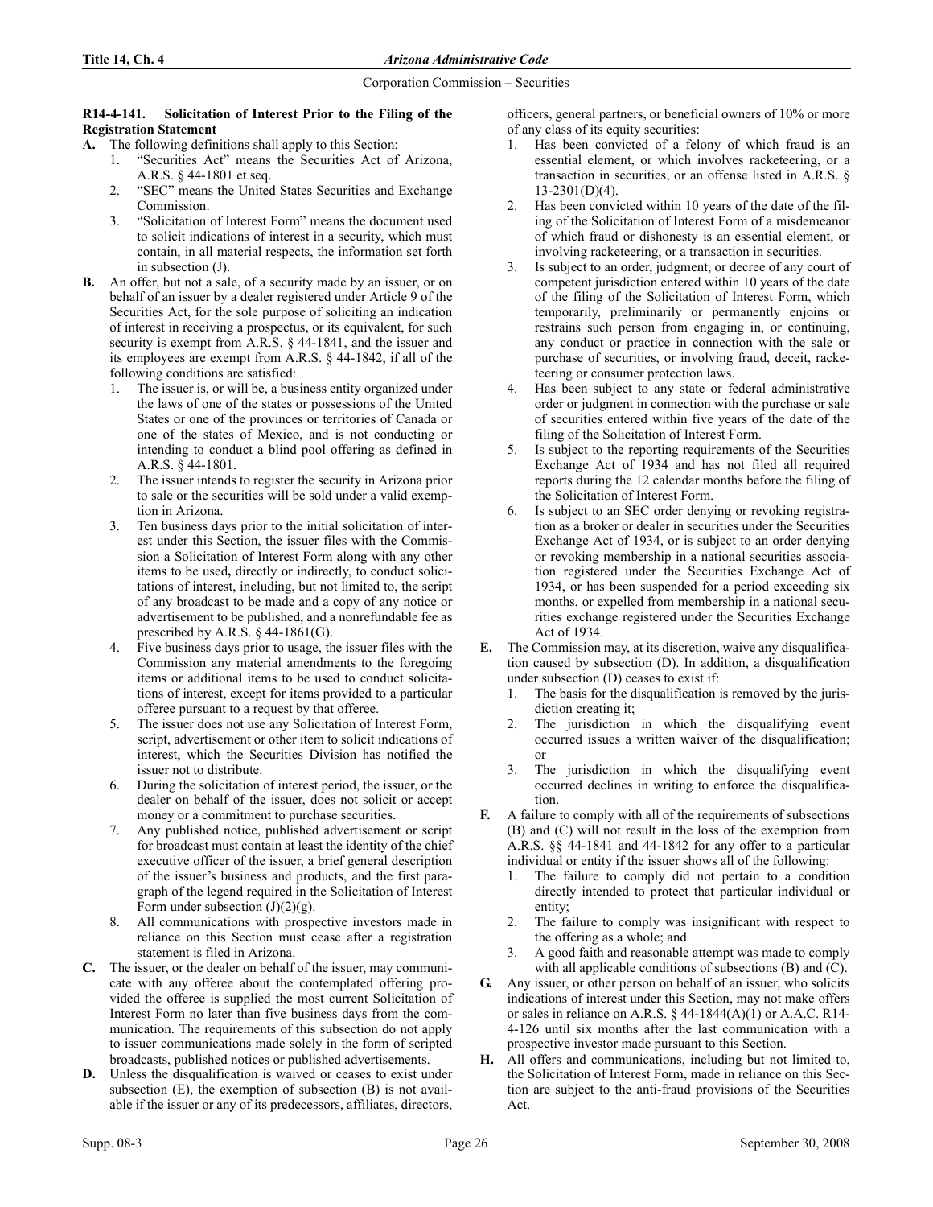### R14-4-141. Solicitation of Interest Prior to the Filing of the Registration Statement

**A.** The following definitions shall apply to this Section:
1. "Securities Act" means the Securities Act of Arizona, A.R.S. § 44-1801 et seq.
2. "SEC" means the United States Securities and Exchange Commission.
3. "Solicitation of Interest Form" means the document used to solicit indications of interest in a security, which must contain, in all material respects, the information set forth in subsection (J).

**B.** An offer, but not a sale, of a security made by an issuer, or on behalf of an issuer by a dealer registered under Article 9 of the Securities Act, for the sole purpose of soliciting an indication of interest in receiving a prospectus, or its equivalent, for such security is exempt from A.R.S. § 44-1841, and the issuer and its employees are exempt from A.R.S. § 44-1842, if all of the following conditions are satisfied:
1. The issuer is, or will be, a business entity organized under the laws of one of the states or possessions of the United States or one of the provinces or territories of Canada or one of the states of Mexico, and is not conducting or intending to conduct a blind pool offering as defined in A.R.S. § 44-1801.
2. The issuer intends to register the security in Arizona prior to sale or the securities will be sold under a valid exemption in Arizona.
3. Ten business days prior to the initial solicitation of interest under this Section, the issuer files with the Commission a Solicitation of Interest Form along with any other items to be used**,** directly or indirectly, to conduct solicitations of interest, including, but not limited to, the script of any broadcast to be made and a copy of any notice or advertisement to be published, and a nonrefundable fee as prescribed by A.R.S. § 44-1861(G).
4. Five business days prior to usage, the issuer files with the Commission any material amendments to the foregoing items or additional items to be used to conduct solicitations of interest, except for items provided to a particular offeree pursuant to a request by that offeree.
5. The issuer does not use any Solicitation of Interest Form, script, advertisement or other item to solicit indications of interest, which the Securities Division has notified the issuer not to distribute.
6. During the solicitation of interest period, the issuer, or the dealer on behalf of the issuer, does not solicit or accept money or a commitment to purchase securities.
7. Any published notice, published advertisement or script for broadcast must contain at least the identity of the chief executive officer of the issuer, a brief general description of the issuer's business and products, and the first paragraph of the legend required in the Solicitation of Interest Form under subsection (J)(2)(g).
8. All communications with prospective investors made in reliance on this Section must cease after a registration statement is filed in Arizona.

**C.** The issuer, or the dealer on behalf of the issuer, may communicate with any offeree about the contemplated offering provided the offeree is supplied the most current Solicitation of Interest Form no later than five business days from the communication. The requirements of this subsection do not apply to issuer communications made solely in the form of scripted broadcasts, published notices or published advertisements.

**D.** Unless the disqualification is waived or ceases to exist under subsection (E), the exemption of subsection (B) is not available if the issuer or any of its predecessors, affiliates, directors, officers, general partners, or beneficial owners of 10% or more of any class of its equity securities:
1. Has been convicted of a felony of which fraud is an essential element, or which involves racketeering, or a transaction in securities, or an offense listed in A.R.S. § 13-2301(D)(4).
2. Has been convicted within 10 years of the date of the filing of the Solicitation of Interest Form of a misdemeanor of which fraud or dishonesty is an essential element, or involving racketeering, or a transaction in securities.
3. Is subject to an order, judgment, or decree of any court of competent jurisdiction entered within 10 years of the date of the filing of the Solicitation of Interest Form, which temporarily, preliminarily or permanently enjoins or restrains such person from engaging in, or continuing, any conduct or practice in connection with the sale or purchase of securities, or involving fraud, deceit, racketeering or consumer protection laws.
4. Has been subject to any state or federal administrative order or judgment in connection with the purchase or sale of securities entered within five years of the date of the filing of the Solicitation of Interest Form.
5. Is subject to the reporting requirements of the Securities Exchange Act of 1934 and has not filed all required reports during the 12 calendar months before the filing of the Solicitation of Interest Form.
6. Is subject to an SEC order denying or revoking registration as a broker or dealer in securities under the Securities Exchange Act of 1934, or is subject to an order denying or revoking membership in a national securities association registered under the Securities Exchange Act of 1934, or has been suspended for a period exceeding six months, or expelled from membership in a national securities exchange registered under the Securities Exchange Act of 1934.

**E.** The Commission may, at its discretion, waive any disqualification caused by subsection (D). In addition, a disqualification under subsection (D) ceases to exist if:
1. The basis for the disqualification is removed by the jurisdiction creating it;
2. The jurisdiction in which the disqualifying event occurred issues a written waiver of the disqualification; or
3. The jurisdiction in which the disqualifying event occurred declines in writing to enforce the disqualification.

**F.** A failure to comply with all of the requirements of subsections (B) and (C) will not result in the loss of the exemption from A.R.S. §§ 44-1841 and 44-1842 for any offer to a particular individual or entity if the issuer shows all of the following:
1. The failure to comply did not pertain to a condition directly intended to protect that particular individual or entity;
2. The failure to comply was insignificant with respect to the offering as a whole; and
3. A good faith and reasonable attempt was made to comply with all applicable conditions of subsections (B) and (C).

**G.** Any issuer, or other person on behalf of an issuer, who solicits indications of interest under this Section, may not make offers or sales in reliance on A.R.S. § 44-1844(A)(1) or A.A.C. R14-4-126 until six months after the last communication with a prospective investor made pursuant to this Section.

**H.** All offers and communications, including but not limited to, the Solicitation of Interest Form, made in reliance on this Section are subject to the anti-fraud provisions of the Securities Act.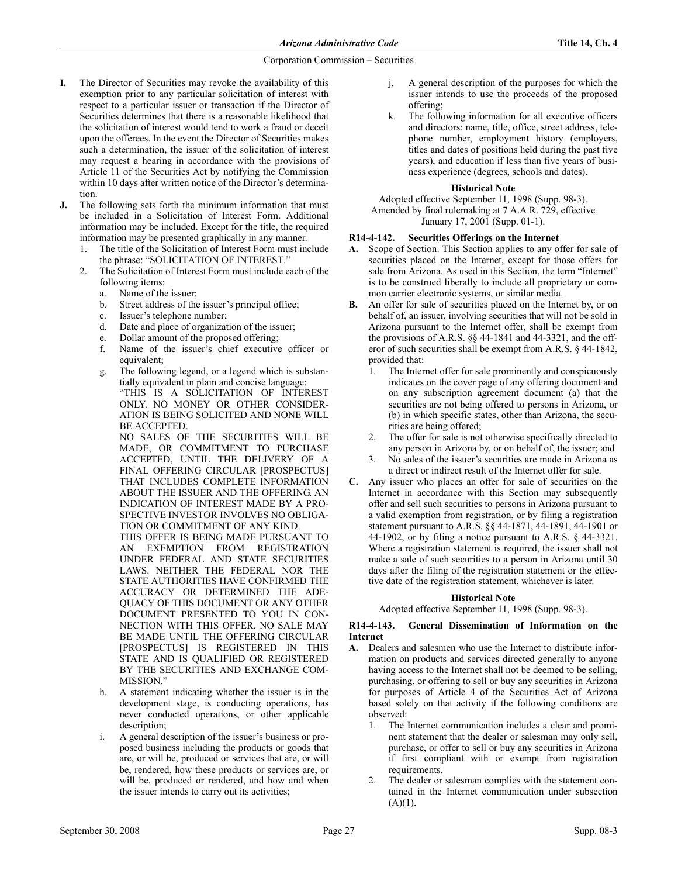**I.** The Director of Securities may revoke the availability of this exemption prior to any particular solicitation of interest with respect to a particular issuer or transaction if the Director of Securities determines that there is a reasonable likelihood that the solicitation of interest would tend to work a fraud or deceit upon the offerees. In the event the Director of Securities makes such a determination, the issuer of the solicitation of interest may request a hearing in accordance with the provisions of Article 11 of the Securities Act by notifying the Commission within 10 days after written notice of the Director's determination.

**J.** The following sets forth the minimum information that must be included in a Solicitation of Interest Form. Additional information may be included. Except for the title, the required information may be presented graphically in any manner.

1. The title of the Solicitation of Interest Form must include the phrase: "SOLICITATION OF INTEREST."
2. The Solicitation of Interest Form must include each of the following items:
   a. Name of the issuer;
   b. Street address of the issuer's principal office;
   c. Issuer's telephone number;
   d. Date and place of organization of the issuer;
   e. Dollar amount of the proposed offering;
   f. Name of the issuer's chief executive officer or equivalent;
   g. The following legend, or a legend which is substantially equivalent in plain and concise language:

      "THIS IS A SOLICITATION OF INTEREST ONLY. NO MONEY OR OTHER CONSIDERATION IS BEING SOLICITED AND NONE WILL BE ACCEPTED.

      NO SALES OF THE SECURITIES WILL BE MADE, OR COMMITMENT TO PURCHASE ACCEPTED, UNTIL THE DELIVERY OF A FINAL OFFERING CIRCULAR [PROSPECTUS] THAT INCLUDES COMPLETE INFORMATION ABOUT THE ISSUER AND THE OFFERING. AN INDICATION OF INTEREST MADE BY A PROSPECTIVE INVESTOR INVOLVES NO OBLIGATION OR COMMITMENT OF ANY KIND.

      THIS OFFER IS BEING MADE PURSUANT TO AN EXEMPTION FROM REGISTRATION UNDER FEDERAL AND STATE SECURITIES LAWS. NEITHER THE FEDERAL NOR THE STATE AUTHORITIES HAVE CONFIRMED THE ACCURACY OR DETERMINED THE ADEQUACY OF THIS DOCUMENT OR ANY OTHER DOCUMENT PRESENTED TO YOU IN CONNECTION WITH THIS OFFER. NO SALE MAY BE MADE UNTIL THE OFFERING CIRCULAR [PROSPECTUS] IS REGISTERED IN THIS STATE AND IS QUALIFIED OR REGISTERED BY THE SECURITIES AND EXCHANGE COMMISSION."
   h. A statement indicating whether the issuer is in the development stage, is conducting operations, has never conducted operations, or other applicable description;
   i. A general description of the issuer's business or proposed business including the products or goods that are, or will be, produced or services that are, or will be, rendered, how these products or services are, or will be, produced or rendered, and how and when the issuer intends to carry out its activities;
   j. A general description of the purposes for which the issuer intends to use the proceeds of the proposed offering;
   k. The following information for all executive officers and directors: name, title, office, street address, telephone number, employment history (employers, titles and dates of positions held during the past five years), and education if less than five years of business experience (degrees, schools and dates).

**Historical Note**

Adopted effective September 11, 1998 (Supp. 98-3). Amended by final rulemaking at 7 A.A.R. 729, effective January 17, 2001 (Supp. 01-1).

### R14-4-142. Securities Offerings on the Internet

**A.** Scope of Section. This Section applies to any offer for sale of securities placed on the Internet, except for those offers for sale from Arizona. As used in this Section, the term "Internet" is to be construed liberally to include all proprietary or common carrier electronic systems, or similar media.

**B.** An offer for sale of securities placed on the Internet by, or on behalf of, an issuer, involving securities that will not be sold in Arizona pursuant to the Internet offer, shall be exempt from the provisions of A.R.S. §§ 44-1841 and 44-3321, and the offeror of such securities shall be exempt from A.R.S. § 44-1842, provided that:

1. The Internet offer for sale prominently and conspicuously indicates on the cover page of any offering document and on any subscription agreement document (a) that the securities are not being offered to persons in Arizona, or (b) in which specific states, other than Arizona, the securities are being offered;
2. The offer for sale is not otherwise specifically directed to any person in Arizona by, or on behalf of, the issuer; and
3. No sales of the issuer's securities are made in Arizona as a direct or indirect result of the Internet offer for sale.

**C.** Any issuer who places an offer for sale of securities on the Internet in accordance with this Section may subsequently offer and sell such securities to persons in Arizona pursuant to a valid exemption from registration, or by filing a registration statement pursuant to A.R.S. §§ 44-1871, 44-1891, 44-1901 or 44-1902, or by filing a notice pursuant to A.R.S. § 44-3321. Where a registration statement is required, the issuer shall not make a sale of such securities to a person in Arizona until 30 days after the filing of the registration statement or the effective date of the registration statement, whichever is later.

**Historical Note**

Adopted effective September 11, 1998 (Supp. 98-3).

### R14-4-143. General Dissemination of Information on the Internet

**A.** Dealers and salesmen who use the Internet to distribute information on products and services directed generally to anyone having access to the Internet shall not be deemed to be selling, purchasing, or offering to sell or buy any securities in Arizona for purposes of Article 4 of the Securities Act of Arizona based solely on that activity if the following conditions are observed:

1. The Internet communication includes a clear and prominent statement that the dealer or salesman may only sell, purchase, or offer to sell or buy any securities in Arizona if first compliant with or exempt from registration requirements.
2. The dealer or salesman complies with the statement contained in the Internet communication under subsection (A)(1).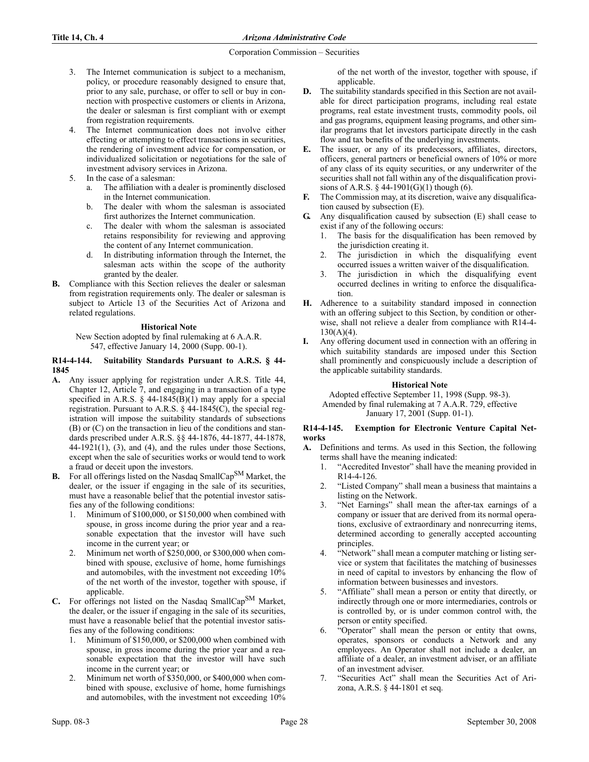3. The Internet communication is subject to a mechanism, policy, or procedure reasonably designed to ensure that, prior to any sale, purchase, or offer to sell or buy in connection with prospective customers or clients in Arizona, the dealer or salesman is first compliant with or exempt from registration requirements.
4. The Internet communication does not involve either effecting or attempting to effect transactions in securities, the rendering of investment advice for compensation, or individualized solicitation or negotiations for the sale of investment advisory services in Arizona.
5. In the case of a salesman:
   a. The affiliation with a dealer is prominently disclosed in the Internet communication.
   b. The dealer with whom the salesman is associated first authorizes the Internet communication.
   c. The dealer with whom the salesman is associated retains responsibility for reviewing and approving the content of any Internet communication.
   d. In distributing information through the Internet, the salesman acts within the scope of the authority granted by the dealer.

**B.** Compliance with this Section relieves the dealer or salesman from registration requirements only. The dealer or salesman is subject to Article 13 of the Securities Act of Arizona and related regulations.

**Historical Note**

New Section adopted by final rulemaking at 6 A.A.R. 547, effective January 14, 2000 (Supp. 00-1).

### R14-4-144. Suitability Standards Pursuant to A.R.S. § 44-1845

**A.** Any issuer applying for registration under A.R.S. Title 44, Chapter 12, Article 7, and engaging in a transaction of a type specified in A.R.S. § 44-1845(B)(1) may apply for a special registration. Pursuant to A.R.S. § 44-1845(C), the special registration will impose the suitability standards of subsections (B) or (C) on the transaction in lieu of the conditions and standards prescribed under A.R.S. §§ 44-1876, 44-1877, 44-1878, 44-1921(1), (3), and (4), and the rules under those Sections, except when the sale of securities works or would tend to work a fraud or deceit upon the investors.

**B.** For all offerings listed on the Nasdaq SmallCap[SM] Market, the dealer, or the issuer if engaging in the sale of its securities, must have a reasonable belief that the potential investor satisfies any of the following conditions:
1. Minimum of $100,000, or $150,000 when combined with spouse, in gross income during the prior year and a reasonable expectation that the investor will have such income in the current year; or
2. Minimum net worth of $250,000, or $300,000 when combined with spouse, exclusive of home, home furnishings and automobiles, with the investment not exceeding 10% of the net worth of the investor, together with spouse, if applicable.

**C.** For offerings not listed on the Nasdaq SmallCap[SM] Market, the dealer, or the issuer if engaging in the sale of its securities, must have a reasonable belief that the potential investor satisfies any of the following conditions:
1. Minimum of $150,000, or $200,000 when combined with spouse, in gross income during the prior year and a reasonable expectation that the investor will have such income in the current year; or
2. Minimum net worth of $350,000, or $400,000 when combined with spouse, exclusive of home, home furnishings and automobiles, with the investment not exceeding 10% of the net worth of the investor, together with spouse, if applicable.

**D.** The suitability standards specified in this Section are not available for direct participation programs, including real estate programs, real estate investment trusts, commodity pools, oil and gas programs, equipment leasing programs, and other similar programs that let investors participate directly in the cash flow and tax benefits of the underlying investments.

**E.** The issuer, or any of its predecessors, affiliates, directors, officers, general partners or beneficial owners of 10% or more of any class of its equity securities, or any underwriter of the securities shall not fall within any of the disqualification provisions of A.R.S. § 44-1901(G)(1) though (6).

**F.** The Commission may, at its discretion, waive any disqualification caused by subsection (E).

**G.** Any disqualification caused by subsection (E) shall cease to exist if any of the following occurs:
1. The basis for the disqualification has been removed by the jurisdiction creating it.
2. The jurisdiction in which the disqualifying event occurred issues a written waiver of the disqualification.
3. The jurisdiction in which the disqualifying event occurred declines in writing to enforce the disqualification.

**H.** Adherence to a suitability standard imposed in connection with an offering subject to this Section, by condition or otherwise, shall not relieve a dealer from compliance with R14-4-130(A)(4).

**I.** Any offering document used in connection with an offering in which suitability standards are imposed under this Section shall prominently and conspicuously include a description of the applicable suitability standards.

**Historical Note**

Adopted effective September 11, 1998 (Supp. 98-3). Amended by final rulemaking at 7 A.A.R. 729, effective January 17, 2001 (Supp. 01-1).

### R14-4-145. Exemption for Electronic Venture Capital Networks

**A.** Definitions and terms. As used in this Section, the following terms shall have the meaning indicated:
1. "Accredited Investor" shall have the meaning provided in R14-4-126.
2. "Listed Company" shall mean a business that maintains a listing on the Network.
3. "Net Earnings" shall mean the after-tax earnings of a company or issuer that are derived from its normal operations, exclusive of extraordinary and nonrecurring items, determined according to generally accepted accounting principles.
4. "Network" shall mean a computer matching or listing service or system that facilitates the matching of businesses in need of capital to investors by enhancing the flow of information between businesses and investors.
5. "Affiliate" shall mean a person or entity that directly, or indirectly through one or more intermediaries, controls or is controlled by, or is under common control with, the person or entity specified.
6. "Operator" shall mean the person or entity that owns, operates, sponsors or conducts a Network and any employees. An Operator shall not include a dealer, an affiliate of a dealer, an investment adviser, or an affiliate of an investment adviser.
7. "Securities Act" shall mean the Securities Act of Arizona, A.R.S. § 44-1801 et seq.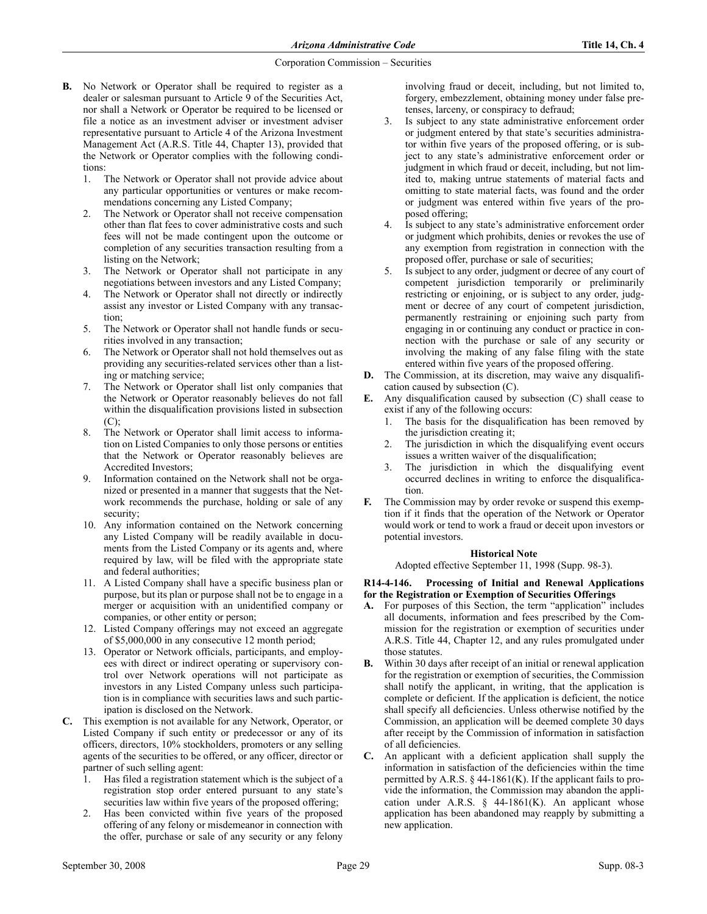**B.** No Network or Operator shall be required to register as a dealer or salesman pursuant to Article 9 of the Securities Act, nor shall a Network or Operator be required to be licensed or file a notice as an investment adviser or investment adviser representative pursuant to Article 4 of the Arizona Investment Management Act (A.R.S. Title 44, Chapter 13), provided that the Network or Operator complies with the following conditions:

1. The Network or Operator shall not provide advice about any particular opportunities or ventures or make recommendations concerning any Listed Company;
2. The Network or Operator shall not receive compensation other than flat fees to cover administrative costs and such fees will not be made contingent upon the outcome or completion of any securities transaction resulting from a listing on the Network;
3. The Network or Operator shall not participate in any negotiations between investors and any Listed Company;
4. The Network or Operator shall not directly or indirectly assist any investor or Listed Company with any transaction;
5. The Network or Operator shall not handle funds or securities involved in any transaction;
6. The Network or Operator shall not hold themselves out as providing any securities-related services other than a listing or matching service;
7. The Network or Operator shall list only companies that the Network or Operator reasonably believes do not fall within the disqualification provisions listed in subsection (C);
8. The Network or Operator shall limit access to information on Listed Companies to only those persons or entities that the Network or Operator reasonably believes are Accredited Investors;
9. Information contained on the Network shall not be organized or presented in a manner that suggests that the Network recommends the purchase, holding or sale of any security;
10. Any information contained on the Network concerning any Listed Company will be readily available in documents from the Listed Company or its agents and, where required by law, will be filed with the appropriate state and federal authorities;
11. A Listed Company shall have a specific business plan or purpose, but its plan or purpose shall not be to engage in a merger or acquisition with an unidentified company or companies, or other entity or person;
12. Listed Company offerings may not exceed an aggregate of $5,000,000 in any consecutive 12 month period;
13. Operator or Network officials, participants, and employees with direct or indirect operating or supervisory control over Network operations will not participate as investors in any Listed Company unless such participation is in compliance with securities laws and such participation is disclosed on the Network.

**C.** This exemption is not available for any Network, Operator, or Listed Company if such entity or predecessor or any of its officers, directors, 10% stockholders, promoters or any selling agents of the securities to be offered, or any officer, director or partner of such selling agent:

1. Has filed a registration statement which is the subject of a registration stop order entered pursuant to any state's securities law within five years of the proposed offering;
2. Has been convicted within five years of the proposed offering of any felony or misdemeanor in connection with the offer, purchase or sale of any security or any felony involving fraud or deceit, including, but not limited to, forgery, embezzlement, obtaining money under false pretenses, larceny, or conspiracy to defraud;
3. Is subject to any state administrative enforcement order or judgment entered by that state's securities administrator within five years of the proposed offering, or is subject to any state's administrative enforcement order or judgment in which fraud or deceit, including, but not limited to, making untrue statements of material facts and omitting to state material facts, was found and the order or judgment was entered within five years of the proposed offering;
4. Is subject to any state's administrative enforcement order or judgment which prohibits, denies or revokes the use of any exemption from registration in connection with the proposed offer, purchase or sale of securities;
5. Is subject to any order, judgment or decree of any court of competent jurisdiction temporarily or preliminarily restricting or enjoining, or is subject to any order, judgment or decree of any court of competent jurisdiction, permanently restraining or enjoining such party from engaging in or continuing any conduct or practice in connection with the purchase or sale of any security or involving the making of any false filing with the state entered within five years of the proposed offering.

**D.** The Commission, at its discretion, may waive any disqualification caused by subsection (C).

**E.** Any disqualification caused by subsection (C) shall cease to exist if any of the following occurs:

1. The basis for the disqualification has been removed by the jurisdiction creating it;
2. The jurisdiction in which the disqualifying event occurs issues a written waiver of the disqualification;
3. The jurisdiction in which the disqualifying event occurred declines in writing to enforce the disqualification.

**F.** The Commission may by order revoke or suspend this exemption if it finds that the operation of the Network or Operator would work or tend to work a fraud or deceit upon investors or potential investors.

**Historical Note**

Adopted effective September 11, 1998 (Supp. 98-3).

**R14-4-146. Processing of Initial and Renewal Applications for the Registration or Exemption of Securities Offerings**

**A.** For purposes of this Section, the term "application" includes all documents, information and fees prescribed by the Commission for the registration or exemption of securities under A.R.S. Title 44, Chapter 12, and any rules promulgated under those statutes.

**B.** Within 30 days after receipt of an initial or renewal application for the registration or exemption of securities, the Commission shall notify the applicant, in writing, that the application is complete or deficient. If the application is deficient, the notice shall specify all deficiencies. Unless otherwise notified by the Commission, an application will be deemed complete 30 days after receipt by the Commission of information in satisfaction of all deficiencies.

**C.** An applicant with a deficient application shall supply the information in satisfaction of the deficiencies within the time permitted by A.R.S. § 44-1861(K). If the applicant fails to provide the information, the Commission may abandon the application under A.R.S. § 44-1861(K). An applicant whose application has been abandoned may reapply by submitting a new application.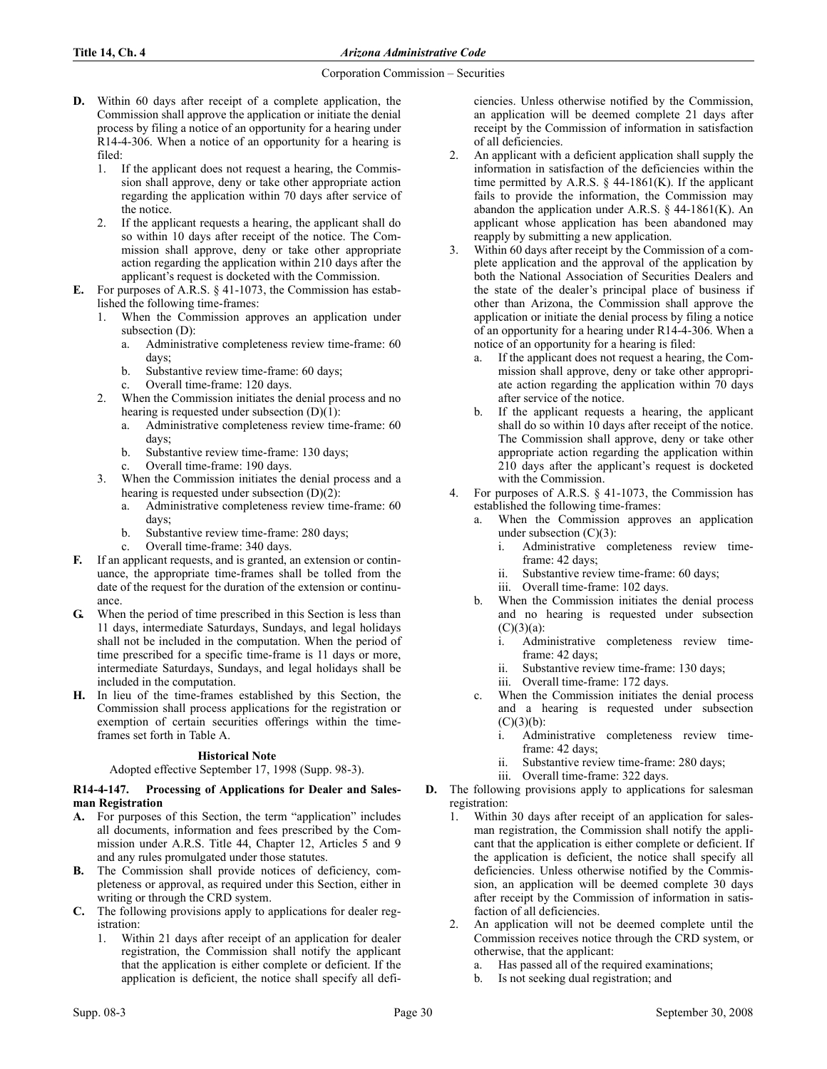**D.** Within 60 days after receipt of a complete application, the Commission shall approve the application or initiate the denial process by filing a notice of an opportunity for a hearing under R14-4-306. When a notice of an opportunity for a hearing is filed:

1. If the applicant does not request a hearing, the Commission shall approve, deny or take other appropriate action regarding the application within 70 days after service of the notice.
2. If the applicant requests a hearing, the applicant shall do so within 10 days after receipt of the notice. The Commission shall approve, deny or take other appropriate action regarding the application within 210 days after the applicant's request is docketed with the Commission.

**E.** For purposes of A.R.S. § 41-1073, the Commission has established the following time-frames:

1. When the Commission approves an application under subsection (D):
   a. Administrative completeness review time-frame: 60 days;
   b. Substantive review time-frame: 60 days;
   c. Overall time-frame: 120 days.
2. When the Commission initiates the denial process and no hearing is requested under subsection (D)(1):
   a. Administrative completeness review time-frame: 60 days;
   b. Substantive review time-frame: 130 days;
   c. Overall time-frame: 190 days.
3. When the Commission initiates the denial process and a hearing is requested under subsection (D)(2):
   a. Administrative completeness review time-frame: 60 days;
   b. Substantive review time-frame: 280 days;
   c. Overall time-frame: 340 days.

**F.** If an applicant requests, and is granted, an extension or continuance, the appropriate time-frames shall be tolled from the date of the request for the duration of the extension or continuance.

**G.** When the period of time prescribed in this Section is less than 11 days, intermediate Saturdays, Sundays, and legal holidays shall not be included in the computation. When the period of time prescribed for a specific time-frame is 11 days or more, intermediate Saturdays, Sundays, and legal holidays shall be included in the computation.

**H.** In lieu of the time-frames established by this Section, the Commission shall process applications for the registration or exemption of certain securities offerings within the time-frames set forth in Table A.

**Historical Note**

Adopted effective September 17, 1998 (Supp. 98-3).

**R14-4-147. Processing of Applications for Dealer and Salesman Registration**

**A.** For purposes of this Section, the term "application" includes all documents, information and fees prescribed by the Commission under A.R.S. Title 44, Chapter 12, Articles 5 and 9 and any rules promulgated under those statutes.

**B.** The Commission shall provide notices of deficiency, completeness or approval, as required under this Section, either in writing or through the CRD system.

**C.** The following provisions apply to applications for dealer registration:

1. Within 21 days after receipt of an application for dealer registration, the Commission shall notify the applicant that the application is either complete or deficient. If the application is deficient, the notice shall specify all deficiencies. Unless otherwise notified by the Commission, an application will be deemed complete 21 days after receipt by the Commission of information in satisfaction of all deficiencies.
2. An applicant with a deficient application shall supply the information in satisfaction of the deficiencies within the time permitted by A.R.S. § 44-1861(K). If the applicant fails to provide the information, the Commission may abandon the application under A.R.S. § 44-1861(K). An applicant whose application has been abandoned may reapply by submitting a new application.
3. Within 60 days after receipt by the Commission of a complete application and the approval of the application by both the National Association of Securities Dealers and the state of the dealer's principal place of business if other than Arizona, the Commission shall approve the application or initiate the denial process by filing a notice of an opportunity for a hearing under R14-4-306. When a notice of an opportunity for a hearing is filed:
   a. If the applicant does not request a hearing, the Commission shall approve, deny or take other appropriate action regarding the application within 70 days after service of the notice.
   b. If the applicant requests a hearing, the applicant shall do so within 10 days after receipt of the notice. The Commission shall approve, deny or take other appropriate action regarding the application within 210 days after the applicant's request is docketed with the Commission.
4. For purposes of A.R.S. § 41-1073, the Commission has established the following time-frames:
   a. When the Commission approves an application under subsection (C)(3):
      i. Administrative completeness review time-frame: 42 days;
      ii. Substantive review time-frame: 60 days;
      iii. Overall time-frame: 102 days.
   b. When the Commission initiates the denial process and no hearing is requested under subsection (C)(3)(a):
      i. Administrative completeness review time-frame: 42 days;
      ii. Substantive review time-frame: 130 days;
      iii. Overall time-frame: 172 days.
   c. When the Commission initiates the denial process and a hearing is requested under subsection (C)(3)(b):
      i. Administrative completeness review time-frame: 42 days;
      ii. Substantive review time-frame: 280 days;
      iii. Overall time-frame: 322 days.

**D.** The following provisions apply to applications for salesman registration:

1. Within 30 days after receipt of an application for salesman registration, the Commission shall notify the applicant that the application is either complete or deficient. If the application is deficient, the notice shall specify all deficiencies. Unless otherwise notified by the Commission, an application will be deemed complete 30 days after receipt by the Commission of information in satisfaction of all deficiencies.
2. An application will not be deemed complete until the Commission receives notice through the CRD system, or otherwise, that the applicant:
   a. Has passed all of the required examinations;
   b. Is not seeking dual registration; and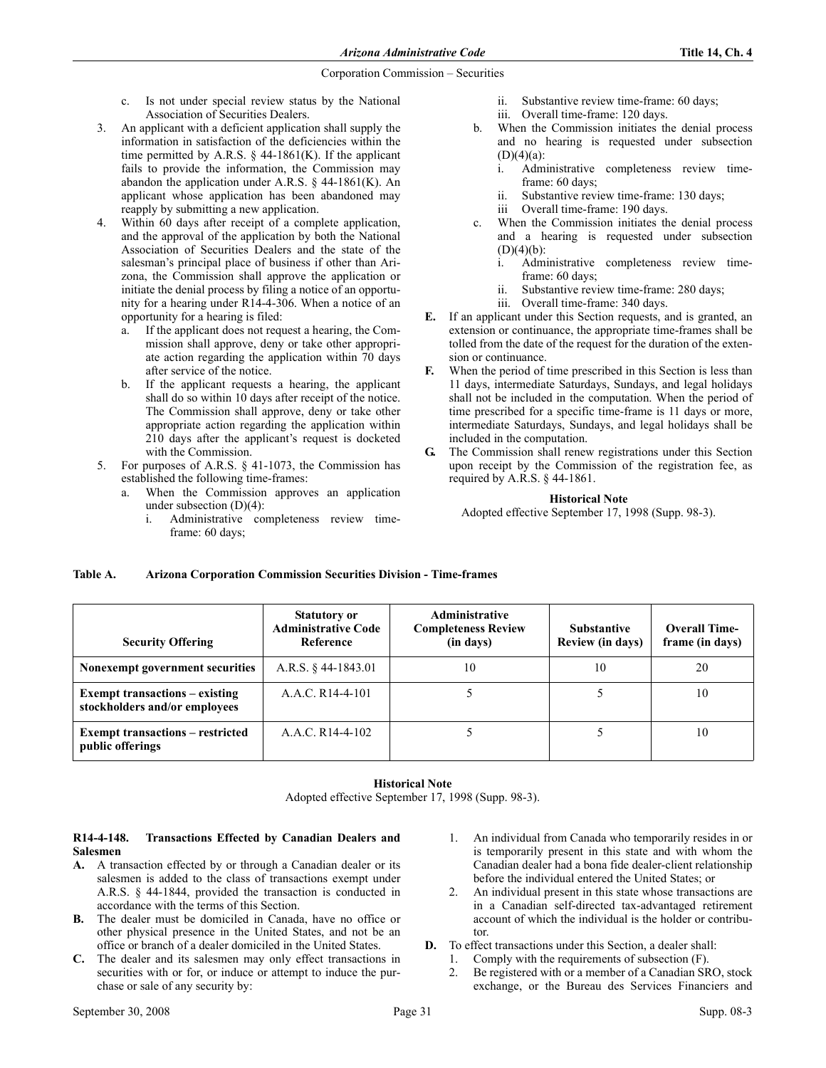c. Is not under special review status by the National Association of Securities Dealers.

3. An applicant with a deficient application shall supply the information in satisfaction of the deficiencies within the time permitted by A.R.S. § 44-1861(K). If the applicant fails to provide the information, the Commission may abandon the application under A.R.S. § 44-1861(K). An applicant whose application has been abandoned may reapply by submitting a new application.
4. Within 60 days after receipt of a complete application, and the approval of the application by both the National Association of Securities Dealers and the state of the salesman's principal place of business if other than Arizona, the Commission shall approve the application or initiate the denial process by filing a notice of an opportunity for a hearing under R14-4-306. When a notice of an opportunity for a hearing is filed:
   a. If the applicant does not request a hearing, the Commission shall approve, deny or take other appropriate action regarding the application within 70 days after service of the notice.
   b. If the applicant requests a hearing, the applicant shall do so within 10 days after receipt of the notice. The Commission shall approve, deny or take other appropriate action regarding the application within 210 days after the applicant's request is docketed with the Commission.
5. For purposes of A.R.S. § 41-1073, the Commission has established the following time-frames:
   a. When the Commission approves an application under subsection (D)(4):
      i. Administrative completeness review time-frame: 60 days;
      ii. Substantive review time-frame: 60 days;
      iii. Overall time-frame: 120 days.
   b. When the Commission initiates the denial process and no hearing is requested under subsection (D)(4)(a):
      i. Administrative completeness review time-frame: 60 days;
      ii. Substantive review time-frame: 130 days;
      iii Overall time-frame: 190 days.
   c. When the Commission initiates the denial process and a hearing is requested under subsection (D)(4)(b):
      i. Administrative completeness review time-frame: 60 days;
      ii. Substantive review time-frame: 280 days;
      iii. Overall time-frame: 340 days.

**E.** If an applicant under this Section requests, and is granted, an extension or continuance, the appropriate time-frames shall be tolled from the date of the request for the duration of the extension or continuance.

**F.** When the period of time prescribed in this Section is less than 11 days, intermediate Saturdays, Sundays, and legal holidays shall not be included in the computation. When the period of time prescribed for a specific time-frame is 11 days or more, intermediate Saturdays, Sundays, and legal holidays shall be included in the computation.

**G.** The Commission shall renew registrations under this Section upon receipt by the Commission of the registration fee, as required by A.R.S. § 44-1861.

**Historical Note**

Adopted effective September 17, 1998 (Supp. 98-3).

**Table A. Arizona Corporation Commission Securities Division - Time-frames**

| Security Offering | Statutory or Administrative Code Reference | Administrative Completeness Review (in days) | Substantive Review (in days) | Overall Time-frame (in days) |
|---|---|---|---|---|
| **Nonexempt government securities** | A.R.S. § 44-1843.01 | 10 | 10 | 20 |
| **Exempt transactions – existing stockholders and/or employees** | A.A.C. R14-4-101 | 5 | 5 | 10 |
| **Exempt transactions – restricted public offerings** | A.A.C. R14-4-102 | 5 | 5 | 10 |

**Historical Note**

Adopted effective September 17, 1998 (Supp. 98-3).

**R14-4-148. Transactions Effected by Canadian Dealers and Salesmen**

**A.** A transaction effected by or through a Canadian dealer or its salesmen is added to the class of transactions exempt under A.R.S. § 44-1844, provided the transaction is conducted in accordance with the terms of this Section.

**B.** The dealer must be domiciled in Canada, have no office or other physical presence in the United States, and not be an office or branch of a dealer domiciled in the United States.

**C.** The dealer and its salesmen may only effect transactions in securities with or for, or induce or attempt to induce the purchase or sale of any security by:

1. An individual from Canada who temporarily resides in or is temporarily present in this state and with whom the Canadian dealer had a bona fide dealer-client relationship before the individual entered the United States; or
2. An individual present in this state whose transactions are in a Canadian self-directed tax-advantaged retirement account of which the individual is the holder or contributor.

**D.** To effect transactions under this Section, a dealer shall:

1. Comply with the requirements of subsection (F).
2. Be registered with or a member of a Canadian SRO, stock exchange, or the Bureau des Services Financiers and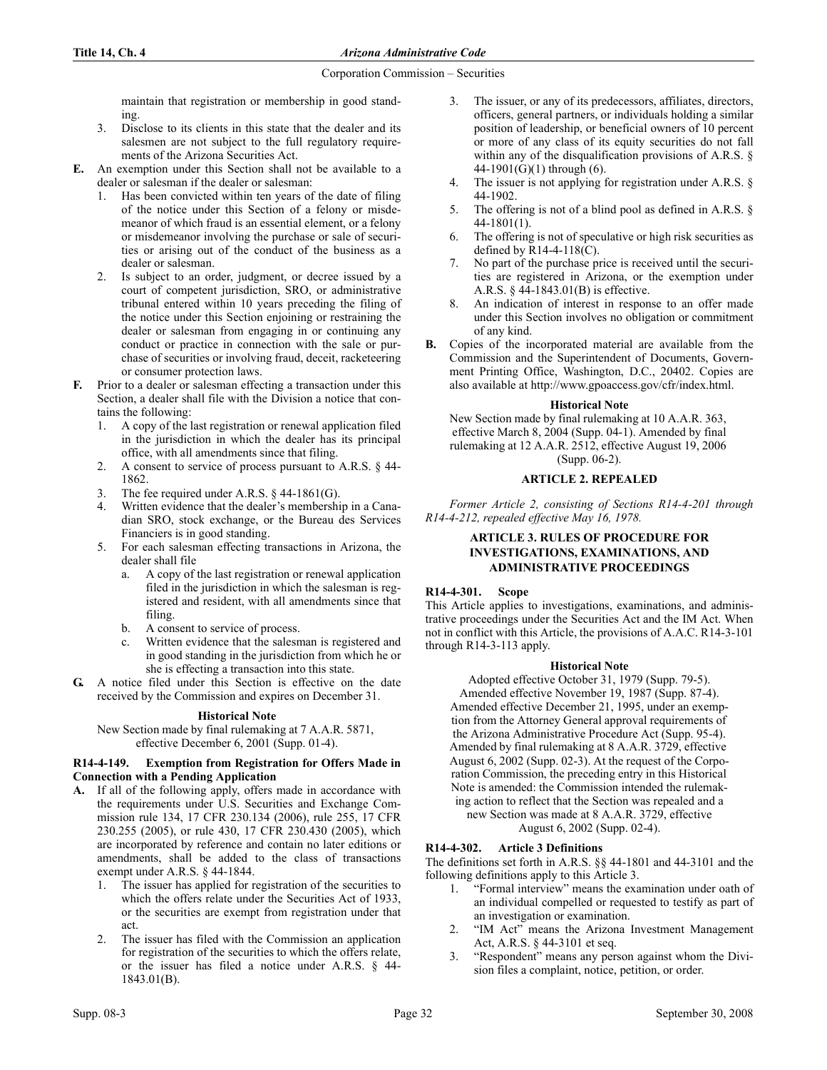maintain that registration or membership in good standing.

3. Disclose to its clients in this state that the dealer and its salesmen are not subject to the full regulatory requirements of the Arizona Securities Act.

**E.** An exemption under this Section shall not be available to a dealer or salesman if the dealer or salesman:

1. Has been convicted within ten years of the date of filing of the notice under this Section of a felony or misdemeanor of which fraud is an essential element, or a felony or misdemeanor involving the purchase or sale of securities or arising out of the conduct of the business as a dealer or salesman.
2. Is subject to an order, judgment, or decree issued by a court of competent jurisdiction, SRO, or administrative tribunal entered within 10 years preceding the filing of the notice under this Section enjoining or restraining the dealer or salesman from engaging in or continuing any conduct or practice in connection with the sale or purchase of securities or involving fraud, deceit, racketeering or consumer protection laws.

**F.** Prior to a dealer or salesman effecting a transaction under this Section, a dealer shall file with the Division a notice that contains the following:

1. A copy of the last registration or renewal application filed in the jurisdiction in which the dealer has its principal office, with all amendments since that filing.
2. A consent to service of process pursuant to A.R.S. § 44-1862.
3. The fee required under A.R.S. § 44-1861(G).
4. Written evidence that the dealer's membership in a Canadian SRO, stock exchange, or the Bureau des Services Financiers is in good standing.
5. For each salesman effecting transactions in Arizona, the dealer shall file
   a. A copy of the last registration or renewal application filed in the jurisdiction in which the salesman is registered and resident, with all amendments since that filing.
   b. A consent to service of process.
   c. Written evidence that the salesman is registered and in good standing in the jurisdiction from which he or she is effecting a transaction into this state.

**G.** A notice filed under this Section is effective on the date received by the Commission and expires on December 31.

**Historical Note**

New Section made by final rulemaking at 7 A.A.R. 5871, effective December 6, 2001 (Supp. 01-4).

#### R14-4-149. Exemption from Registration for Offers Made in Connection with a Pending Application

**A.** If all of the following apply, offers made in accordance with the requirements under U.S. Securities and Exchange Commission rule 134, 17 CFR 230.134 (2006), rule 255, 17 CFR 230.255 (2005), or rule 430, 17 CFR 230.430 (2005), which are incorporated by reference and contain no later editions or amendments, shall be added to the class of transactions exempt under A.R.S. § 44-1844.

1. The issuer has applied for registration of the securities to which the offers relate under the Securities Act of 1933, or the securities are exempt from registration under that act.
2. The issuer has filed with the Commission an application for registration of the securities to which the offers relate, or the issuer has filed a notice under A.R.S. § 44-1843.01(B).
3. The issuer, or any of its predecessors, affiliates, directors, officers, general partners, or individuals holding a similar position of leadership, or beneficial owners of 10 percent or more of any class of its equity securities do not fall within any of the disqualification provisions of A.R.S. § 44-1901(G)(1) through (6).
4. The issuer is not applying for registration under A.R.S. § 44-1902.
5. The offering is not of a blind pool as defined in A.R.S. § 44-1801(1).
6. The offering is not of speculative or high risk securities as defined by R14-4-118(C).
7. No part of the purchase price is received until the securities are registered in Arizona, or the exemption under A.R.S. § 44-1843.01(B) is effective.
8. An indication of interest in response to an offer made under this Section involves no obligation or commitment of any kind.

**B.** Copies of the incorporated material are available from the Commission and the Superintendent of Documents, Government Printing Office, Washington, D.C., 20402. Copies are also available at http://www.gpoaccess.gov/cfr/index.html.

**Historical Note**

New Section made by final rulemaking at 10 A.A.R. 363, effective March 8, 2004 (Supp. 04-1). Amended by final rulemaking at 12 A.A.R. 2512, effective August 19, 2006 (Supp. 06-2).

### ARTICLE 2. REPEALED

*Former Article 2, consisting of Sections R14-4-201 through R14-4-212, repealed effective May 16, 1978.*

### ARTICLE 3. RULES OF PROCEDURE FOR INVESTIGATIONS, EXAMINATIONS, AND ADMINISTRATIVE PROCEEDINGS

#### R14-4-301. Scope

This Article applies to investigations, examinations, and administrative proceedings under the Securities Act and the IM Act. When not in conflict with this Article, the provisions of A.A.C. R14-3-101 through R14-3-113 apply.

**Historical Note**

Adopted effective October 31, 1979 (Supp. 79-5). Amended effective November 19, 1987 (Supp. 87-4). Amended effective December 21, 1995, under an exemption from the Attorney General approval requirements of the Arizona Administrative Procedure Act (Supp. 95-4). Amended by final rulemaking at 8 A.A.R. 3729, effective August 6, 2002 (Supp. 02-3). At the request of the Corporation Commission, the preceding entry in this Historical Note is amended: the Commission intended the rulemaking action to reflect that the Section was repealed and a new Section was made at 8 A.A.R. 3729, effective August 6, 2002 (Supp. 02-4).

#### R14-4-302. Article 3 Definitions

The definitions set forth in A.R.S. §§ 44-1801 and 44-3101 and the following definitions apply to this Article 3.

1. "Formal interview" means the examination under oath of an individual compelled or requested to testify as part of an investigation or examination.
2. "IM Act" means the Arizona Investment Management Act, A.R.S. § 44-3101 et seq.
3. "Respondent" means any person against whom the Division files a complaint, notice, petition, or order.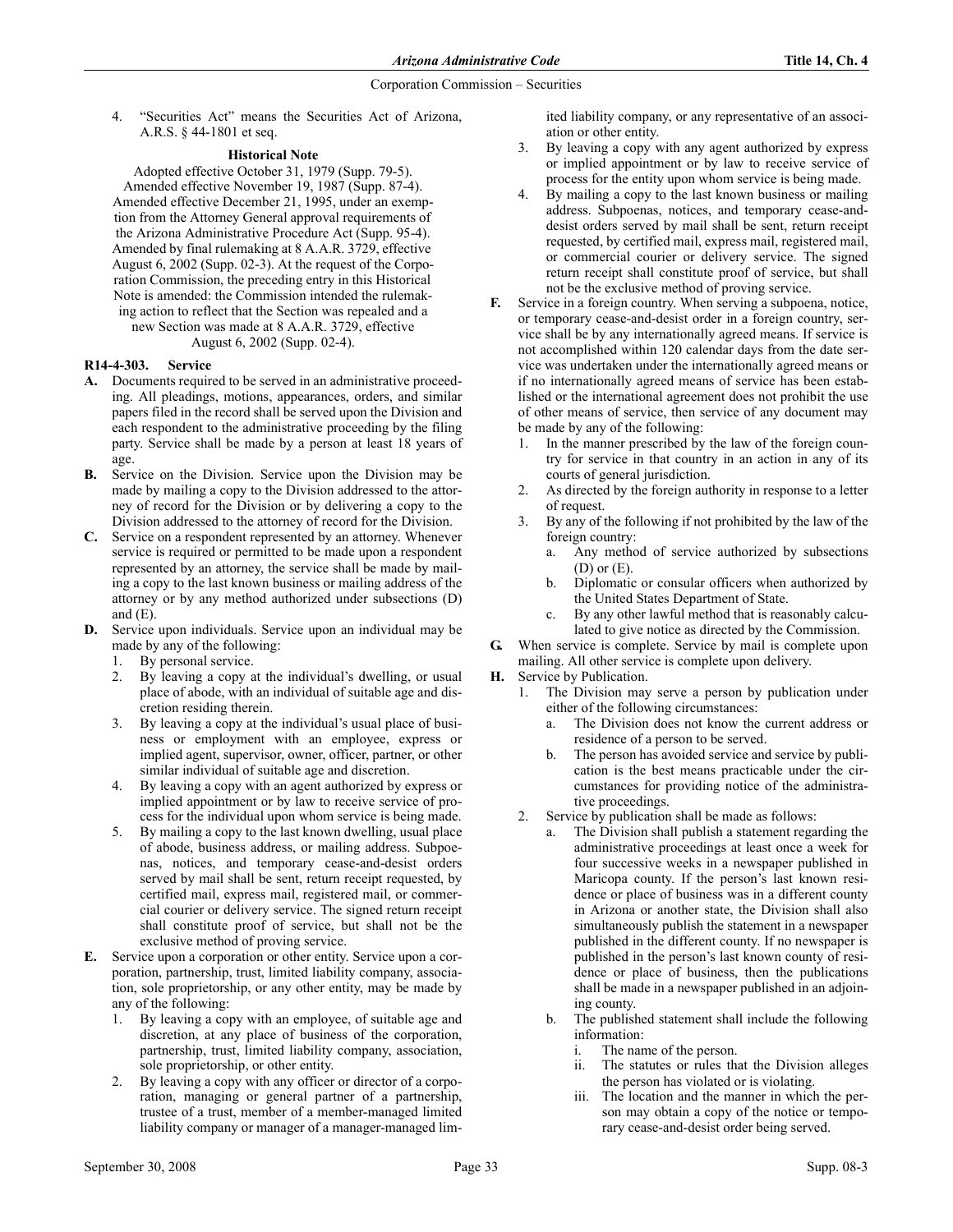4. "Securities Act" means the Securities Act of Arizona, A.R.S. § 44-1801 et seq.

**Historical Note**

Adopted effective October 31, 1979 (Supp. 79-5). Amended effective November 19, 1987 (Supp. 87-4). Amended effective December 21, 1995, under an exemption from the Attorney General approval requirements of the Arizona Administrative Procedure Act (Supp. 95-4). Amended by final rulemaking at 8 A.A.R. 3729, effective August 6, 2002 (Supp. 02-3). At the request of the Corporation Commission, the preceding entry in this Historical Note is amended: the Commission intended the rulemaking action to reflect that the Section was repealed and a new Section was made at 8 A.A.R. 3729, effective August 6, 2002 (Supp. 02-4).

**R14-4-303. Service**

**A.** Documents required to be served in an administrative proceeding. All pleadings, motions, appearances, orders, and similar papers filed in the record shall be served upon the Division and each respondent to the administrative proceeding by the filing party. Service shall be made by a person at least 18 years of age.

**B.** Service on the Division. Service upon the Division may be made by mailing a copy to the Division addressed to the attorney of record for the Division or by delivering a copy to the Division addressed to the attorney of record for the Division.

**C.** Service on a respondent represented by an attorney. Whenever service is required or permitted to be made upon a respondent represented by an attorney, the service shall be made by mailing a copy to the last known business or mailing address of the attorney or by any method authorized under subsections (D) and (E).

**D.** Service upon individuals. Service upon an individual may be made by any of the following:

1. By personal service.
2. By leaving a copy at the individual's dwelling, or usual place of abode, with an individual of suitable age and discretion residing therein.
3. By leaving a copy at the individual's usual place of business or employment with an employee, express or implied agent, supervisor, owner, officer, partner, or other similar individual of suitable age and discretion.
4. By leaving a copy with an agent authorized by express or implied appointment or by law to receive service of process for the individual upon whom service is being made.
5. By mailing a copy to the last known dwelling, usual place of abode, business address, or mailing address. Subpoenas, notices, and temporary cease-and-desist orders served by mail shall be sent, return receipt requested, by certified mail, express mail, registered mail, or commercial courier or delivery service. The signed return receipt shall constitute proof of service, but shall not be the exclusive method of proving service.

**E.** Service upon a corporation or other entity. Service upon a corporation, partnership, trust, limited liability company, association, sole proprietorship, or any other entity, may be made by any of the following:

1. By leaving a copy with an employee, of suitable age and discretion, at any place of business of the corporation, partnership, trust, limited liability company, association, sole proprietorship, or other entity.
2. By leaving a copy with any officer or director of a corporation, managing or general partner of a partnership, trustee of a trust, member of a member-managed limited liability company or manager of a manager-managed limited liability company, or any representative of an association or other entity.
3. By leaving a copy with any agent authorized by express or implied appointment or by law to receive service of process for the entity upon whom service is being made.
4. By mailing a copy to the last known business or mailing address. Subpoenas, notices, and temporary cease-and-desist orders served by mail shall be sent, return receipt requested, by certified mail, express mail, registered mail, or commercial courier or delivery service. The signed return receipt shall constitute proof of service, but shall not be the exclusive method of proving service.

**F.** Service in a foreign country. When serving a subpoena, notice, or temporary cease-and-desist order in a foreign country, service shall be by any internationally agreed means. If service is not accomplished within 120 calendar days from the date service was undertaken under the internationally agreed means or if no internationally agreed means of service has been established or the international agreement does not prohibit the use of other means of service, then service of any document may be made by any of the following:

1. In the manner prescribed by the law of the foreign country for service in that country in an action in any of its courts of general jurisdiction.
2. As directed by the foreign authority in response to a letter of request.
3. By any of the following if not prohibited by the law of the foreign country:
   a. Any method of service authorized by subsections (D) or (E).
   b. Diplomatic or consular officers when authorized by the United States Department of State.
   c. By any other lawful method that is reasonably calculated to give notice as directed by the Commission.

**G.** When service is complete. Service by mail is complete upon mailing. All other service is complete upon delivery.

**H.** Service by Publication.

1. The Division may serve a person by publication under either of the following circumstances:
   a. The Division does not know the current address or residence of a person to be served.
   b. The person has avoided service and service by publication is the best means practicable under the circumstances for providing notice of the administrative proceedings.
2. Service by publication shall be made as follows:
   a. The Division shall publish a statement regarding the administrative proceedings at least once a week for four successive weeks in a newspaper published in Maricopa county. If the person's last known residence or place of business was in a different county in Arizona or another state, the Division shall also simultaneously publish the statement in a newspaper published in the different county. If no newspaper is published in the person's last known county of residence or place of business, then the publications shall be made in a newspaper published in an adjoining county.
   b. The published statement shall include the following information:
      i. The name of the person.
      ii. The statutes or rules that the Division alleges the person has violated or is violating.
      iii. The location and the manner in which the person may obtain a copy of the notice or temporary cease-and-desist order being served.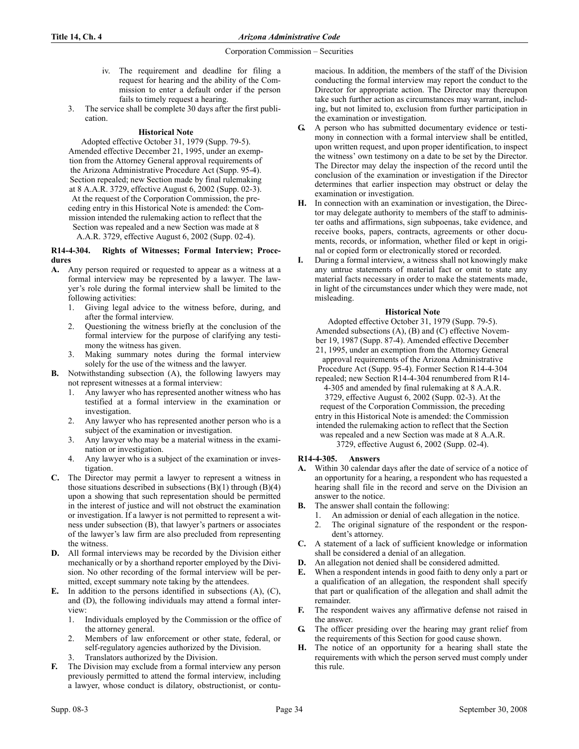iv. The requirement and deadline for filing a request for hearing and the ability of the Commission to enter a default order if the person fails to timely request a hearing.

3. The service shall be complete 30 days after the first publication.

**Historical Note**

Adopted effective October 31, 1979 (Supp. 79-5). Amended effective December 21, 1995, under an exemption from the Attorney General approval requirements of the Arizona Administrative Procedure Act (Supp. 95-4). Section repealed; new Section made by final rulemaking at 8 A.A.R. 3729, effective August 6, 2002 (Supp. 02-3). At the request of the Corporation Commission, the preceding entry in this Historical Note is amended: the Commission intended the rulemaking action to reflect that the Section was repealed and a new Section was made at 8 A.A.R. 3729, effective August 6, 2002 (Supp. 02-4).

**R14-4-304. Rights of Witnesses; Formal Interview; Procedures**

**A.** Any person required or requested to appear as a witness at a formal interview may be represented by a lawyer. The lawyer's role during the formal interview shall be limited to the following activities:
1. Giving legal advice to the witness before, during, and after the formal interview.
2. Questioning the witness briefly at the conclusion of the formal interview for the purpose of clarifying any testimony the witness has given.
3. Making summary notes during the formal interview solely for the use of the witness and the lawyer.

**B.** Notwithstanding subsection (A), the following lawyers may not represent witnesses at a formal interview:
1. Any lawyer who has represented another witness who has testified at a formal interview in the examination or investigation.
2. Any lawyer who has represented another person who is a subject of the examination or investigation.
3. Any lawyer who may be a material witness in the examination or investigation.
4. Any lawyer who is a subject of the examination or investigation.

**C.** The Director may permit a lawyer to represent a witness in those situations described in subsections (B)(1) through (B)(4) upon a showing that such representation should be permitted in the interest of justice and will not obstruct the examination or investigation. If a lawyer is not permitted to represent a witness under subsection (B), that lawyer's partners or associates of the lawyer's law firm are also precluded from representing the witness.

**D.** All formal interviews may be recorded by the Division either mechanically or by a shorthand reporter employed by the Division. No other recording of the formal interview will be permitted, except summary note taking by the attendees.

**E.** In addition to the persons identified in subsections (A), (C), and (D), the following individuals may attend a formal interview:
1. Individuals employed by the Commission or the office of the attorney general.
2. Members of law enforcement or other state, federal, or self-regulatory agencies authorized by the Division.
3. Translators authorized by the Division.

**F.** The Division may exclude from a formal interview any person previously permitted to attend the formal interview, including a lawyer, whose conduct is dilatory, obstructionist, or contumacious. In addition, the members of the staff of the Division conducting the formal interview may report the conduct to the Director for appropriate action. The Director may thereupon take such further action as circumstances may warrant, including, but not limited to, exclusion from further participation in the examination or investigation.

**G.** A person who has submitted documentary evidence or testimony in connection with a formal interview shall be entitled, upon written request, and upon proper identification, to inspect the witness' own testimony on a date to be set by the Director. The Director may delay the inspection of the record until the conclusion of the examination or investigation if the Director determines that earlier inspection may obstruct or delay the examination or investigation.

**H.** In connection with an examination or investigation, the Director may delegate authority to members of the staff to administer oaths and affirmations, sign subpoenas, take evidence, and receive books, papers, contracts, agreements or other documents, records, or information, whether filed or kept in original or copied form or electronically stored or recorded.

**I.** During a formal interview, a witness shall not knowingly make any untrue statements of material fact or omit to state any material facts necessary in order to make the statements made, in light of the circumstances under which they were made, not misleading.

**Historical Note**

Adopted effective October 31, 1979 (Supp. 79-5). Amended subsections (A), (B) and (C) effective November 19, 1987 (Supp. 87-4). Amended effective December 21, 1995, under an exemption from the Attorney General approval requirements of the Arizona Administrative Procedure Act (Supp. 95-4). Former Section R14-4-304 repealed; new Section R14-4-304 renumbered from R14-4-305 and amended by final rulemaking at 8 A.A.R. 3729, effective August 6, 2002 (Supp. 02-3). At the request of the Corporation Commission, the preceding entry in this Historical Note is amended: the Commission intended the rulemaking action to reflect that the Section was repealed and a new Section was made at 8 A.A.R. 3729, effective August 6, 2002 (Supp. 02-4).

**R14-4-305. Answers**

**A.** Within 30 calendar days after the date of service of a notice of an opportunity for a hearing, a respondent who has requested a hearing shall file in the record and serve on the Division an answer to the notice.

**B.** The answer shall contain the following:
1. An admission or denial of each allegation in the notice.
2. The original signature of the respondent or the respondent's attorney.

**C.** A statement of a lack of sufficient knowledge or information shall be considered a denial of an allegation.

**D.** An allegation not denied shall be considered admitted.

**E.** When a respondent intends in good faith to deny only a part or a qualification of an allegation, the respondent shall specify that part or qualification of the allegation and shall admit the remainder.

**F.** The respondent waives any affirmative defense not raised in the answer.

**G.** The officer presiding over the hearing may grant relief from the requirements of this Section for good cause shown.

**H.** The notice of an opportunity for a hearing shall state the requirements with which the person served must comply under this rule.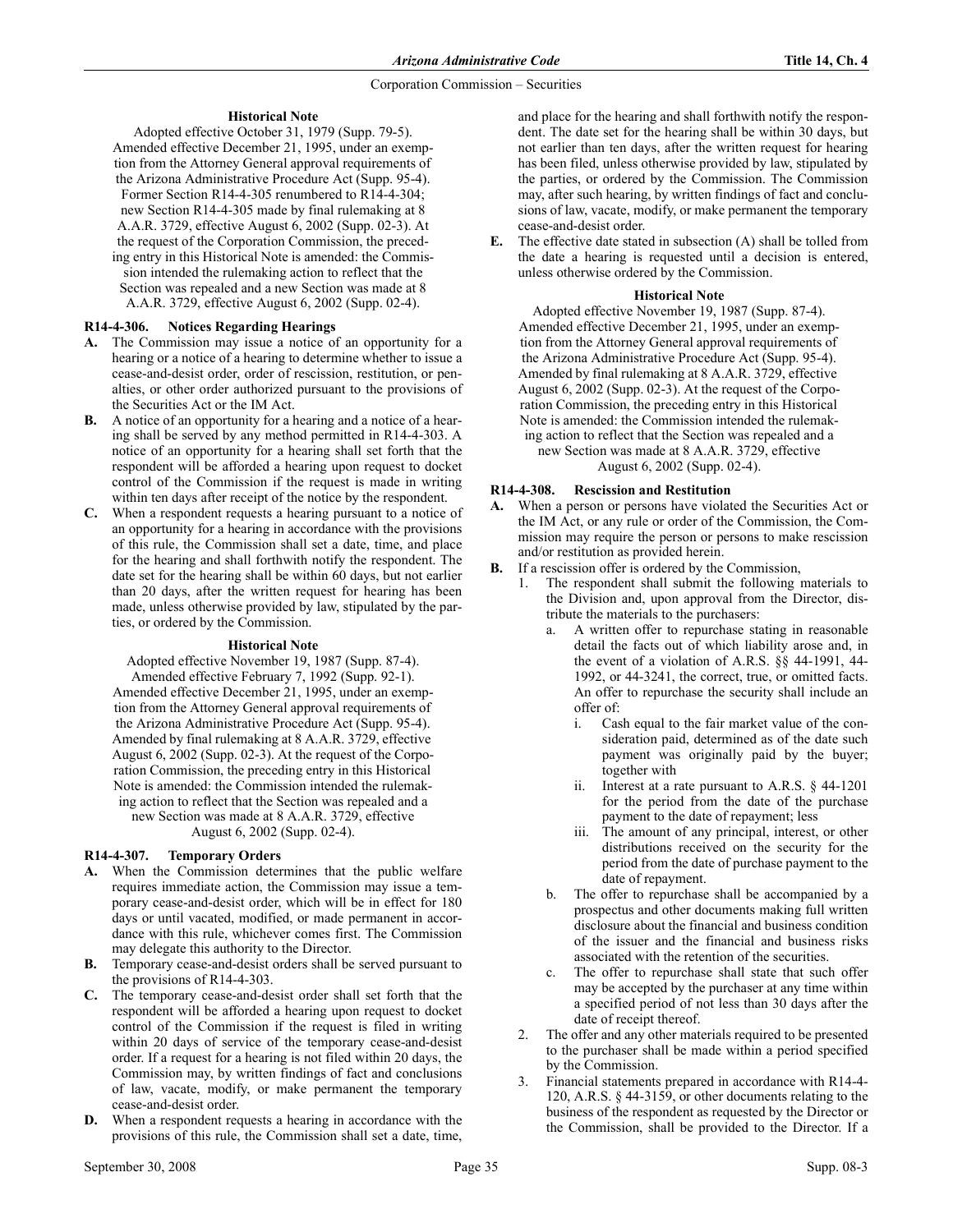**Historical Note**

Adopted effective October 31, 1979 (Supp. 79-5). Amended effective December 21, 1995, under an exemption from the Attorney General approval requirements of the Arizona Administrative Procedure Act (Supp. 95-4). Former Section R14-4-305 renumbered to R14-4-304; new Section R14-4-305 made by final rulemaking at 8 A.A.R. 3729, effective August 6, 2002 (Supp. 02-3). At the request of the Corporation Commission, the preceding entry in this Historical Note is amended: the Commission intended the rulemaking action to reflect that the Section was repealed and a new Section was made at 8 A.A.R. 3729, effective August 6, 2002 (Supp. 02-4).

### R14-4-306. Notices Regarding Hearings

**A.** The Commission may issue a notice of an opportunity for a hearing or a notice of a hearing to determine whether to issue a cease-and-desist order, order of rescission, restitution, or penalties, or other order authorized pursuant to the provisions of the Securities Act or the IM Act.

**B.** A notice of an opportunity for a hearing and a notice of a hearing shall be served by any method permitted in R14-4-303. A notice of an opportunity for a hearing shall set forth that the respondent will be afforded a hearing upon request to docket control of the Commission if the request is made in writing within ten days after receipt of the notice by the respondent.

**C.** When a respondent requests a hearing pursuant to a notice of an opportunity for a hearing in accordance with the provisions of this rule, the Commission shall set a date, time, and place for the hearing and shall forthwith notify the respondent. The date set for the hearing shall be within 60 days, but not earlier than 20 days, after the written request for hearing has been made, unless otherwise provided by law, stipulated by the parties, or ordered by the Commission.

**Historical Note**

Adopted effective November 19, 1987 (Supp. 87-4). Amended effective February 7, 1992 (Supp. 92-1). Amended effective December 21, 1995, under an exemption from the Attorney General approval requirements of the Arizona Administrative Procedure Act (Supp. 95-4). Amended by final rulemaking at 8 A.A.R. 3729, effective August 6, 2002 (Supp. 02-3). At the request of the Corporation Commission, the preceding entry in this Historical Note is amended: the Commission intended the rulemaking action to reflect that the Section was repealed and a new Section was made at 8 A.A.R. 3729, effective August 6, 2002 (Supp. 02-4).

### R14-4-307. Temporary Orders

**A.** When the Commission determines that the public welfare requires immediate action, the Commission may issue a temporary cease-and-desist order, which will be in effect for 180 days or until vacated, modified, or made permanent in accordance with this rule, whichever comes first. The Commission may delegate this authority to the Director.

**B.** Temporary cease-and-desist orders shall be served pursuant to the provisions of R14-4-303.

**C.** The temporary cease-and-desist order shall set forth that the respondent will be afforded a hearing upon request to docket control of the Commission if the request is filed in writing within 20 days of service of the temporary cease-and-desist order. If a request for a hearing is not filed within 20 days, the Commission may, by written findings of fact and conclusions of law, vacate, modify, or make permanent the temporary cease-and-desist order.

**D.** When a respondent requests a hearing in accordance with the provisions of this rule, the Commission shall set a date, time, and place for the hearing and shall forthwith notify the respondent. The date set for the hearing shall be within 30 days, but not earlier than ten days, after the written request for hearing has been filed, unless otherwise provided by law, stipulated by the parties, or ordered by the Commission. The Commission may, after such hearing, by written findings of fact and conclusions of law, vacate, modify, or make permanent the temporary cease-and-desist order.

**E.** The effective date stated in subsection (A) shall be tolled from the date a hearing is requested until a decision is entered, unless otherwise ordered by the Commission.

**Historical Note**

Adopted effective November 19, 1987 (Supp. 87-4). Amended effective December 21, 1995, under an exemption from the Attorney General approval requirements of the Arizona Administrative Procedure Act (Supp. 95-4). Amended by final rulemaking at 8 A.A.R. 3729, effective August 6, 2002 (Supp. 02-3). At the request of the Corporation Commission, the preceding entry in this Historical Note is amended: the Commission intended the rulemaking action to reflect that the Section was repealed and a new Section was made at 8 A.A.R. 3729, effective August 6, 2002 (Supp. 02-4).

### R14-4-308. Rescission and Restitution

**A.** When a person or persons have violated the Securities Act or the IM Act, or any rule or order of the Commission, the Commission may require the person or persons to make rescission and/or restitution as provided herein.

**B.** If a rescission offer is ordered by the Commission,

1. The respondent shall submit the following materials to the Division and, upon approval from the Director, distribute the materials to the purchasers:
    a. A written offer to repurchase stating in reasonable detail the facts out of which liability arose and, in the event of a violation of A.R.S. §§ 44-1991, 44-1992, or 44-3241, the correct, true, or omitted facts. An offer to repurchase the security shall include an offer of:
        i. Cash equal to the fair market value of the consideration paid, determined as of the date such payment was originally paid by the buyer; together with
        ii. Interest at a rate pursuant to A.R.S. § 44-1201 for the period from the date of the purchase payment to the date of repayment; less
        iii. The amount of any principal, interest, or other distributions received on the security for the period from the date of purchase payment to the date of repayment.
    b. The offer to repurchase shall be accompanied by a prospectus and other documents making full written disclosure about the financial and business condition of the issuer and the financial and business risks associated with the retention of the securities.
    c. The offer to repurchase shall state that such offer may be accepted by the purchaser at any time within a specified period of not less than 30 days after the date of receipt thereof.
2. The offer and any other materials required to be presented to the purchaser shall be made within a period specified by the Commission.
3. Financial statements prepared in accordance with R14-4-120, A.R.S. § 44-3159, or other documents relating to the business of the respondent as requested by the Director or the Commission, shall be provided to the Director. If a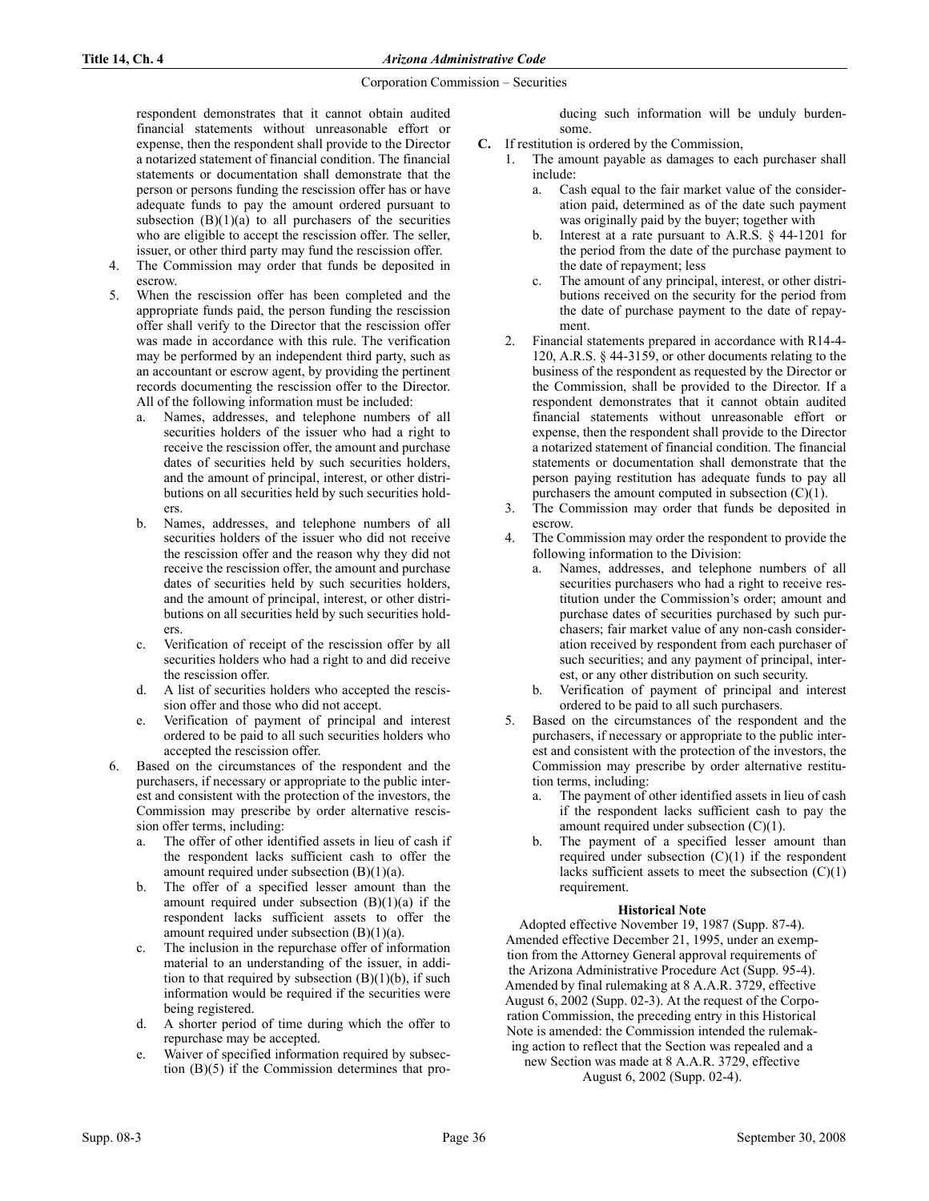respondent demonstrates that it cannot obtain audited financial statements without unreasonable effort or expense, then the respondent shall provide to the Director a notarized statement of financial condition. The financial statements or documentation shall demonstrate that the person or persons funding the rescission offer has or have adequate funds to pay the amount ordered pursuant to subsection (B)(1)(a) to all purchasers of the securities who are eligible to accept the rescission offer. The seller, issuer, or other third party may fund the rescission offer.

4. The Commission may order that funds be deposited in escrow.
5. When the rescission offer has been completed and the appropriate funds paid, the person funding the rescission offer shall verify to the Director that the rescission offer was made in accordance with this rule. The verification may be performed by an independent third party, such as an accountant or escrow agent, by providing the pertinent records documenting the rescission offer to the Director. All of the following information must be included:
   a. Names, addresses, and telephone numbers of all securities holders of the issuer who had a right to receive the rescission offer, the amount and purchase dates of securities held by such securities holders, and the amount of principal, interest, or other distributions on all securities held by such securities holders.
   b. Names, addresses, and telephone numbers of all securities holders of the issuer who did not receive the rescission offer and the reason why they did not receive the rescission offer, the amount and purchase dates of securities held by such securities holders, and the amount of principal, interest, or other distributions on all securities held by such securities holders.
   c. Verification of receipt of the rescission offer by all securities holders who had a right to and did receive the rescission offer.
   d. A list of securities holders who accepted the rescission offer and those who did not accept.
   e. Verification of payment of principal and interest ordered to be paid to all such securities holders who accepted the rescission offer.
6. Based on the circumstances of the respondent and the purchasers, if necessary or appropriate to the public interest and consistent with the protection of the investors, the Commission may prescribe by order alternative rescission offer terms, including:
   a. The offer of other identified assets in lieu of cash if the respondent lacks sufficient cash to offer the amount required under subsection (B)(1)(a).
   b. The offer of a specified lesser amount than the amount required under subsection (B)(1)(a) if the respondent lacks sufficient assets to offer the amount required under subsection (B)(1)(a).
   c. The inclusion in the repurchase offer of information material to an understanding of the issuer, in addition to that required by subsection (B)(1)(b), if such information would be required if the securities were being registered.
   d. A shorter period of time during which the offer to repurchase may be accepted.
   e. Waiver of specified information required by subsection (B)(5) if the Commission determines that producing such information will be unduly burdensome.

**C.** If restitution is ordered by the Commission,

1. The amount payable as damages to each purchaser shall include:
   a. Cash equal to the fair market value of the consideration paid, determined as of the date such payment was originally paid by the buyer; together with
   b. Interest at a rate pursuant to A.R.S. § 44-1201 for the period from the date of the purchase payment to the date of repayment; less
   c. The amount of any principal, interest, or other distributions received on the security for the period from the date of purchase payment to the date of repayment.
2. Financial statements prepared in accordance with R14-4-120, A.R.S. § 44-3159, or other documents relating to the business of the respondent as requested by the Director or the Commission, shall be provided to the Director. If a respondent demonstrates that it cannot obtain audited financial statements without unreasonable effort or expense, then the respondent shall provide to the Director a notarized statement of financial condition. The financial statements or documentation shall demonstrate that the person paying restitution has adequate funds to pay all purchasers the amount computed in subsection (C)(1).
3. The Commission may order that funds be deposited in escrow.
4. The Commission may order the respondent to provide the following information to the Division:
   a. Names, addresses, and telephone numbers of all securities purchasers who had a right to receive restitution under the Commission's order; amount and purchase dates of securities purchased by such purchasers; fair market value of any non-cash consideration received by respondent from each purchaser of such securities; and any payment of principal, interest, or any other distribution on such security.
   b. Verification of payment of principal and interest ordered to be paid to all such purchasers.
5. Based on the circumstances of the respondent and the purchasers, if necessary or appropriate to the public interest and consistent with the protection of the investors, the Commission may prescribe by order alternative restitution terms, including:
   a. The payment of other identified assets in lieu of cash if the respondent lacks sufficient cash to pay the amount required under subsection (C)(1).
   b. The payment of a specified lesser amount than required under subsection (C)(1) if the respondent lacks sufficient assets to meet the subsection (C)(1) requirement.

**Historical Note**

Adopted effective November 19, 1987 (Supp. 87-4). Amended effective December 21, 1995, under an exemption from the Attorney General approval requirements of the Arizona Administrative Procedure Act (Supp. 95-4). Amended by final rulemaking at 8 A.A.R. 3729, effective August 6, 2002 (Supp. 02-3). At the request of the Corporation Commission, the preceding entry in this Historical Note is amended: the Commission intended the rulemaking action to reflect that the Section was repealed and a new Section was made at 8 A.A.R. 3729, effective August 6, 2002 (Supp. 02-4).